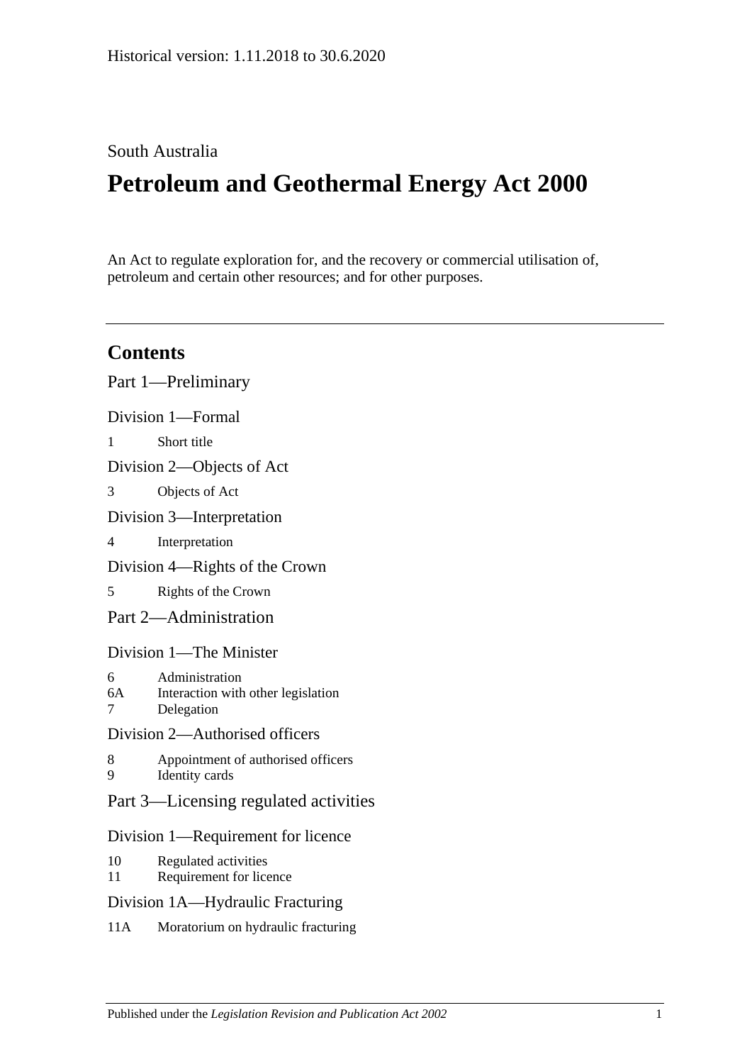Historical version: 1.11.2018 to 30.6.2020

South Australia

# Petroleum and Geothermal Energy Act 2000

An Act to regulate exploration for, and the recovery or commercial utilisation of, petroleum and certain other resources; and for other purposes.

## Contents

Part 1—Preliminary

Division 1—Formal

1 Short title

Division 2—Objects of Act

3 Objects of Act

Division 3—Interpretation

4 Interpretation

Division 4—Rights of the Crown

5 Rights of the Crown

Part 2—Administration

Division 1—The Minister

6 Administration
6A Interaction with other legislation
7 Delegation

Division 2—Authorised officers

8 Appointment of authorised officers
9 Identity cards

Part 3—Licensing regulated activities

Division 1—Requirement for licence

10 Regulated activities
11 Requirement for licence

Division 1A—Hydraulic Fracturing

11A Moratorium on hydraulic fracturing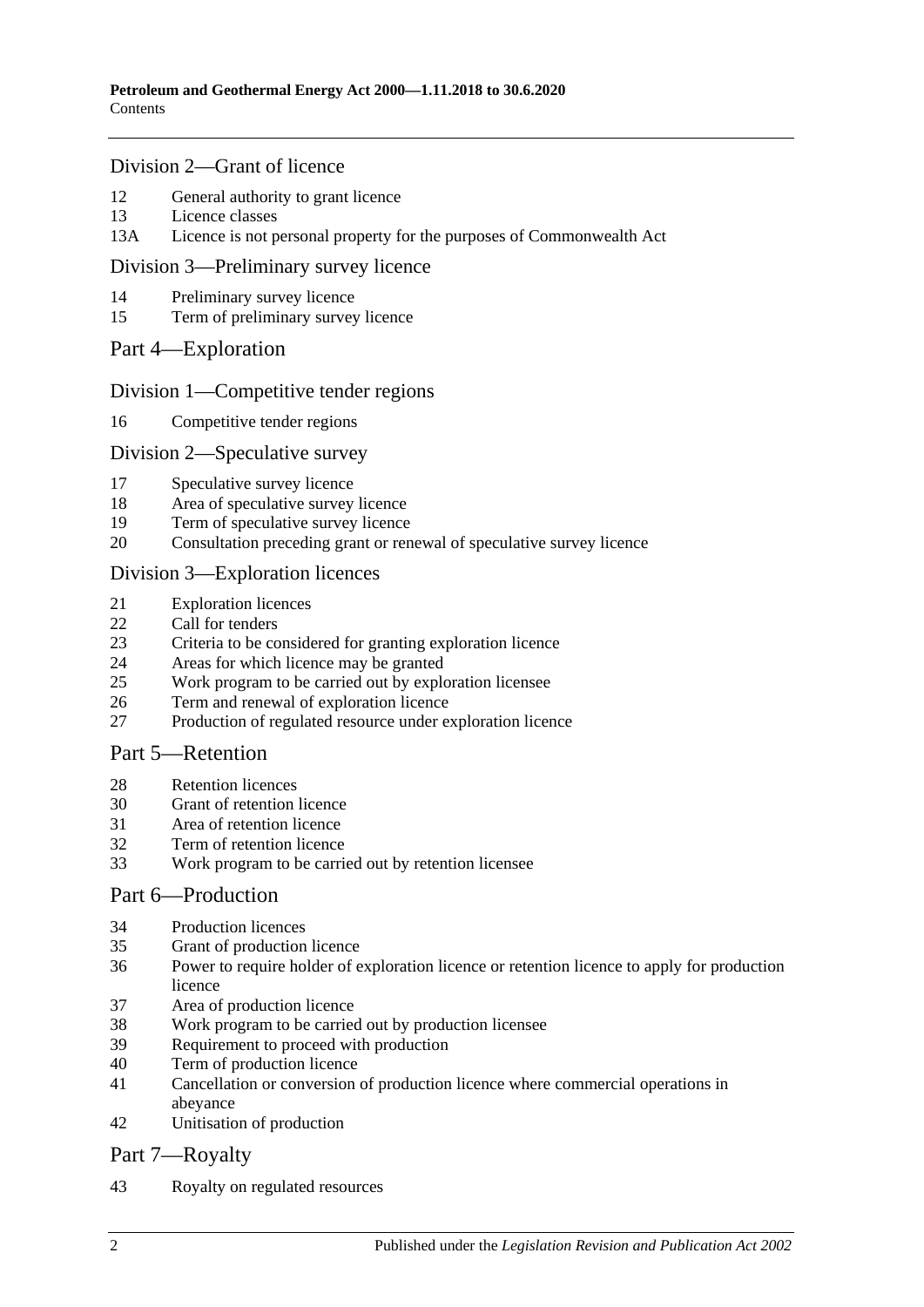## Division 2—Grant of licence

12 General authority to grant licence
13 Licence classes
13A Licence is not personal property for the purposes of Commonwealth Act

## Division 3—Preliminary survey licence

14 Preliminary survey licence
15 Term of preliminary survey licence

# Part 4—Exploration

## Division 1—Competitive tender regions

16 Competitive tender regions

## Division 2—Speculative survey

17 Speculative survey licence
18 Area of speculative survey licence
19 Term of speculative survey licence
20 Consultation preceding grant or renewal of speculative survey licence

## Division 3—Exploration licences

21 Exploration licences
22 Call for tenders
23 Criteria to be considered for granting exploration licence
24 Areas for which licence may be granted
25 Work program to be carried out by exploration licensee
26 Term and renewal of exploration licence
27 Production of regulated resource under exploration licence

# Part 5—Retention

28 Retention licences
30 Grant of retention licence
31 Area of retention licence
32 Term of retention licence
33 Work program to be carried out by retention licensee

# Part 6—Production

34 Production licences
35 Grant of production licence
36 Power to require holder of exploration licence or retention licence to apply for production licence
37 Area of production licence
38 Work program to be carried out by production licensee
39 Requirement to proceed with production
40 Term of production licence
41 Cancellation or conversion of production licence where commercial operations in abeyance
42 Unitisation of production

# Part 7—Royalty

43 Royalty on regulated resources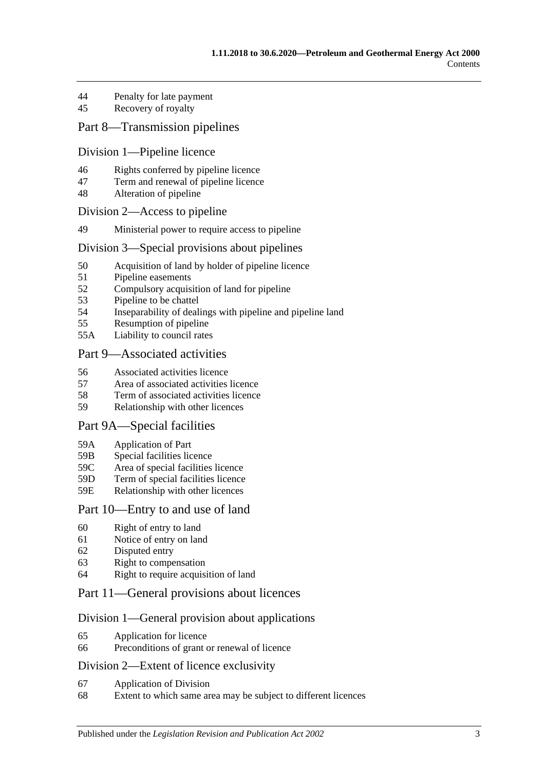44 Penalty for late payment
45 Recovery of royalty

## Part 8—Transmission pipelines

### Division 1—Pipeline licence

46 Rights conferred by pipeline licence
47 Term and renewal of pipeline licence
48 Alteration of pipeline

### Division 2—Access to pipeline

49 Ministerial power to require access to pipeline

### Division 3—Special provisions about pipelines

50 Acquisition of land by holder of pipeline licence
51 Pipeline easements
52 Compulsory acquisition of land for pipeline
53 Pipeline to be chattel
54 Inseparability of dealings with pipeline and pipeline land
55 Resumption of pipeline
55A Liability to council rates

## Part 9—Associated activities

56 Associated activities licence
57 Area of associated activities licence
58 Term of associated activities licence
59 Relationship with other licences

## Part 9A—Special facilities

59A Application of Part
59B Special facilities licence
59C Area of special facilities licence
59D Term of special facilities licence
59E Relationship with other licences

## Part 10—Entry to and use of land

60 Right of entry to land
61 Notice of entry on land
62 Disputed entry
63 Right to compensation
64 Right to require acquisition of land

## Part 11—General provisions about licences

### Division 1—General provision about applications

65 Application for licence
66 Preconditions of grant or renewal of licence

### Division 2—Extent of licence exclusivity

67 Application of Division
68 Extent to which same area may be subject to different licences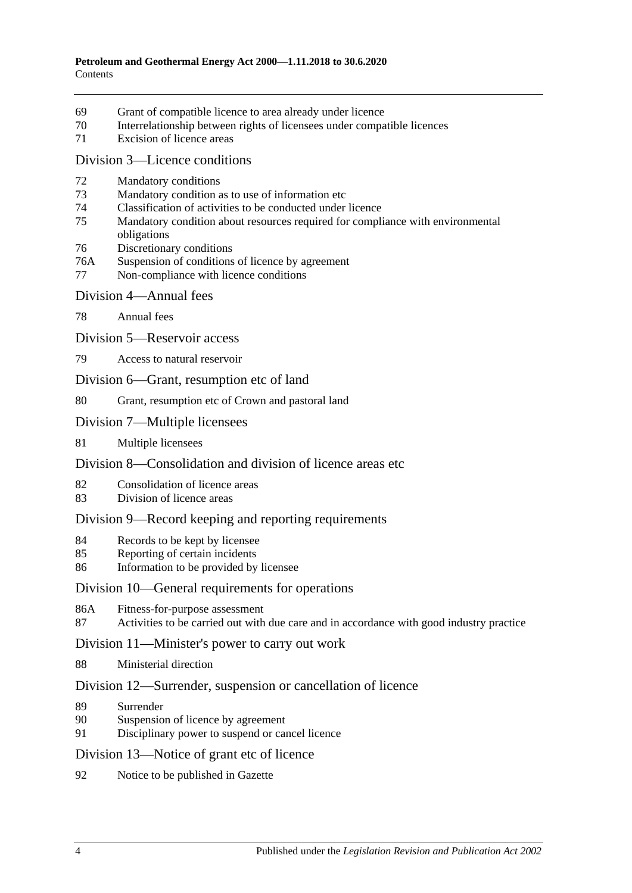69 Grant of compatible licence to area already under licence
70 Interrelationship between rights of licensees under compatible licences
71 Excision of licence areas

## Division 3—Licence conditions

72 Mandatory conditions
73 Mandatory condition as to use of information etc
74 Classification of activities to be conducted under licence
75 Mandatory condition about resources required for compliance with environmental obligations
76 Discretionary conditions
76A Suspension of conditions of licence by agreement
77 Non-compliance with licence conditions

## Division 4—Annual fees

78 Annual fees

## Division 5—Reservoir access

79 Access to natural reservoir

## Division 6—Grant, resumption etc of land

80 Grant, resumption etc of Crown and pastoral land

## Division 7—Multiple licensees

81 Multiple licensees

## Division 8—Consolidation and division of licence areas etc

82 Consolidation of licence areas
83 Division of licence areas

## Division 9—Record keeping and reporting requirements

84 Records to be kept by licensee
85 Reporting of certain incidents
86 Information to be provided by licensee

## Division 10—General requirements for operations

86A Fitness-for-purpose assessment
87 Activities to be carried out with due care and in accordance with good industry practice

## Division 11—Minister's power to carry out work

88 Ministerial direction

## Division 12—Surrender, suspension or cancellation of licence

89 Surrender
90 Suspension of licence by agreement
91 Disciplinary power to suspend or cancel licence

## Division 13—Notice of grant etc of licence

92 Notice to be published in Gazette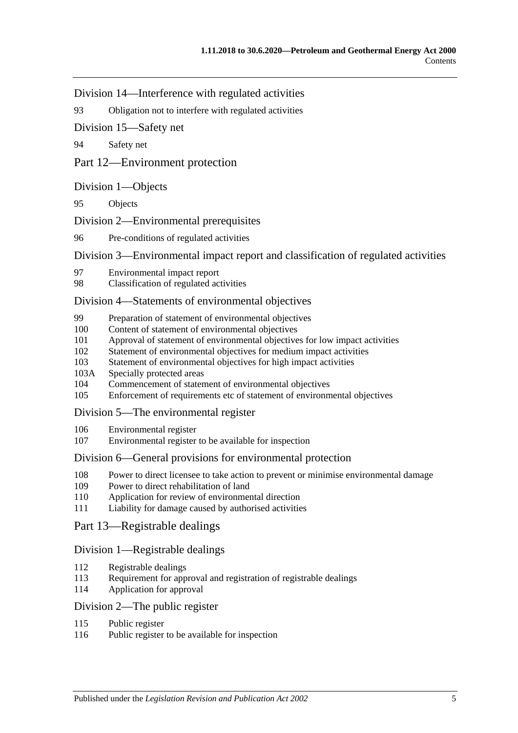## Division 14—Interference with regulated activities

93 Obligation not to interfere with regulated activities

## Division 15—Safety net

94 Safety net

# Part 12—Environment protection

## Division 1—Objects

95 Objects

## Division 2—Environmental prerequisites

96 Pre-conditions of regulated activities

## Division 3—Environmental impact report and classification of regulated activities

97 Environmental impact report
98 Classification of regulated activities

## Division 4—Statements of environmental objectives

99 Preparation of statement of environmental objectives
100 Content of statement of environmental objectives
101 Approval of statement of environmental objectives for low impact activities
102 Statement of environmental objectives for medium impact activities
103 Statement of environmental objectives for high impact activities
103A Specially protected areas
104 Commencement of statement of environmental objectives
105 Enforcement of requirements etc of statement of environmental objectives

## Division 5—The environmental register

106 Environmental register
107 Environmental register to be available for inspection

## Division 6—General provisions for environmental protection

108 Power to direct licensee to take action to prevent or minimise environmental damage
109 Power to direct rehabilitation of land
110 Application for review of environmental direction
111 Liability for damage caused by authorised activities

# Part 13—Registrable dealings

## Division 1—Registrable dealings

112 Registrable dealings
113 Requirement for approval and registration of registrable dealings
114 Application for approval

## Division 2—The public register

115 Public register
116 Public register to be available for inspection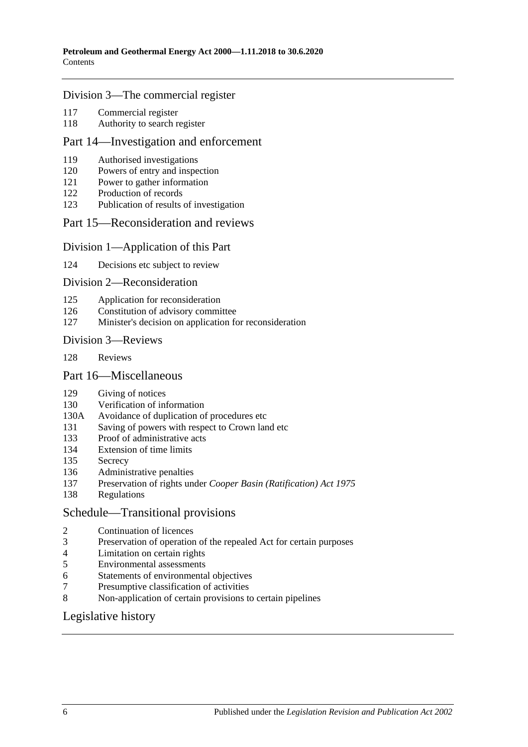## Division 3—The commercial register

117 Commercial register
118 Authority to search register

## Part 14—Investigation and enforcement

119 Authorised investigations
120 Powers of entry and inspection
121 Power to gather information
122 Production of records
123 Publication of results of investigation

## Part 15—Reconsideration and reviews

### Division 1—Application of this Part

124 Decisions etc subject to review

### Division 2—Reconsideration

125 Application for reconsideration
126 Constitution of advisory committee
127 Minister's decision on application for reconsideration

### Division 3—Reviews

128 Reviews

## Part 16—Miscellaneous

129 Giving of notices
130 Verification of information
130A Avoidance of duplication of procedures etc
131 Saving of powers with respect to Crown land etc
133 Proof of administrative acts
134 Extension of time limits
135 Secrecy
136 Administrative penalties
137 Preservation of rights under *Cooper Basin (Ratification) Act 1975*
138 Regulations

## Schedule—Transitional provisions

2 Continuation of licences
3 Preservation of operation of the repealed Act for certain purposes
4 Limitation on certain rights
5 Environmental assessments
6 Statements of environmental objectives
7 Presumptive classification of activities
8 Non-application of certain provisions to certain pipelines

## Legislative history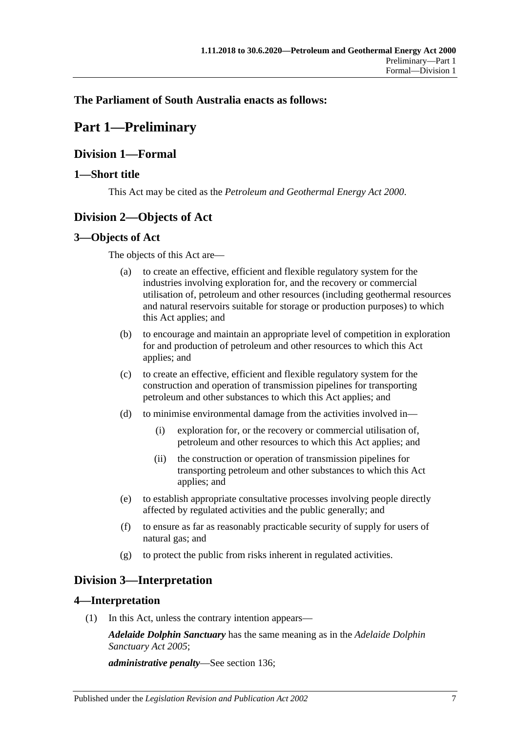**The Parliament of South Australia enacts as follows:**

# Part 1—Preliminary

## Division 1—Formal

### 1—Short title

This Act may be cited as the *Petroleum and Geothermal Energy Act 2000*.

## Division 2—Objects of Act

### 3—Objects of Act

The objects of this Act are—

(a) to create an effective, efficient and flexible regulatory system for the industries involving exploration for, and the recovery or commercial utilisation of, petroleum and other resources (including geothermal resources and natural reservoirs suitable for storage or production purposes) to which this Act applies; and

(b) to encourage and maintain an appropriate level of competition in exploration for and production of petroleum and other resources to which this Act applies; and

(c) to create an effective, efficient and flexible regulatory system for the construction and operation of transmission pipelines for transporting petroleum and other substances to which this Act applies; and

(d) to minimise environmental damage from the activities involved in—

- (i) exploration for, or the recovery or commercial utilisation of, petroleum and other resources to which this Act applies; and
- (ii) the construction or operation of transmission pipelines for transporting petroleum and other substances to which this Act applies; and

(e) to establish appropriate consultative processes involving people directly affected by regulated activities and the public generally; and

(f) to ensure as far as reasonably practicable security of supply for users of natural gas; and

(g) to protect the public from risks inherent in regulated activities.

## Division 3—Interpretation

### 4—Interpretation

(1) In this Act, unless the contrary intention appears—

***Adelaide Dolphin Sanctuary*** has the same meaning as in the *Adelaide Dolphin Sanctuary Act 2005*;

***administrative penalty***—See section 136;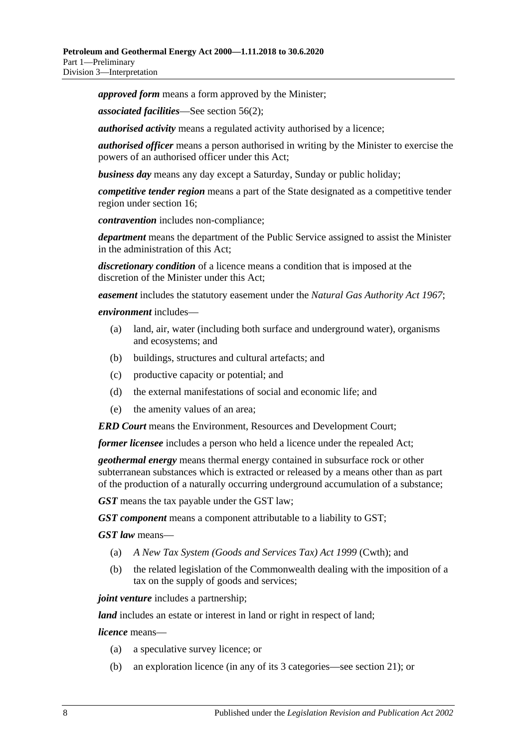***approved form*** means a form approved by the Minister;

***associated facilities***—See section 56(2);

***authorised activity*** means a regulated activity authorised by a licence;

***authorised officer*** means a person authorised in writing by the Minister to exercise the powers of an authorised officer under this Act;

***business day*** means any day except a Saturday, Sunday or public holiday;

***competitive tender region*** means a part of the State designated as a competitive tender region under section 16;

***contravention*** includes non-compliance;

***department*** means the department of the Public Service assigned to assist the Minister in the administration of this Act;

***discretionary condition*** of a licence means a condition that is imposed at the discretion of the Minister under this Act;

***easement*** includes the statutory easement under the *Natural Gas Authority Act 1967*;

***environment*** includes—

- (a) land, air, water (including both surface and underground water), organisms and ecosystems; and
- (b) buildings, structures and cultural artefacts; and
- (c) productive capacity or potential; and
- (d) the external manifestations of social and economic life; and
- (e) the amenity values of an area;

***ERD Court*** means the Environment, Resources and Development Court;

***former licensee*** includes a person who held a licence under the repealed Act;

***geothermal energy*** means thermal energy contained in subsurface rock or other subterranean substances which is extracted or released by a means other than as part of the production of a naturally occurring underground accumulation of a substance;

***GST*** means the tax payable under the GST law;

***GST component*** means a component attributable to a liability to GST;

***GST law*** means—

- (a) *A New Tax System (Goods and Services Tax) Act 1999* (Cwth); and
- (b) the related legislation of the Commonwealth dealing with the imposition of a tax on the supply of goods and services;

***joint venture*** includes a partnership;

***land*** includes an estate or interest in land or right in respect of land;

***licence*** means—

- (a) a speculative survey licence; or
- (b) an exploration licence (in any of its 3 categories—see section 21); or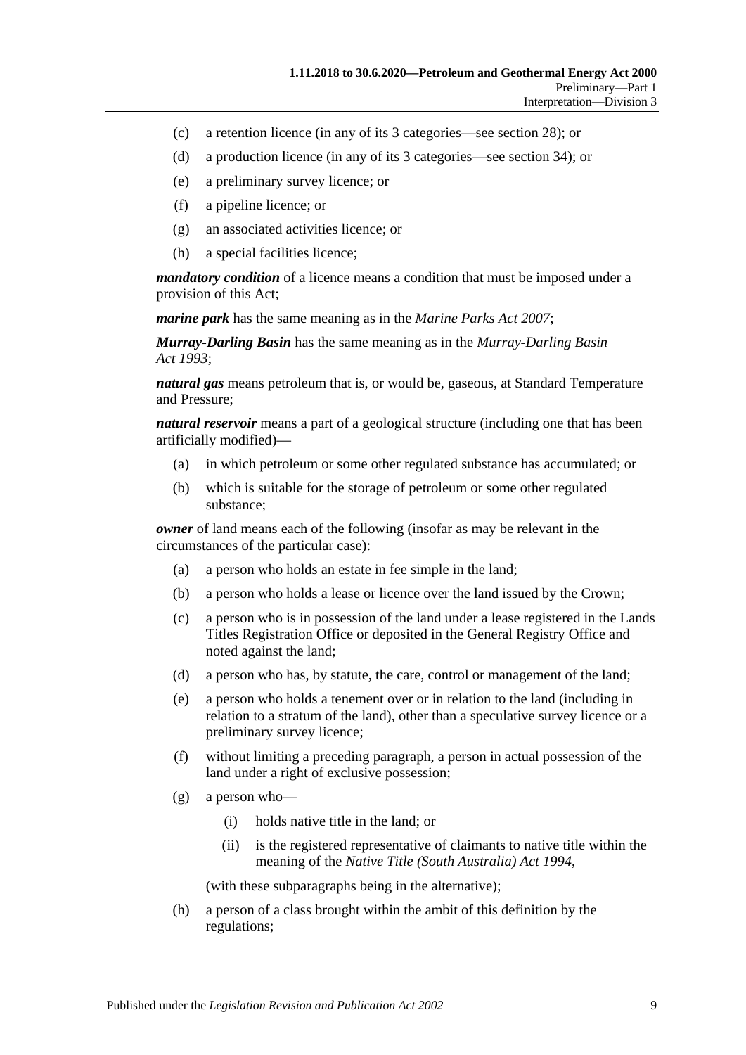(c) a retention licence (in any of its 3 categories—see section 28); or

(d) a production licence (in any of its 3 categories—see section 34); or

(e) a preliminary survey licence; or

(f) a pipeline licence; or

(g) an associated activities licence; or

(h) a special facilities licence;

***mandatory condition*** of a licence means a condition that must be imposed under a provision of this Act;

***marine park*** has the same meaning as in the *Marine Parks Act 2007*;

***Murray-Darling Basin*** has the same meaning as in the *Murray-Darling Basin Act 1993*;

***natural gas*** means petroleum that is, or would be, gaseous, at Standard Temperature and Pressure;

***natural reservoir*** means a part of a geological structure (including one that has been artificially modified)—

(a) in which petroleum or some other regulated substance has accumulated; or

(b) which is suitable for the storage of petroleum or some other regulated substance;

***owner*** of land means each of the following (insofar as may be relevant in the circumstances of the particular case):

(a) a person who holds an estate in fee simple in the land;

(b) a person who holds a lease or licence over the land issued by the Crown;

(c) a person who is in possession of the land under a lease registered in the Lands Titles Registration Office or deposited in the General Registry Office and noted against the land;

(d) a person who has, by statute, the care, control or management of the land;

(e) a person who holds a tenement over or in relation to the land (including in relation to a stratum of the land), other than a speculative survey licence or a preliminary survey licence;

(f) without limiting a preceding paragraph, a person in actual possession of the land under a right of exclusive possession;

(g) a person who—

(i) holds native title in the land; or

(ii) is the registered representative of claimants to native title within the meaning of the *Native Title (South Australia) Act 1994*,

(with these subparagraphs being in the alternative);

(h) a person of a class brought within the ambit of this definition by the regulations;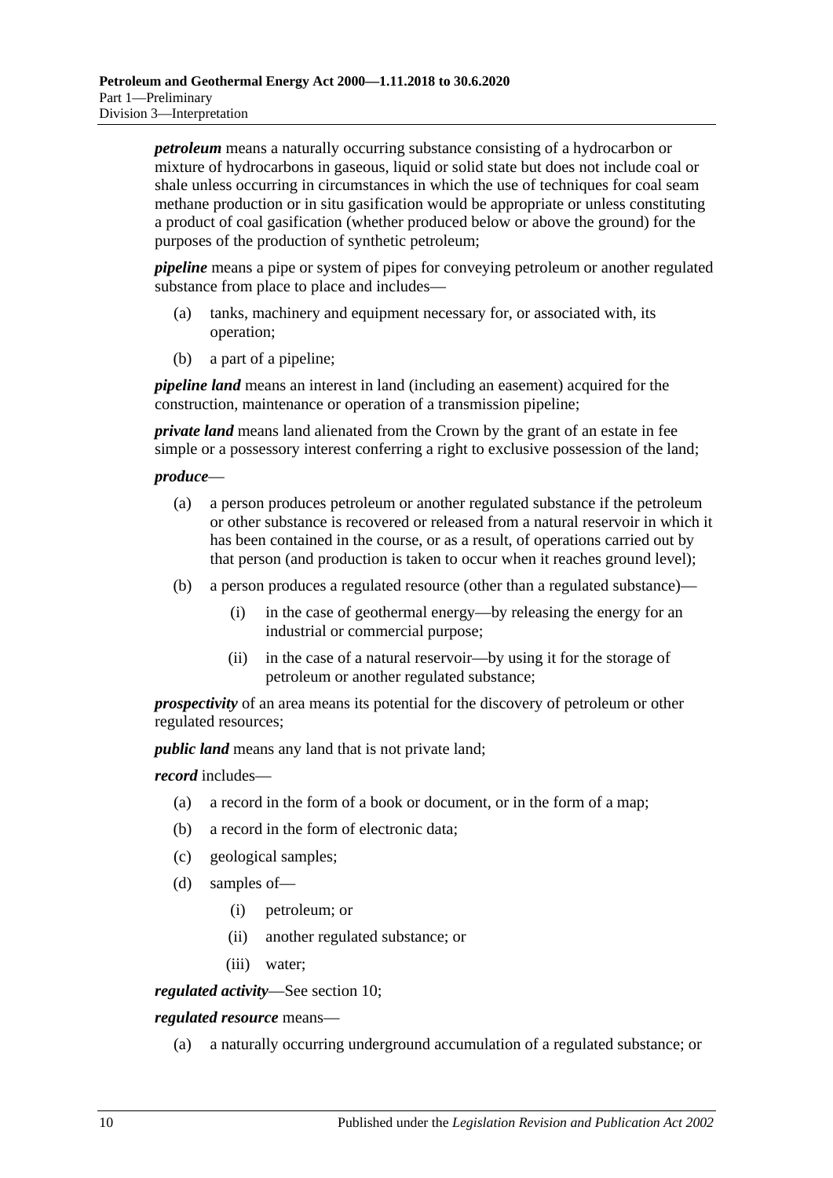***petroleum*** means a naturally occurring substance consisting of a hydrocarbon or mixture of hydrocarbons in gaseous, liquid or solid state but does not include coal or shale unless occurring in circumstances in which the use of techniques for coal seam methane production or in situ gasification would be appropriate or unless constituting a product of coal gasification (whether produced below or above the ground) for the purposes of the production of synthetic petroleum;

***pipeline*** means a pipe or system of pipes for conveying petroleum or another regulated substance from place to place and includes—

- (a) tanks, machinery and equipment necessary for, or associated with, its operation;
- (b) a part of a pipeline;

***pipeline land*** means an interest in land (including an easement) acquired for the construction, maintenance or operation of a transmission pipeline;

***private land*** means land alienated from the Crown by the grant of an estate in fee simple or a possessory interest conferring a right to exclusive possession of the land;

***produce***—

- (a) a person produces petroleum or another regulated substance if the petroleum or other substance is recovered or released from a natural reservoir in which it has been contained in the course, or as a result, of operations carried out by that person (and production is taken to occur when it reaches ground level);
- (b) a person produces a regulated resource (other than a regulated substance)—
  - (i) in the case of geothermal energy—by releasing the energy for an industrial or commercial purpose;
  - (ii) in the case of a natural reservoir—by using it for the storage of petroleum or another regulated substance;

***prospectivity*** of an area means its potential for the discovery of petroleum or other regulated resources;

***public land*** means any land that is not private land;

***record*** includes—

- (a) a record in the form of a book or document, or in the form of a map;
- (b) a record in the form of electronic data;
- (c) geological samples;
- (d) samples of—
  - (i) petroleum; or
  - (ii) another regulated substance; or
  - (iii) water;

***regulated activity***—See section 10;

***regulated resource*** means—

- (a) a naturally occurring underground accumulation of a regulated substance; or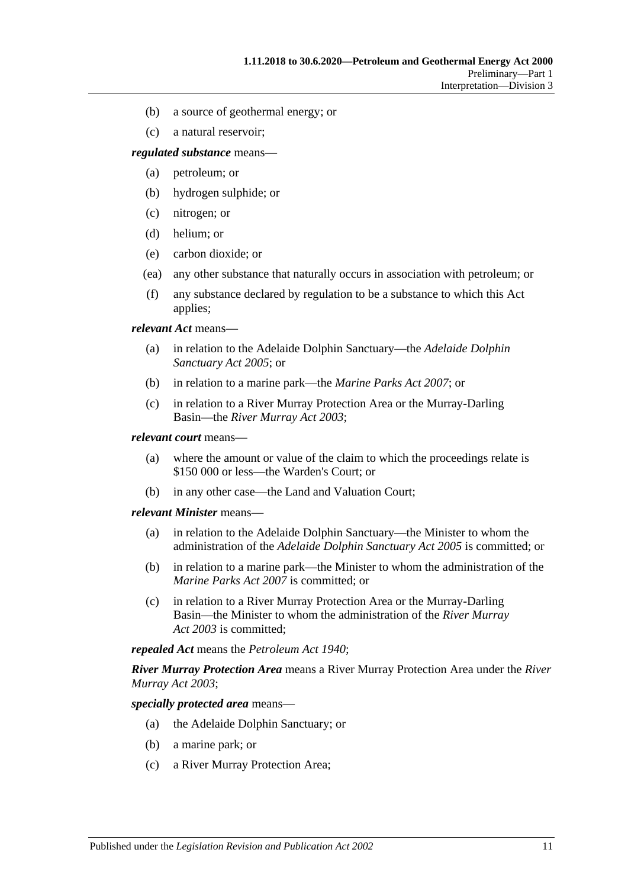(b) a source of geothermal energy; or

(c) a natural reservoir;

***regulated substance*** means—

(a) petroleum; or

(b) hydrogen sulphide; or

(c) nitrogen; or

(d) helium; or

(e) carbon dioxide; or

(ea) any other substance that naturally occurs in association with petroleum; or

(f) any substance declared by regulation to be a substance to which this Act applies;

***relevant Act*** means—

(a) in relation to the Adelaide Dolphin Sanctuary—the *Adelaide Dolphin Sanctuary Act 2005*; or

(b) in relation to a marine park—the *Marine Parks Act 2007*; or

(c) in relation to a River Murray Protection Area or the Murray-Darling Basin—the *River Murray Act 2003*;

***relevant court*** means—

(a) where the amount or value of the claim to which the proceedings relate is $150 000 or less—the Warden's Court; or

(b) in any other case—the Land and Valuation Court;

***relevant Minister*** means—

(a) in relation to the Adelaide Dolphin Sanctuary—the Minister to whom the administration of the *Adelaide Dolphin Sanctuary Act 2005* is committed; or

(b) in relation to a marine park—the Minister to whom the administration of the *Marine Parks Act 2007* is committed; or

(c) in relation to a River Murray Protection Area or the Murray-Darling Basin—the Minister to whom the administration of the *River Murray Act 2003* is committed;

***repealed Act*** means the *Petroleum Act 1940*;

***River Murray Protection Area*** means a River Murray Protection Area under the *River Murray Act 2003*;

***specially protected area*** means—

(a) the Adelaide Dolphin Sanctuary; or

(b) a marine park; or

(c) a River Murray Protection Area;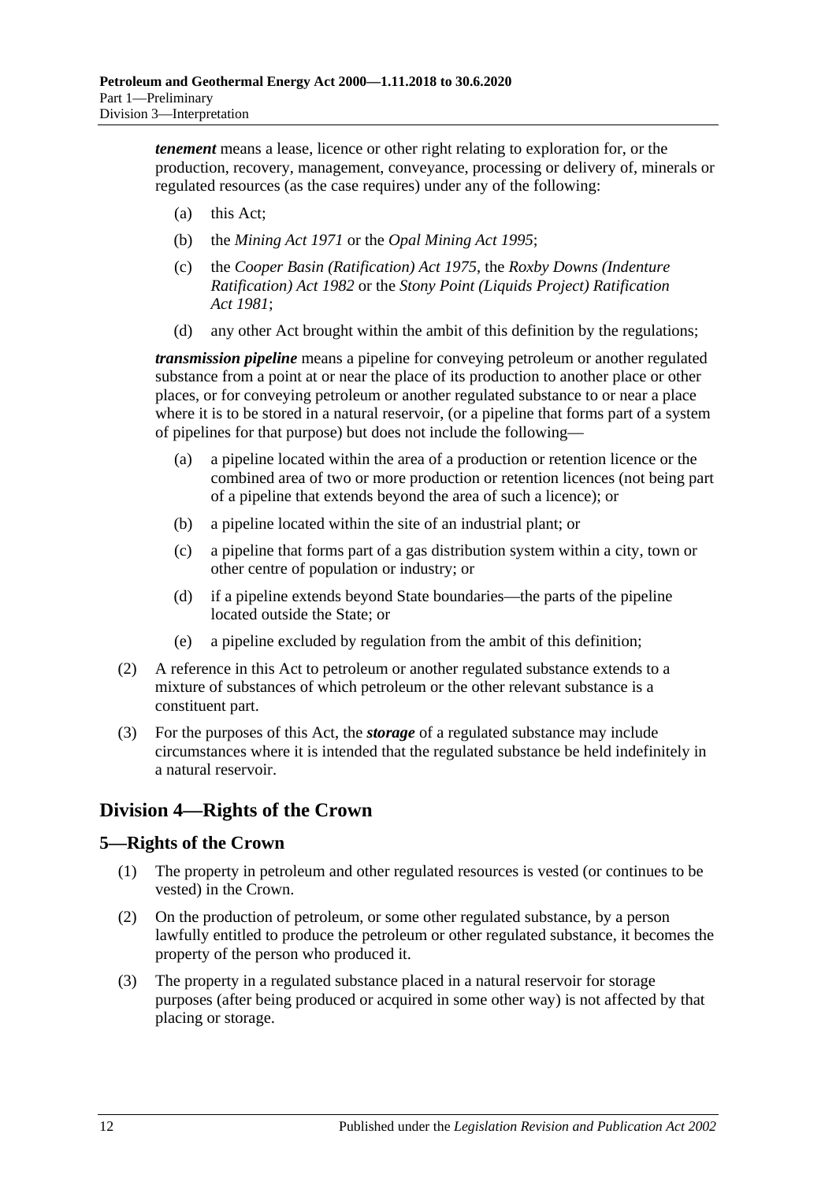***tenement*** means a lease, licence or other right relating to exploration for, or the production, recovery, management, conveyance, processing or delivery of, minerals or regulated resources (as the case requires) under any of the following:

- (a) this Act;
- (b) the *Mining Act 1971* or the *Opal Mining Act 1995*;
- (c) the *Cooper Basin (Ratification) Act 1975*, the *Roxby Downs (Indenture Ratification) Act 1982* or the *Stony Point (Liquids Project) Ratification Act 1981*;
- (d) any other Act brought within the ambit of this definition by the regulations;

***transmission pipeline*** means a pipeline for conveying petroleum or another regulated substance from a point at or near the place of its production to another place or other places, or for conveying petroleum or another regulated substance to or near a place where it is to be stored in a natural reservoir, (or a pipeline that forms part of a system of pipelines for that purpose) but does not include the following—

- (a) a pipeline located within the area of a production or retention licence or the combined area of two or more production or retention licences (not being part of a pipeline that extends beyond the area of such a licence); or
- (b) a pipeline located within the site of an industrial plant; or
- (c) a pipeline that forms part of a gas distribution system within a city, town or other centre of population or industry; or
- (d) if a pipeline extends beyond State boundaries—the parts of the pipeline located outside the State; or
- (e) a pipeline excluded by regulation from the ambit of this definition;

(2) A reference in this Act to petroleum or another regulated substance extends to a mixture of substances of which petroleum or the other relevant substance is a constituent part.

(3) For the purposes of this Act, the ***storage*** of a regulated substance may include circumstances where it is intended that the regulated substance be held indefinitely in a natural reservoir.

## Division 4—Rights of the Crown

### 5—Rights of the Crown

(1) The property in petroleum and other regulated resources is vested (or continues to be vested) in the Crown.

(2) On the production of petroleum, or some other regulated substance, by a person lawfully entitled to produce the petroleum or other regulated substance, it becomes the property of the person who produced it.

(3) The property in a regulated substance placed in a natural reservoir for storage purposes (after being produced or acquired in some other way) is not affected by that placing or storage.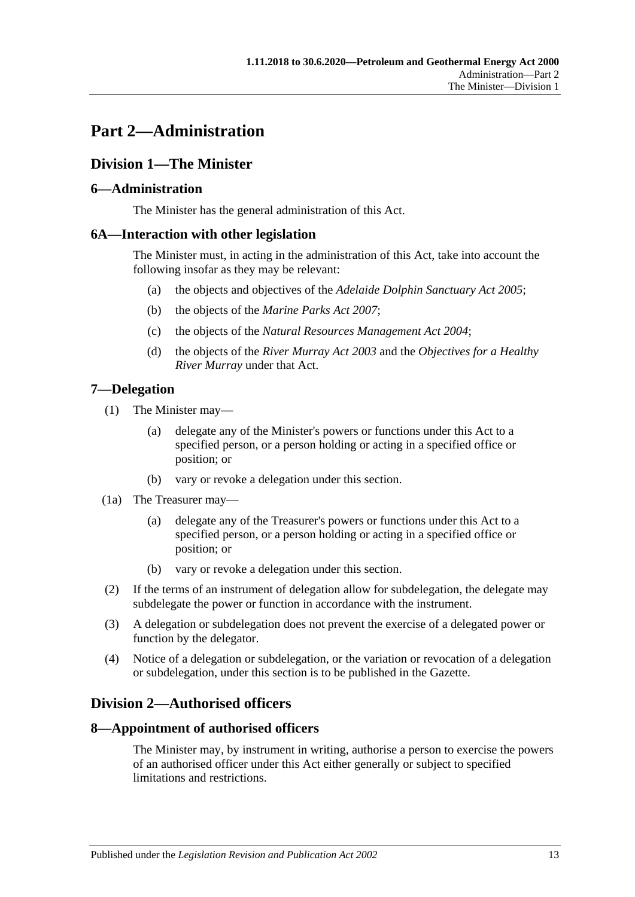# Part 2—Administration

## Division 1—The Minister

### 6—Administration

The Minister has the general administration of this Act.

### 6A—Interaction with other legislation

The Minister must, in acting in the administration of this Act, take into account the following insofar as they may be relevant:

- (a) the objects and objectives of the *Adelaide Dolphin Sanctuary Act 2005*;
- (b) the objects of the *Marine Parks Act 2007*;
- (c) the objects of the *Natural Resources Management Act 2004*;
- (d) the objects of the *River Murray Act 2003* and the *Objectives for a Healthy River Murray* under that Act.

### 7—Delegation

(1) The Minister may—

- (a) delegate any of the Minister's powers or functions under this Act to a specified person, or a person holding or acting in a specified office or position; or
- (b) vary or revoke a delegation under this section.

(1a) The Treasurer may—

- (a) delegate any of the Treasurer's powers or functions under this Act to a specified person, or a person holding or acting in a specified office or position; or
- (b) vary or revoke a delegation under this section.

(2) If the terms of an instrument of delegation allow for subdelegation, the delegate may subdelegate the power or function in accordance with the instrument.

(3) A delegation or subdelegation does not prevent the exercise of a delegated power or function by the delegator.

(4) Notice of a delegation or subdelegation, or the variation or revocation of a delegation or subdelegation, under this section is to be published in the Gazette.

## Division 2—Authorised officers

### 8—Appointment of authorised officers

The Minister may, by instrument in writing, authorise a person to exercise the powers of an authorised officer under this Act either generally or subject to specified limitations and restrictions.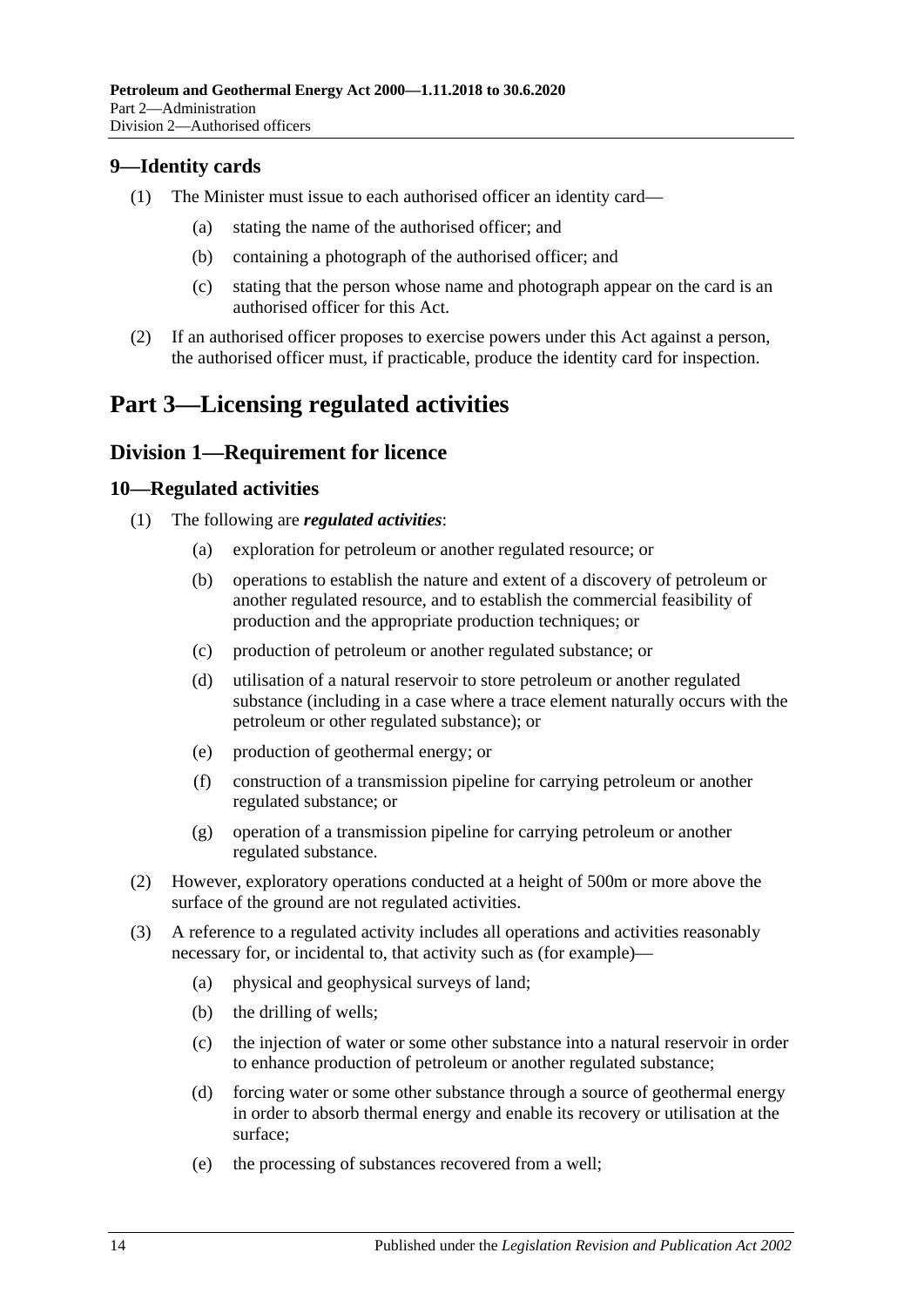## 9—Identity cards

(1) The Minister must issue to each authorised officer an identity card—

(a) stating the name of the authorised officer; and

(b) containing a photograph of the authorised officer; and

(c) stating that the person whose name and photograph appear on the card is an authorised officer for this Act.

(2) If an authorised officer proposes to exercise powers under this Act against a person, the authorised officer must, if practicable, produce the identity card for inspection.

# Part 3—Licensing regulated activities

## Division 1—Requirement for licence

## 10—Regulated activities

(1) The following are ***regulated activities***:

(a) exploration for petroleum or another regulated resource; or

(b) operations to establish the nature and extent of a discovery of petroleum or another regulated resource, and to establish the commercial feasibility of production and the appropriate production techniques; or

(c) production of petroleum or another regulated substance; or

(d) utilisation of a natural reservoir to store petroleum or another regulated substance (including in a case where a trace element naturally occurs with the petroleum or other regulated substance); or

(e) production of geothermal energy; or

(f) construction of a transmission pipeline for carrying petroleum or another regulated substance; or

(g) operation of a transmission pipeline for carrying petroleum or another regulated substance.

(2) However, exploratory operations conducted at a height of 500m or more above the surface of the ground are not regulated activities.

(3) A reference to a regulated activity includes all operations and activities reasonably necessary for, or incidental to, that activity such as (for example)—

(a) physical and geophysical surveys of land;

(b) the drilling of wells;

(c) the injection of water or some other substance into a natural reservoir in order to enhance production of petroleum or another regulated substance;

(d) forcing water or some other substance through a source of geothermal energy in order to absorb thermal energy and enable its recovery or utilisation at the surface;

(e) the processing of substances recovered from a well;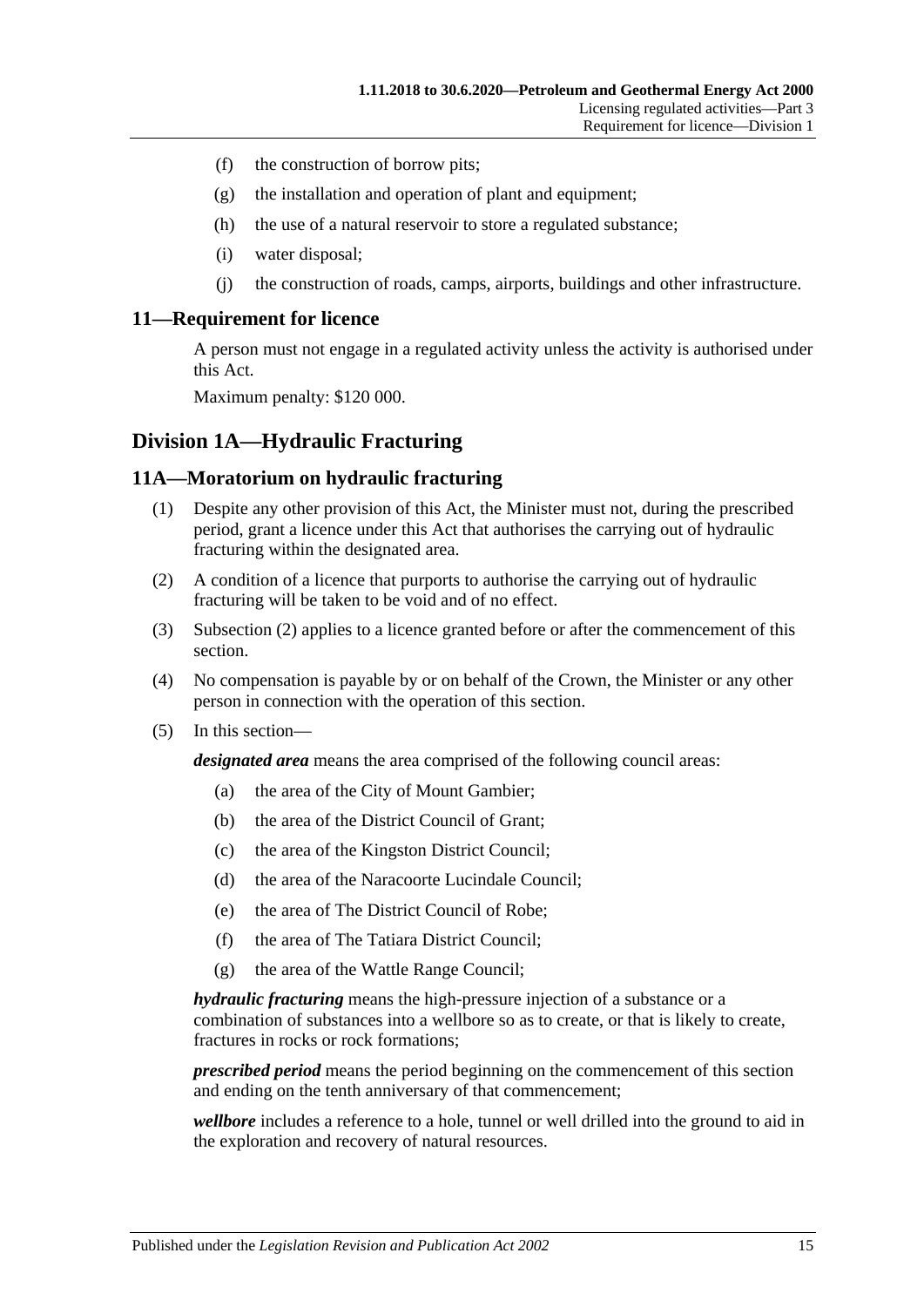(f) the construction of borrow pits;

(g) the installation and operation of plant and equipment;

(h) the use of a natural reservoir to store a regulated substance;

(i) water disposal;

(j) the construction of roads, camps, airports, buildings and other infrastructure.

### 11—Requirement for licence

A person must not engage in a regulated activity unless the activity is authorised under this Act.

Maximum penalty: $120 000.

## Division 1A—Hydraulic Fracturing

### 11A—Moratorium on hydraulic fracturing

(1) Despite any other provision of this Act, the Minister must not, during the prescribed period, grant a licence under this Act that authorises the carrying out of hydraulic fracturing within the designated area.

(2) A condition of a licence that purports to authorise the carrying out of hydraulic fracturing will be taken to be void and of no effect.

(3) Subsection (2) applies to a licence granted before or after the commencement of this section.

(4) No compensation is payable by or on behalf of the Crown, the Minister or any other person in connection with the operation of this section.

(5) In this section—

***designated area*** means the area comprised of the following council areas:

(a) the area of the City of Mount Gambier;

(b) the area of the District Council of Grant;

(c) the area of the Kingston District Council;

(d) the area of the Naracoorte Lucindale Council;

(e) the area of The District Council of Robe;

(f) the area of The Tatiara District Council;

(g) the area of the Wattle Range Council;

***hydraulic fracturing*** means the high-pressure injection of a substance or a combination of substances into a wellbore so as to create, or that is likely to create, fractures in rocks or rock formations;

***prescribed period*** means the period beginning on the commencement of this section and ending on the tenth anniversary of that commencement;

***wellbore*** includes a reference to a hole, tunnel or well drilled into the ground to aid in the exploration and recovery of natural resources.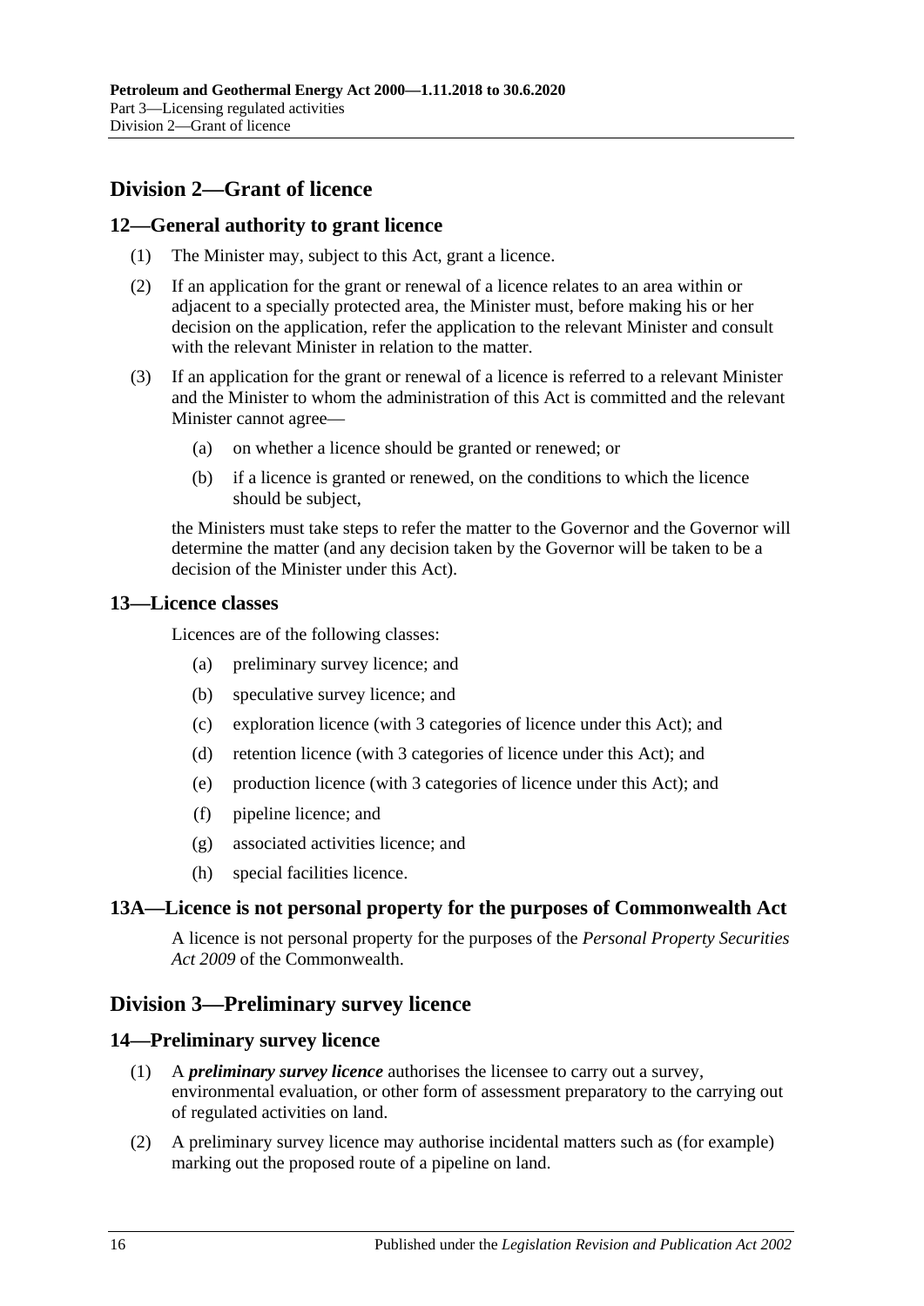## Division 2—Grant of licence

### 12—General authority to grant licence

(1) The Minister may, subject to this Act, grant a licence.

(2) If an application for the grant or renewal of a licence relates to an area within or adjacent to a specially protected area, the Minister must, before making his or her decision on the application, refer the application to the relevant Minister and consult with the relevant Minister in relation to the matter.

(3) If an application for the grant or renewal of a licence is referred to a relevant Minister and the Minister to whom the administration of this Act is committed and the relevant Minister cannot agree—

(a) on whether a licence should be granted or renewed; or

(b) if a licence is granted or renewed, on the conditions to which the licence should be subject,

the Ministers must take steps to refer the matter to the Governor and the Governor will determine the matter (and any decision taken by the Governor will be taken to be a decision of the Minister under this Act).

### 13—Licence classes

Licences are of the following classes:

(a) preliminary survey licence; and

(b) speculative survey licence; and

(c) exploration licence (with 3 categories of licence under this Act); and

(d) retention licence (with 3 categories of licence under this Act); and

(e) production licence (with 3 categories of licence under this Act); and

(f) pipeline licence; and

(g) associated activities licence; and

(h) special facilities licence.

### 13A—Licence is not personal property for the purposes of Commonwealth Act

A licence is not personal property for the purposes of the *Personal Property Securities Act 2009* of the Commonwealth.

## Division 3—Preliminary survey licence

### 14—Preliminary survey licence

(1) A ***preliminary survey licence*** authorises the licensee to carry out a survey, environmental evaluation, or other form of assessment preparatory to the carrying out of regulated activities on land.

(2) A preliminary survey licence may authorise incidental matters such as (for example) marking out the proposed route of a pipeline on land.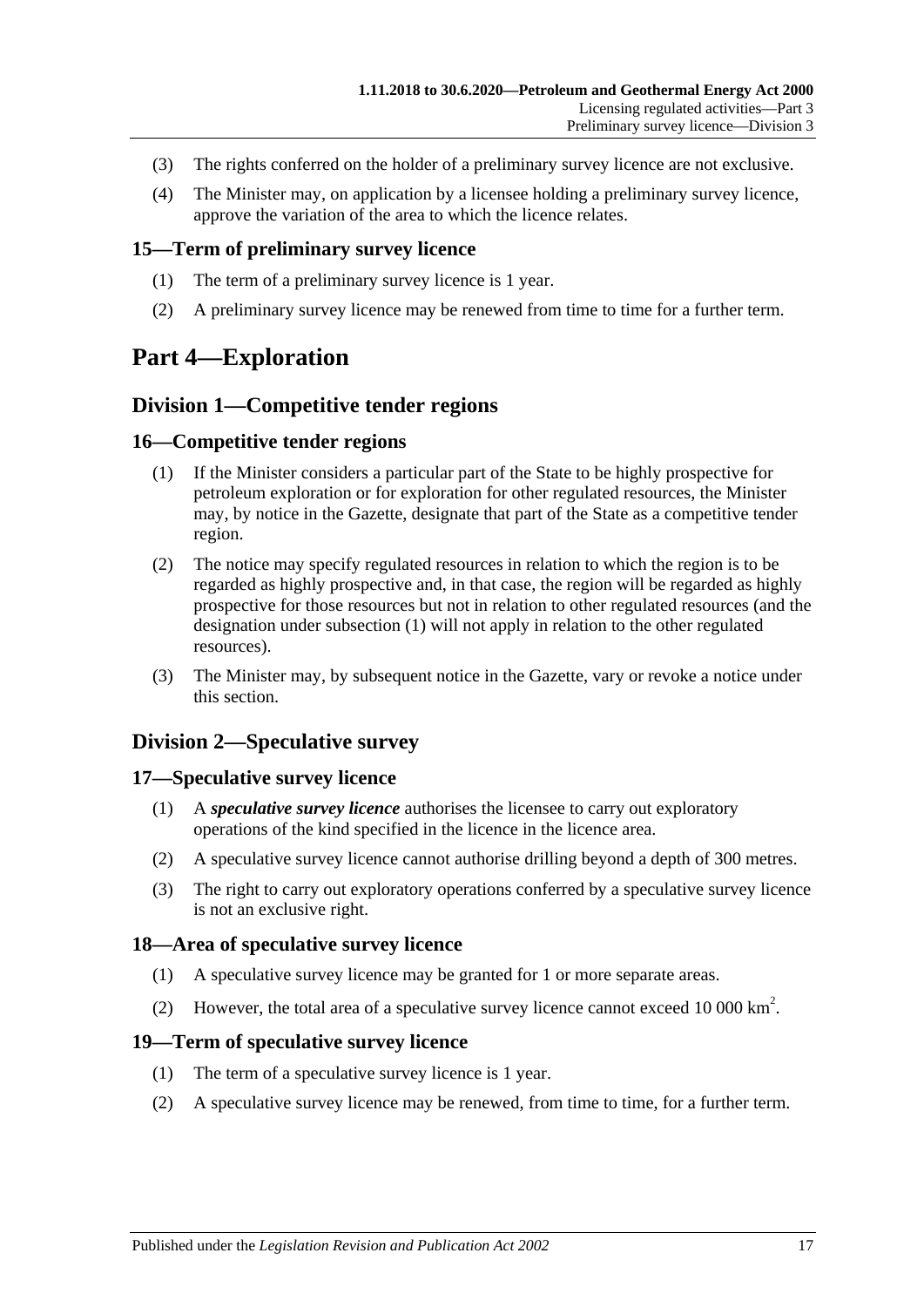(3) The rights conferred on the holder of a preliminary survey licence are not exclusive.

(4) The Minister may, on application by a licensee holding a preliminary survey licence, approve the variation of the area to which the licence relates.

### 15—Term of preliminary survey licence

(1) The term of a preliminary survey licence is 1 year.

(2) A preliminary survey licence may be renewed from time to time for a further term.

# Part 4—Exploration

## Division 1—Competitive tender regions

### 16—Competitive tender regions

(1) If the Minister considers a particular part of the State to be highly prospective for petroleum exploration or for exploration for other regulated resources, the Minister may, by notice in the Gazette, designate that part of the State as a competitive tender region.

(2) The notice may specify regulated resources in relation to which the region is to be regarded as highly prospective and, in that case, the region will be regarded as highly prospective for those resources but not in relation to other regulated resources (and the designation under subsection (1) will not apply in relation to the other regulated resources).

(3) The Minister may, by subsequent notice in the Gazette, vary or revoke a notice under this section.

## Division 2—Speculative survey

### 17—Speculative survey licence

(1) A ***speculative survey licence*** authorises the licensee to carry out exploratory operations of the kind specified in the licence in the licence area.

(2) A speculative survey licence cannot authorise drilling beyond a depth of 300 metres.

(3) The right to carry out exploratory operations conferred by a speculative survey licence is not an exclusive right.

### 18—Area of speculative survey licence

(1) A speculative survey licence may be granted for 1 or more separate areas.

(2) However, the total area of a speculative survey licence cannot exceed 10 000 $km^2$.

### 19—Term of speculative survey licence

(1) The term of a speculative survey licence is 1 year.

(2) A speculative survey licence may be renewed, from time to time, for a further term.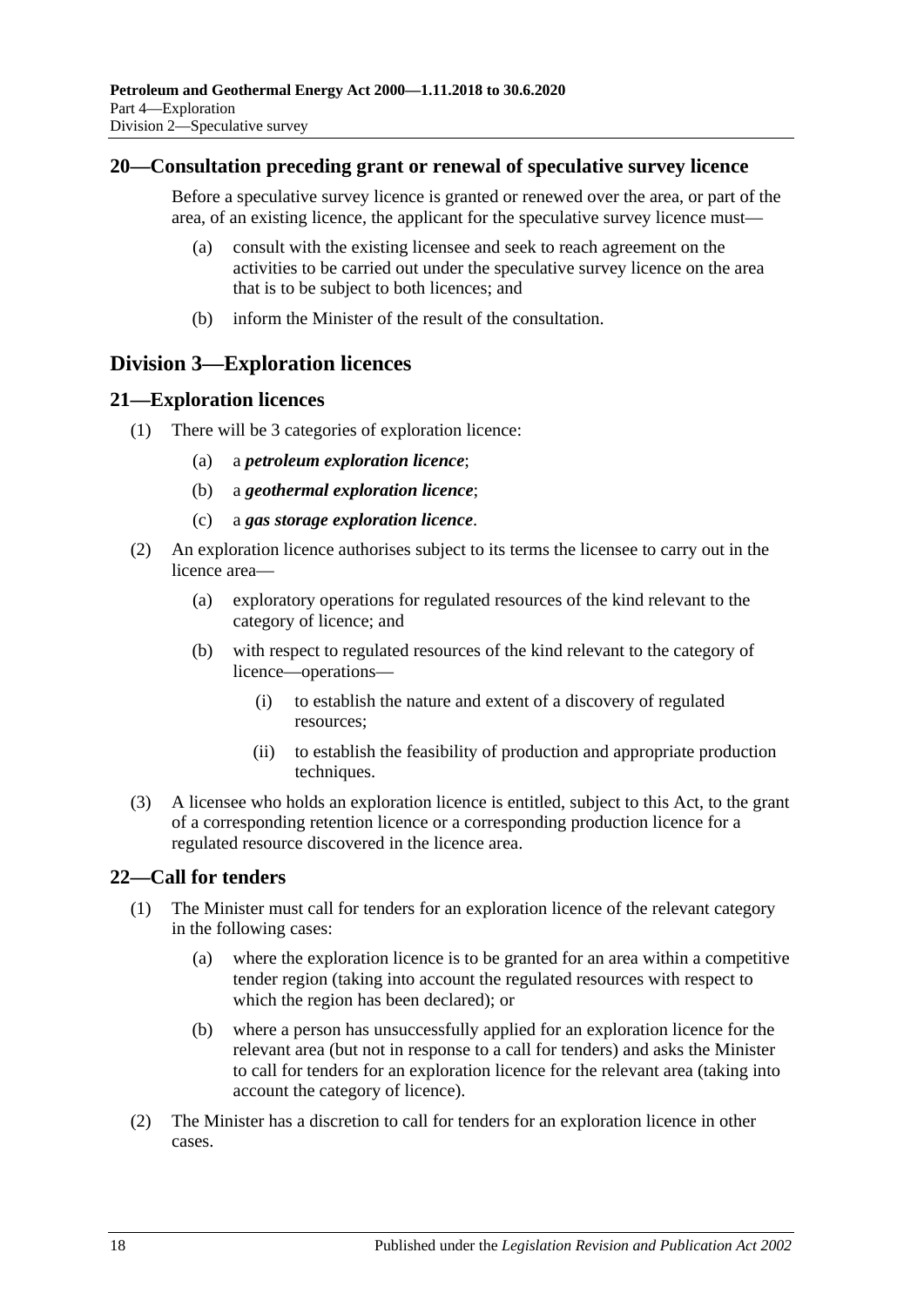## 20—Consultation preceding grant or renewal of speculative survey licence

Before a speculative survey licence is granted or renewed over the area, or part of the area, of an existing licence, the applicant for the speculative survey licence must—

(a) consult with the existing licensee and seek to reach agreement on the activities to be carried out under the speculative survey licence on the area that is to be subject to both licences; and

(b) inform the Minister of the result of the consultation.

# Division 3—Exploration licences

## 21—Exploration licences

(1) There will be 3 categories of exploration licence:

(a) a ***petroleum exploration licence***;

(b) a ***geothermal exploration licence***;

(c) a ***gas storage exploration licence***.

(2) An exploration licence authorises subject to its terms the licensee to carry out in the licence area—

(a) exploratory operations for regulated resources of the kind relevant to the category of licence; and

(b) with respect to regulated resources of the kind relevant to the category of licence—operations—

(i) to establish the nature and extent of a discovery of regulated resources;

(ii) to establish the feasibility of production and appropriate production techniques.

(3) A licensee who holds an exploration licence is entitled, subject to this Act, to the grant of a corresponding retention licence or a corresponding production licence for a regulated resource discovered in the licence area.

## 22—Call for tenders

(1) The Minister must call for tenders for an exploration licence of the relevant category in the following cases:

(a) where the exploration licence is to be granted for an area within a competitive tender region (taking into account the regulated resources with respect to which the region has been declared); or

(b) where a person has unsuccessfully applied for an exploration licence for the relevant area (but not in response to a call for tenders) and asks the Minister to call for tenders for an exploration licence for the relevant area (taking into account the category of licence).

(2) The Minister has a discretion to call for tenders for an exploration licence in other cases.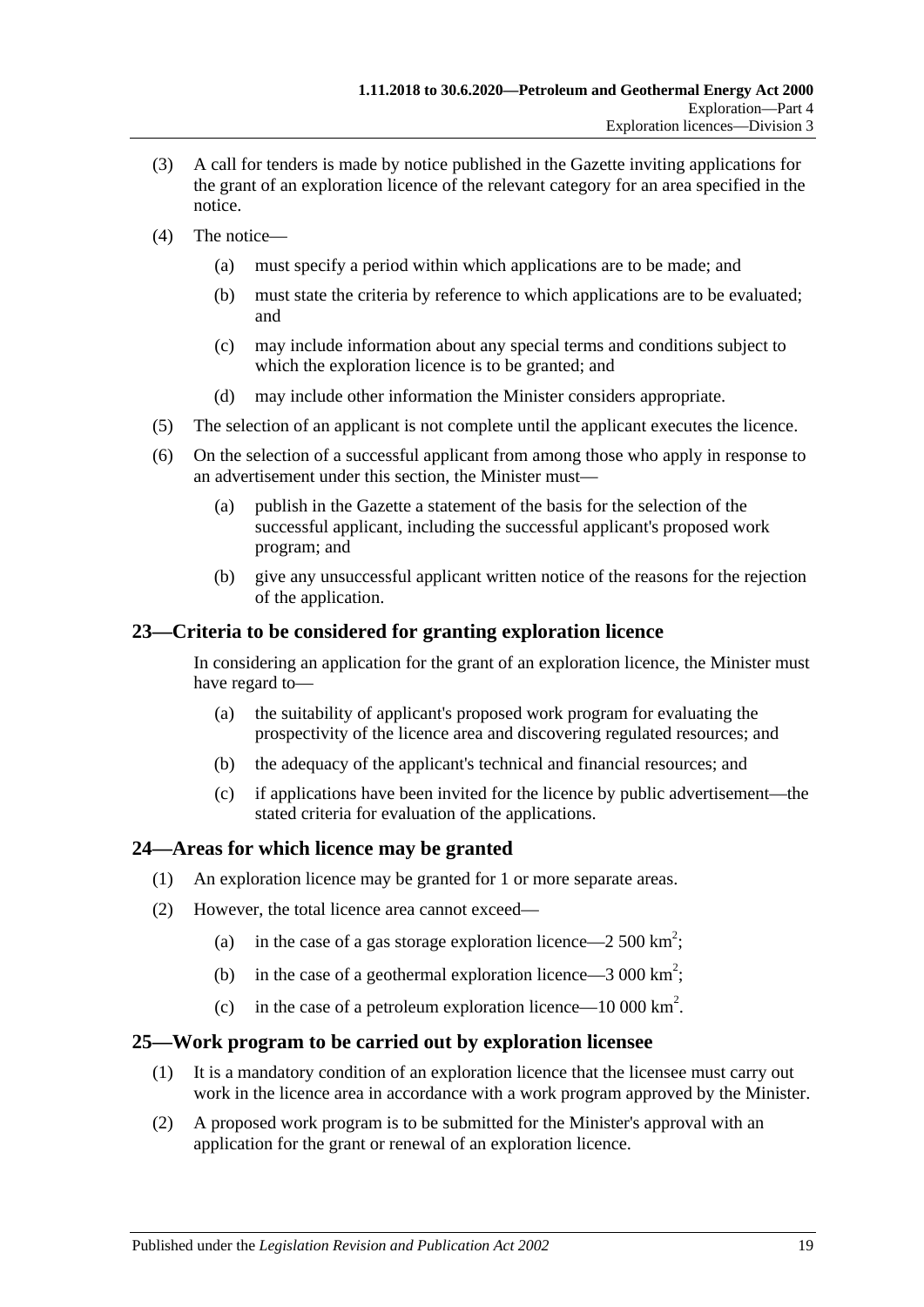(3) A call for tenders is made by notice published in the Gazette inviting applications for the grant of an exploration licence of the relevant category for an area specified in the notice.

(4) The notice—

(a) must specify a period within which applications are to be made; and

(b) must state the criteria by reference to which applications are to be evaluated; and

(c) may include information about any special terms and conditions subject to which the exploration licence is to be granted; and

(d) may include other information the Minister considers appropriate.

(5) The selection of an applicant is not complete until the applicant executes the licence.

(6) On the selection of a successful applicant from among those who apply in response to an advertisement under this section, the Minister must—

(a) publish in the Gazette a statement of the basis for the selection of the successful applicant, including the successful applicant's proposed work program; and

(b) give any unsuccessful applicant written notice of the reasons for the rejection of the application.

## 23—Criteria to be considered for granting exploration licence

In considering an application for the grant of an exploration licence, the Minister must have regard to—

(a) the suitability of applicant's proposed work program for evaluating the prospectivity of the licence area and discovering regulated resources; and

(b) the adequacy of the applicant's technical and financial resources; and

(c) if applications have been invited for the licence by public advertisement—the stated criteria for evaluation of the applications.

## 24—Areas for which licence may be granted

(1) An exploration licence may be granted for 1 or more separate areas.

(2) However, the total licence area cannot exceed—

(a) in the case of a gas storage exploration licence—2 500 $km^2$;

(b) in the case of a geothermal exploration licence—3 000 $km^2$;

(c) in the case of a petroleum exploration licence—10 000 $km^2$.

## 25—Work program to be carried out by exploration licensee

(1) It is a mandatory condition of an exploration licence that the licensee must carry out work in the licence area in accordance with a work program approved by the Minister.

(2) A proposed work program is to be submitted for the Minister's approval with an application for the grant or renewal of an exploration licence.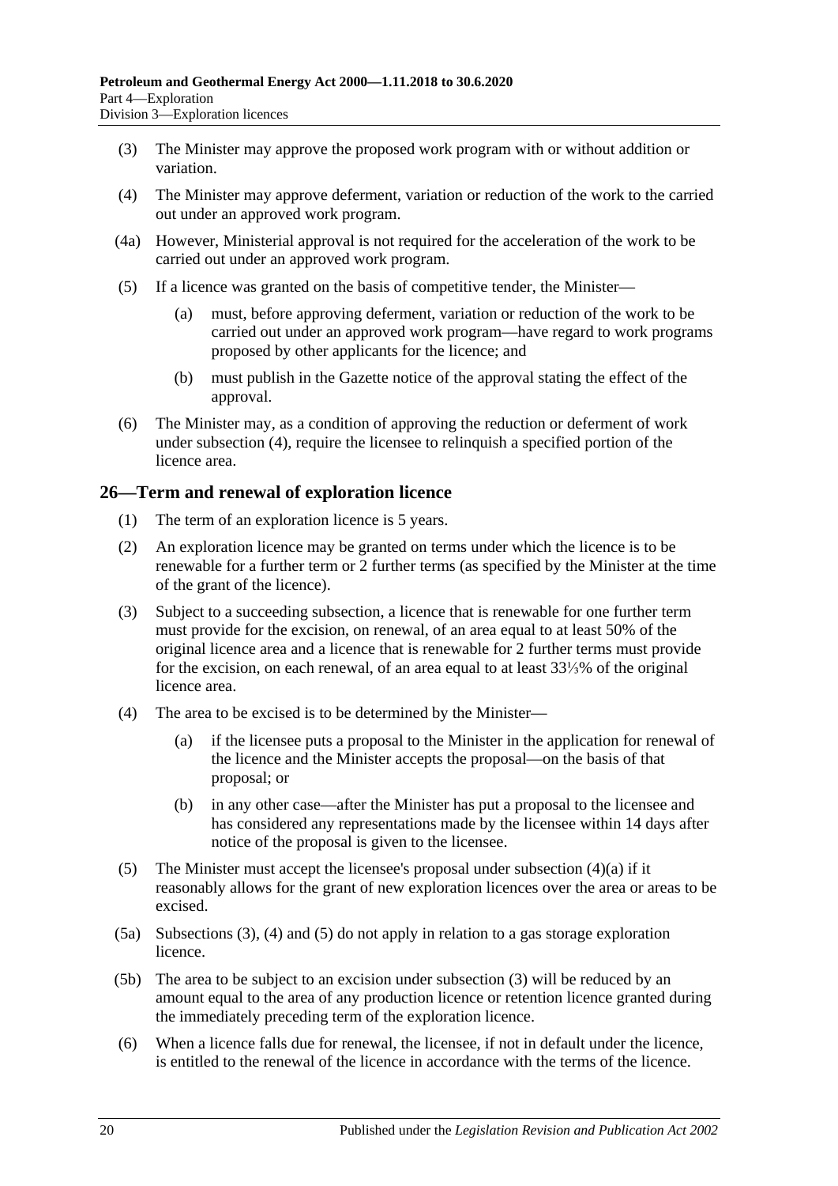(3) The Minister may approve the proposed work program with or without addition or variation.

(4) The Minister may approve deferment, variation or reduction of the work to the carried out under an approved work program.

(4a) However, Ministerial approval is not required for the acceleration of the work to be carried out under an approved work program.

(5) If a licence was granted on the basis of competitive tender, the Minister—

(a) must, before approving deferment, variation or reduction of the work to be carried out under an approved work program—have regard to work programs proposed by other applicants for the licence; and

(b) must publish in the Gazette notice of the approval stating the effect of the approval.

(6) The Minister may, as a condition of approving the reduction or deferment of work under subsection (4), require the licensee to relinquish a specified portion of the licence area.

## 26—Term and renewal of exploration licence

(1) The term of an exploration licence is 5 years.

(2) An exploration licence may be granted on terms under which the licence is to be renewable for a further term or 2 further terms (as specified by the Minister at the time of the grant of the licence).

(3) Subject to a succeeding subsection, a licence that is renewable for one further term must provide for the excision, on renewal, of an area equal to at least 50% of the original licence area and a licence that is renewable for 2 further terms must provide for the excision, on each renewal, of an area equal to at least 33⅓% of the original licence area.

(4) The area to be excised is to be determined by the Minister—

(a) if the licensee puts a proposal to the Minister in the application for renewal of the licence and the Minister accepts the proposal—on the basis of that proposal; or

(b) in any other case—after the Minister has put a proposal to the licensee and has considered any representations made by the licensee within 14 days after notice of the proposal is given to the licensee.

(5) The Minister must accept the licensee's proposal under subsection (4)(a) if it reasonably allows for the grant of new exploration licences over the area or areas to be excised.

(5a) Subsections (3), (4) and (5) do not apply in relation to a gas storage exploration licence.

(5b) The area to be subject to an excision under subsection (3) will be reduced by an amount equal to the area of any production licence or retention licence granted during the immediately preceding term of the exploration licence.

(6) When a licence falls due for renewal, the licensee, if not in default under the licence, is entitled to the renewal of the licence in accordance with the terms of the licence.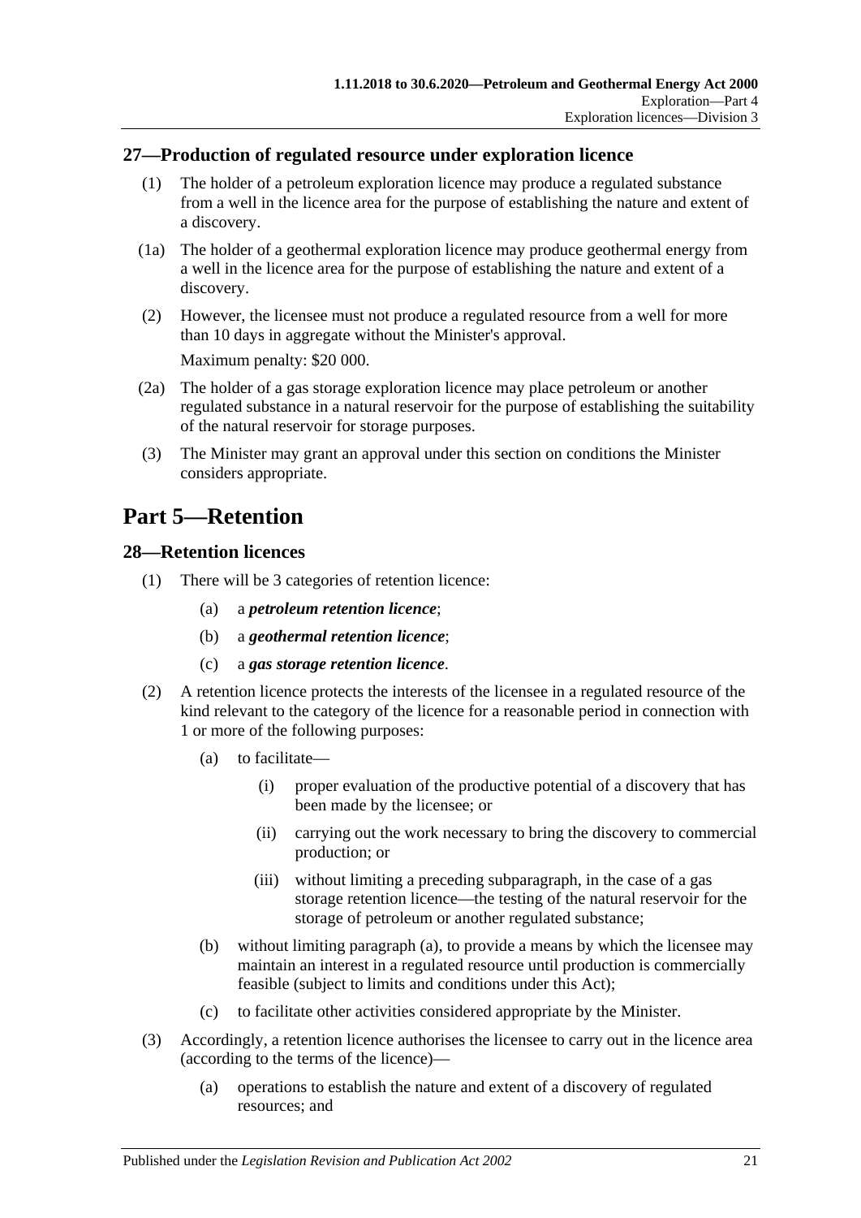## 27—Production of regulated resource under exploration licence

(1) The holder of a petroleum exploration licence may produce a regulated substance from a well in the licence area for the purpose of establishing the nature and extent of a discovery.

(1a) The holder of a geothermal exploration licence may produce geothermal energy from a well in the licence area for the purpose of establishing the nature and extent of a discovery.

(2) However, the licensee must not produce a regulated resource from a well for more than 10 days in aggregate without the Minister's approval.

Maximum penalty: $20 000.

(2a) The holder of a gas storage exploration licence may place petroleum or another regulated substance in a natural reservoir for the purpose of establishing the suitability of the natural reservoir for storage purposes.

(3) The Minister may grant an approval under this section on conditions the Minister considers appropriate.

# Part 5—Retention

## 28—Retention licences

(1) There will be 3 categories of retention licence:

- (a) a ***petroleum retention licence***;
- (b) a ***geothermal retention licence***;
- (c) a ***gas storage retention licence***.

(2) A retention licence protects the interests of the licensee in a regulated resource of the kind relevant to the category of the licence for a reasonable period in connection with 1 or more of the following purposes:

- (a) to facilitate—
  - (i) proper evaluation of the productive potential of a discovery that has been made by the licensee; or
  - (ii) carrying out the work necessary to bring the discovery to commercial production; or
  - (iii) without limiting a preceding subparagraph, in the case of a gas storage retention licence—the testing of the natural reservoir for the storage of petroleum or another regulated substance;
- (b) without limiting paragraph (a), to provide a means by which the licensee may maintain an interest in a regulated resource until production is commercially feasible (subject to limits and conditions under this Act);
- (c) to facilitate other activities considered appropriate by the Minister.

(3) Accordingly, a retention licence authorises the licensee to carry out in the licence area (according to the terms of the licence)—

- (a) operations to establish the nature and extent of a discovery of regulated resources; and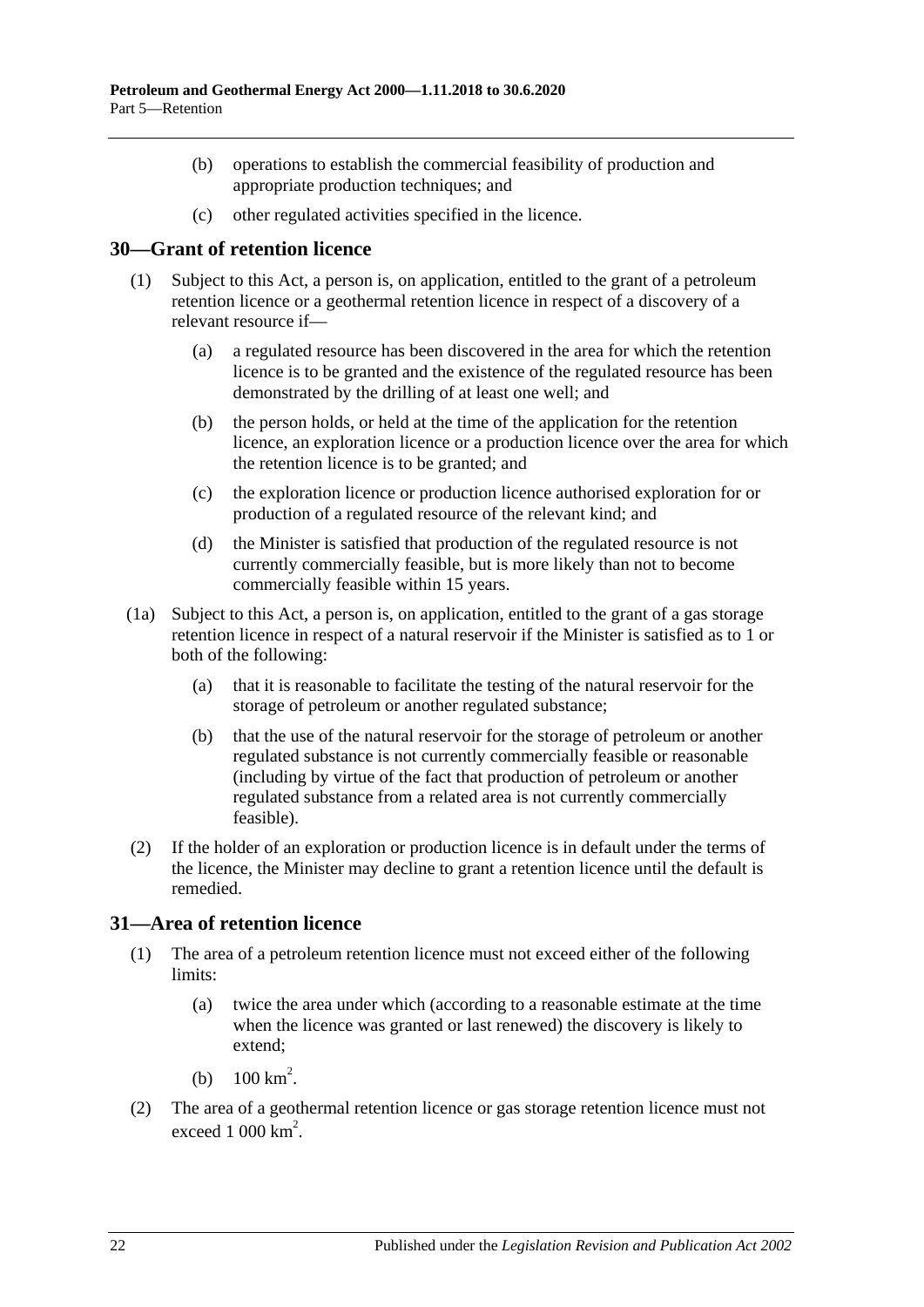(b) operations to establish the commercial feasibility of production and appropriate production techniques; and

(c) other regulated activities specified in the licence.

## 30—Grant of retention licence

(1) Subject to this Act, a person is, on application, entitled to the grant of a petroleum retention licence or a geothermal retention licence in respect of a discovery of a relevant resource if—

(a) a regulated resource has been discovered in the area for which the retention licence is to be granted and the existence of the regulated resource has been demonstrated by the drilling of at least one well; and

(b) the person holds, or held at the time of the application for the retention licence, an exploration licence or a production licence over the area for which the retention licence is to be granted; and

(c) the exploration licence or production licence authorised exploration for or production of a regulated resource of the relevant kind; and

(d) the Minister is satisfied that production of the regulated resource is not currently commercially feasible, but is more likely than not to become commercially feasible within 15 years.

(1a) Subject to this Act, a person is, on application, entitled to the grant of a gas storage retention licence in respect of a natural reservoir if the Minister is satisfied as to 1 or both of the following:

(a) that it is reasonable to facilitate the testing of the natural reservoir for the storage of petroleum or another regulated substance;

(b) that the use of the natural reservoir for the storage of petroleum or another regulated substance is not currently commercially feasible or reasonable (including by virtue of the fact that production of petroleum or another regulated substance from a related area is not currently commercially feasible).

(2) If the holder of an exploration or production licence is in default under the terms of the licence, the Minister may decline to grant a retention licence until the default is remedied.

## 31—Area of retention licence

(1) The area of a petroleum retention licence must not exceed either of the following limits:

(a) twice the area under which (according to a reasonable estimate at the time when the licence was granted or last renewed) the discovery is likely to extend;

(b) $100 \text{ km}^2$.

(2) The area of a geothermal retention licence or gas storage retention licence must not exceed $1\,000 \text{ km}^2$.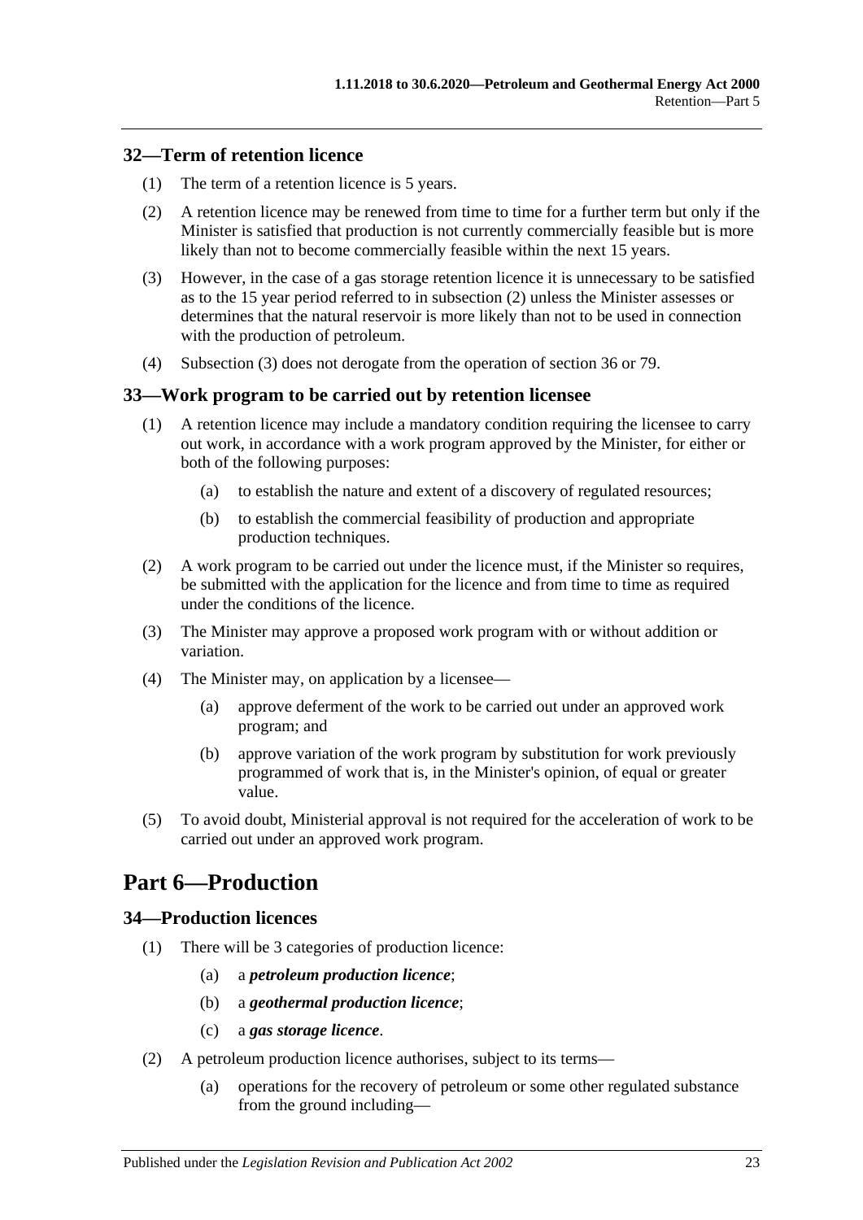### 32—Term of retention licence

(1) The term of a retention licence is 5 years.

(2) A retention licence may be renewed from time to time for a further term but only if the Minister is satisfied that production is not currently commercially feasible but is more likely than not to become commercially feasible within the next 15 years.

(3) However, in the case of a gas storage retention licence it is unnecessary to be satisfied as to the 15 year period referred to in subsection (2) unless the Minister assesses or determines that the natural reservoir is more likely than not to be used in connection with the production of petroleum.

(4) Subsection (3) does not derogate from the operation of section 36 or 79.

### 33—Work program to be carried out by retention licensee

(1) A retention licence may include a mandatory condition requiring the licensee to carry out work, in accordance with a work program approved by the Minister, for either or both of the following purposes:

- (a) to establish the nature and extent of a discovery of regulated resources;
- (b) to establish the commercial feasibility of production and appropriate production techniques.

(2) A work program to be carried out under the licence must, if the Minister so requires, be submitted with the application for the licence and from time to time as required under the conditions of the licence.

(3) The Minister may approve a proposed work program with or without addition or variation.

(4) The Minister may, on application by a licensee—

- (a) approve deferment of the work to be carried out under an approved work program; and
- (b) approve variation of the work program by substitution for work previously programmed of work that is, in the Minister's opinion, of equal or greater value.

(5) To avoid doubt, Ministerial approval is not required for the acceleration of work to be carried out under an approved work program.

## Part 6—Production

### 34—Production licences

(1) There will be 3 categories of production licence:

- (a) a ***petroleum production licence***;
- (b) a ***geothermal production licence***;
- (c) a ***gas storage licence***.

(2) A petroleum production licence authorises, subject to its terms—

- (a) operations for the recovery of petroleum or some other regulated substance from the ground including—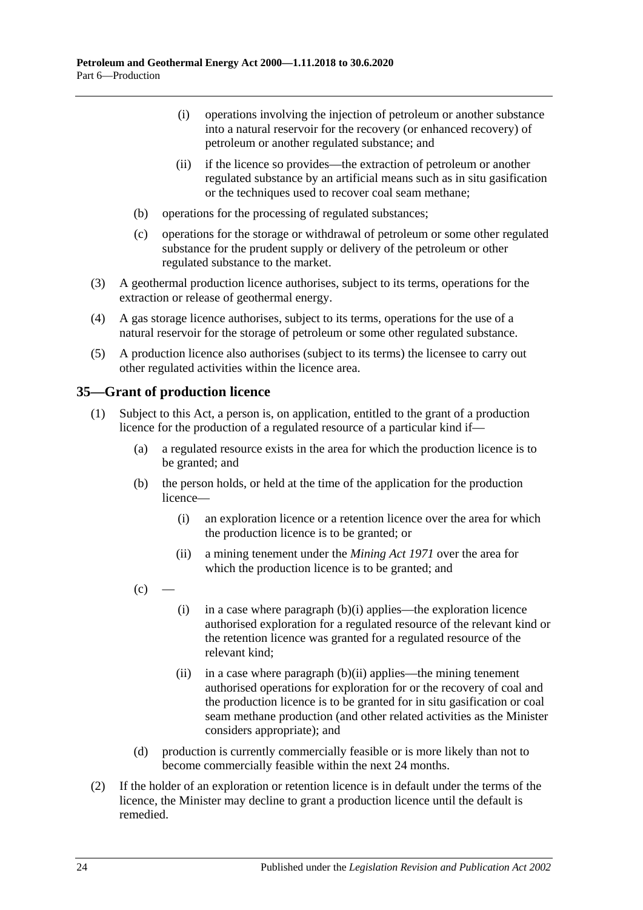(i) operations involving the injection of petroleum or another substance into a natural reservoir for the recovery (or enhanced recovery) of petroleum or another regulated substance; and

(ii) if the licence so provides—the extraction of petroleum or another regulated substance by an artificial means such as in situ gasification or the techniques used to recover coal seam methane;

(b) operations for the processing of regulated substances;

(c) operations for the storage or withdrawal of petroleum or some other regulated substance for the prudent supply or delivery of the petroleum or other regulated substance to the market.

(3) A geothermal production licence authorises, subject to its terms, operations for the extraction or release of geothermal energy.

(4) A gas storage licence authorises, subject to its terms, operations for the use of a natural reservoir for the storage of petroleum or some other regulated substance.

(5) A production licence also authorises (subject to its terms) the licensee to carry out other regulated activities within the licence area.

## 35—Grant of production licence

(1) Subject to this Act, a person is, on application, entitled to the grant of a production licence for the production of a regulated resource of a particular kind if—

(a) a regulated resource exists in the area for which the production licence is to be granted; and

(b) the person holds, or held at the time of the application for the production licence—

(i) an exploration licence or a retention licence over the area for which the production licence is to be granted; or

(ii) a mining tenement under the *Mining Act 1971* over the area for which the production licence is to be granted; and

(c) —

(i) in a case where paragraph (b)(i) applies—the exploration licence authorised exploration for a regulated resource of the relevant kind or the retention licence was granted for a regulated resource of the relevant kind;

(ii) in a case where paragraph (b)(ii) applies—the mining tenement authorised operations for exploration for or the recovery of coal and the production licence is to be granted for in situ gasification or coal seam methane production (and other related activities as the Minister considers appropriate); and

(d) production is currently commercially feasible or is more likely than not to become commercially feasible within the next 24 months.

(2) If the holder of an exploration or retention licence is in default under the terms of the licence, the Minister may decline to grant a production licence until the default is remedied.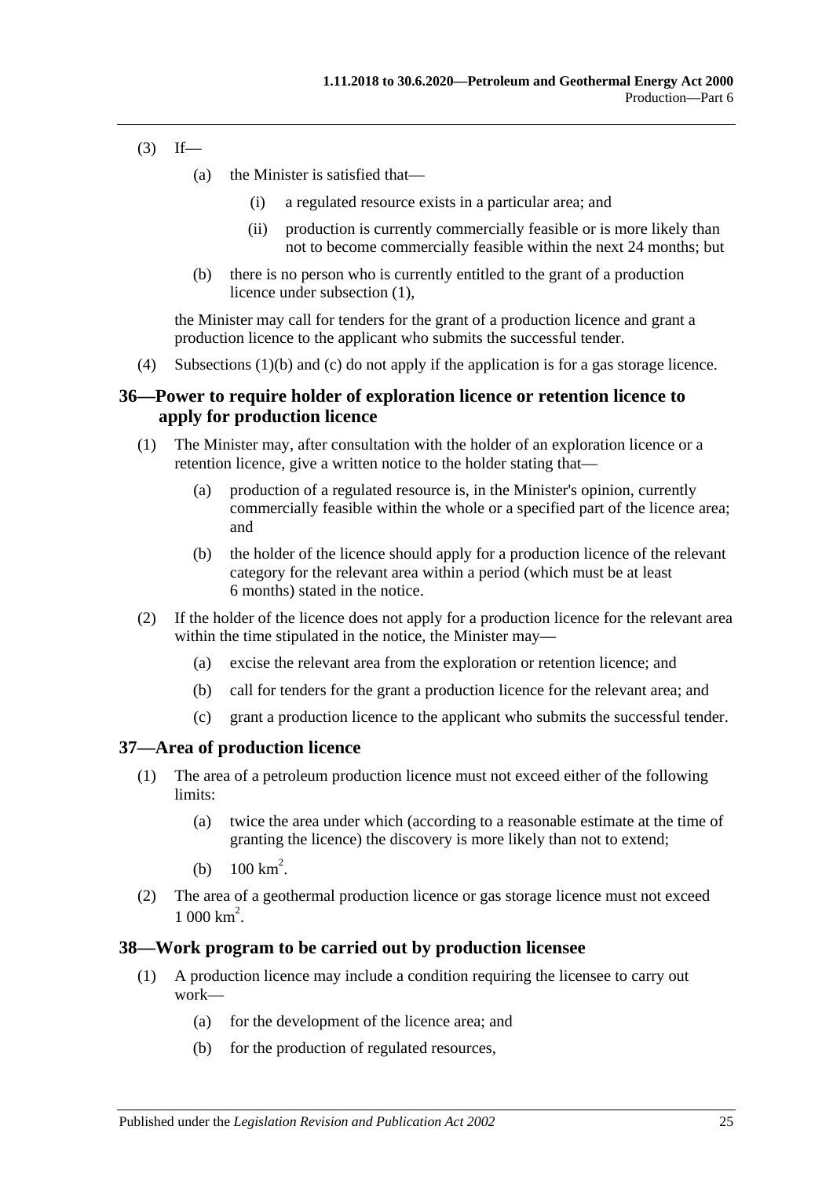(3) If—

(a) the Minister is satisfied that—

(i) a regulated resource exists in a particular area; and

(ii) production is currently commercially feasible or is more likely than not to become commercially feasible within the next 24 months; but

(b) there is no person who is currently entitled to the grant of a production licence under subsection (1),

the Minister may call for tenders for the grant of a production licence and grant a production licence to the applicant who submits the successful tender.

(4) Subsections (1)(b) and (c) do not apply if the application is for a gas storage licence.

## 36—Power to require holder of exploration licence or retention licence to apply for production licence

(1) The Minister may, after consultation with the holder of an exploration licence or a retention licence, give a written notice to the holder stating that—

(a) production of a regulated resource is, in the Minister's opinion, currently commercially feasible within the whole or a specified part of the licence area; and

(b) the holder of the licence should apply for a production licence of the relevant category for the relevant area within a period (which must be at least 6 months) stated in the notice.

(2) If the holder of the licence does not apply for a production licence for the relevant area within the time stipulated in the notice, the Minister may—

(a) excise the relevant area from the exploration or retention licence; and

(b) call for tenders for the grant a production licence for the relevant area; and

(c) grant a production licence to the applicant who submits the successful tender.

## 37—Area of production licence

(1) The area of a petroleum production licence must not exceed either of the following limits:

(a) twice the area under which (according to a reasonable estimate at the time of granting the licence) the discovery is more likely than not to extend;

(b) 100 km$^2$.

(2) The area of a geothermal production licence or gas storage licence must not exceed 1 000 km$^2$.

## 38—Work program to be carried out by production licensee

(1) A production licence may include a condition requiring the licensee to carry out work—

(a) for the development of the licence area; and

(b) for the production of regulated resources,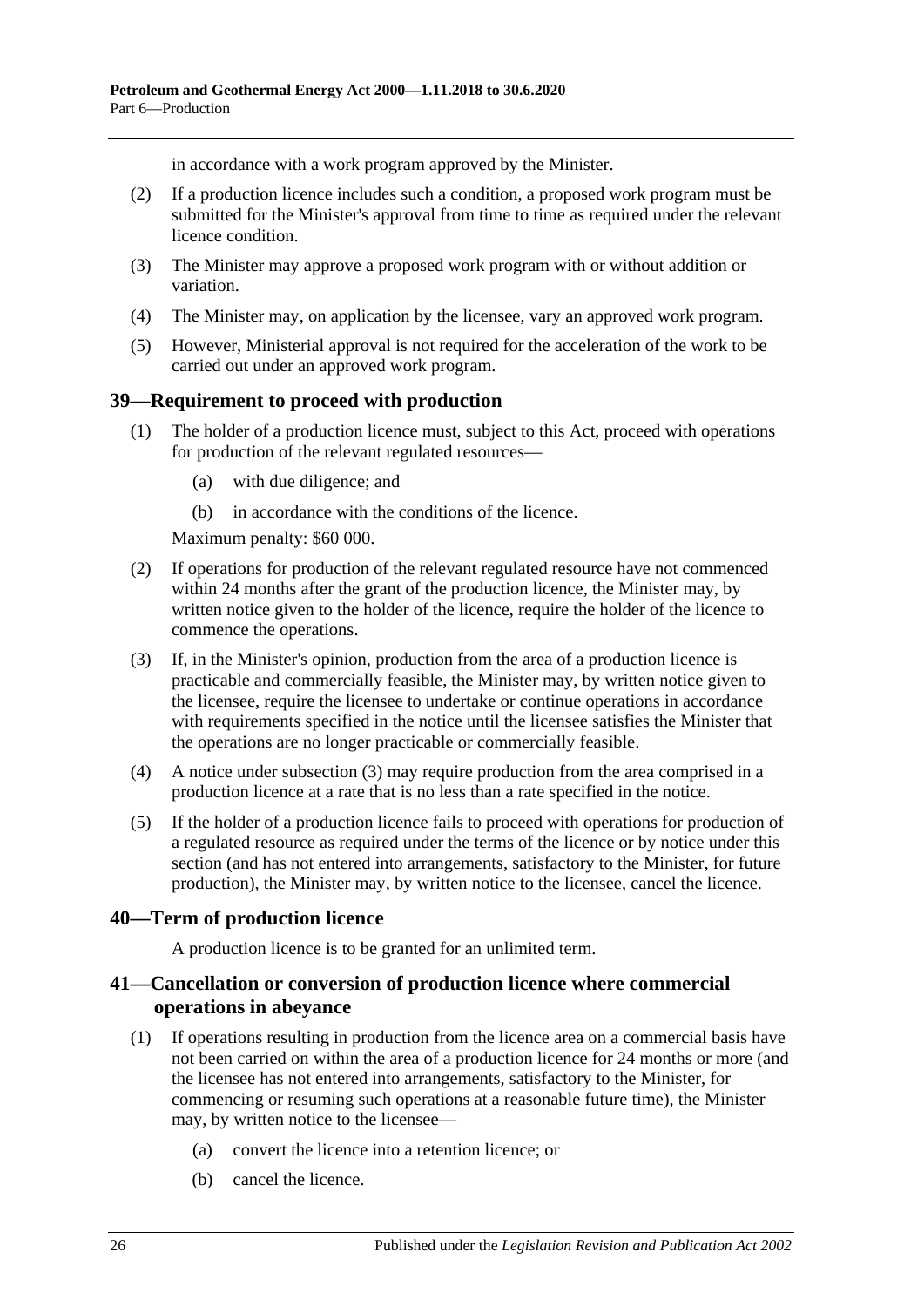in accordance with a work program approved by the Minister.

(2) If a production licence includes such a condition, a proposed work program must be submitted for the Minister's approval from time to time as required under the relevant licence condition.

(3) The Minister may approve a proposed work program with or without addition or variation.

(4) The Minister may, on application by the licensee, vary an approved work program.

(5) However, Ministerial approval is not required for the acceleration of the work to be carried out under an approved work program.

## 39—Requirement to proceed with production

(1) The holder of a production licence must, subject to this Act, proceed with operations for production of the relevant regulated resources—

(a) with due diligence; and

(b) in accordance with the conditions of the licence.

Maximum penalty: $60 000.

(2) If operations for production of the relevant regulated resource have not commenced within 24 months after the grant of the production licence, the Minister may, by written notice given to the holder of the licence, require the holder of the licence to commence the operations.

(3) If, in the Minister's opinion, production from the area of a production licence is practicable and commercially feasible, the Minister may, by written notice given to the licensee, require the licensee to undertake or continue operations in accordance with requirements specified in the notice until the licensee satisfies the Minister that the operations are no longer practicable or commercially feasible.

(4) A notice under subsection (3) may require production from the area comprised in a production licence at a rate that is no less than a rate specified in the notice.

(5) If the holder of a production licence fails to proceed with operations for production of a regulated resource as required under the terms of the licence or by notice under this section (and has not entered into arrangements, satisfactory to the Minister, for future production), the Minister may, by written notice to the licensee, cancel the licence.

## 40—Term of production licence

A production licence is to be granted for an unlimited term.

## 41—Cancellation or conversion of production licence where commercial operations in abeyance

(1) If operations resulting in production from the licence area on a commercial basis have not been carried on within the area of a production licence for 24 months or more (and the licensee has not entered into arrangements, satisfactory to the Minister, for commencing or resuming such operations at a reasonable future time), the Minister may, by written notice to the licensee—

(a) convert the licence into a retention licence; or

(b) cancel the licence.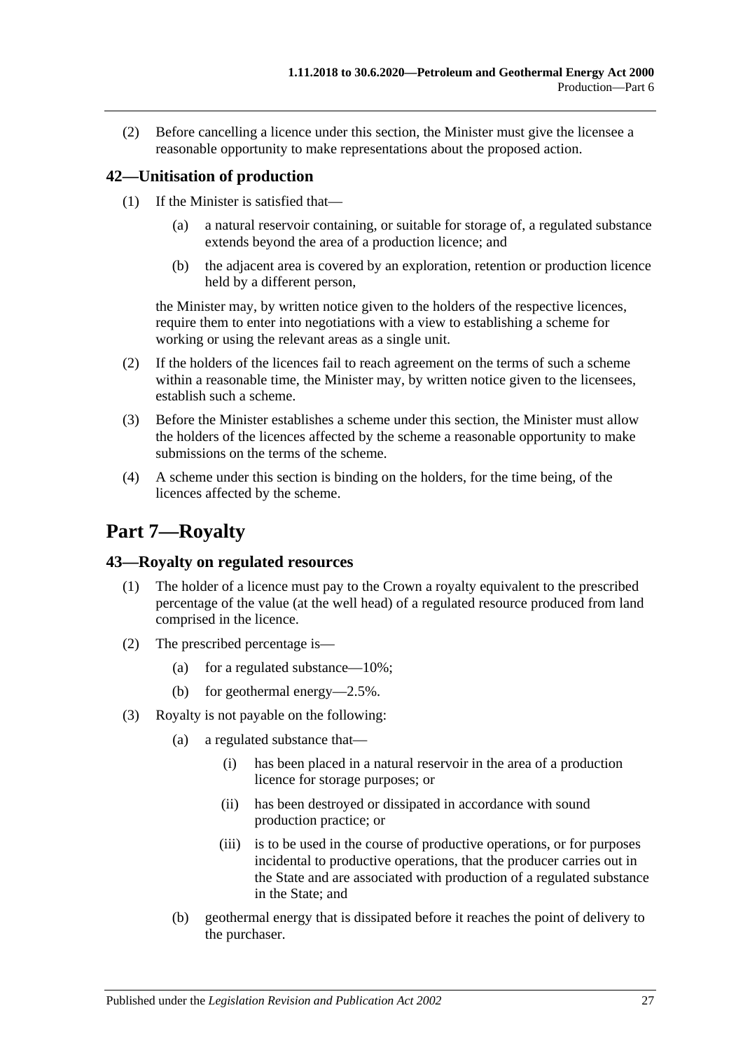(2) Before cancelling a licence under this section, the Minister must give the licensee a reasonable opportunity to make representations about the proposed action.

### 42—Unitisation of production

(1) If the Minister is satisfied that—

  (a) a natural reservoir containing, or suitable for storage of, a regulated substance extends beyond the area of a production licence; and

  (b) the adjacent area is covered by an exploration, retention or production licence held by a different person,

the Minister may, by written notice given to the holders of the respective licences, require them to enter into negotiations with a view to establishing a scheme for working or using the relevant areas as a single unit.

(2) If the holders of the licences fail to reach agreement on the terms of such a scheme within a reasonable time, the Minister may, by written notice given to the licensees, establish such a scheme.

(3) Before the Minister establishes a scheme under this section, the Minister must allow the holders of the licences affected by the scheme a reasonable opportunity to make submissions on the terms of the scheme.

(4) A scheme under this section is binding on the holders, for the time being, of the licences affected by the scheme.

## Part 7—Royalty

### 43—Royalty on regulated resources

(1) The holder of a licence must pay to the Crown a royalty equivalent to the prescribed percentage of the value (at the well head) of a regulated resource produced from land comprised in the licence.

(2) The prescribed percentage is—

  (a) for a regulated substance—10%;

  (b) for geothermal energy—2.5%.

(3) Royalty is not payable on the following:

  (a) a regulated substance that—

    (i) has been placed in a natural reservoir in the area of a production licence for storage purposes; or

    (ii) has been destroyed or dissipated in accordance with sound production practice; or

    (iii) is to be used in the course of productive operations, or for purposes incidental to productive operations, that the producer carries out in the State and are associated with production of a regulated substance in the State; and

  (b) geothermal energy that is dissipated before it reaches the point of delivery to the purchaser.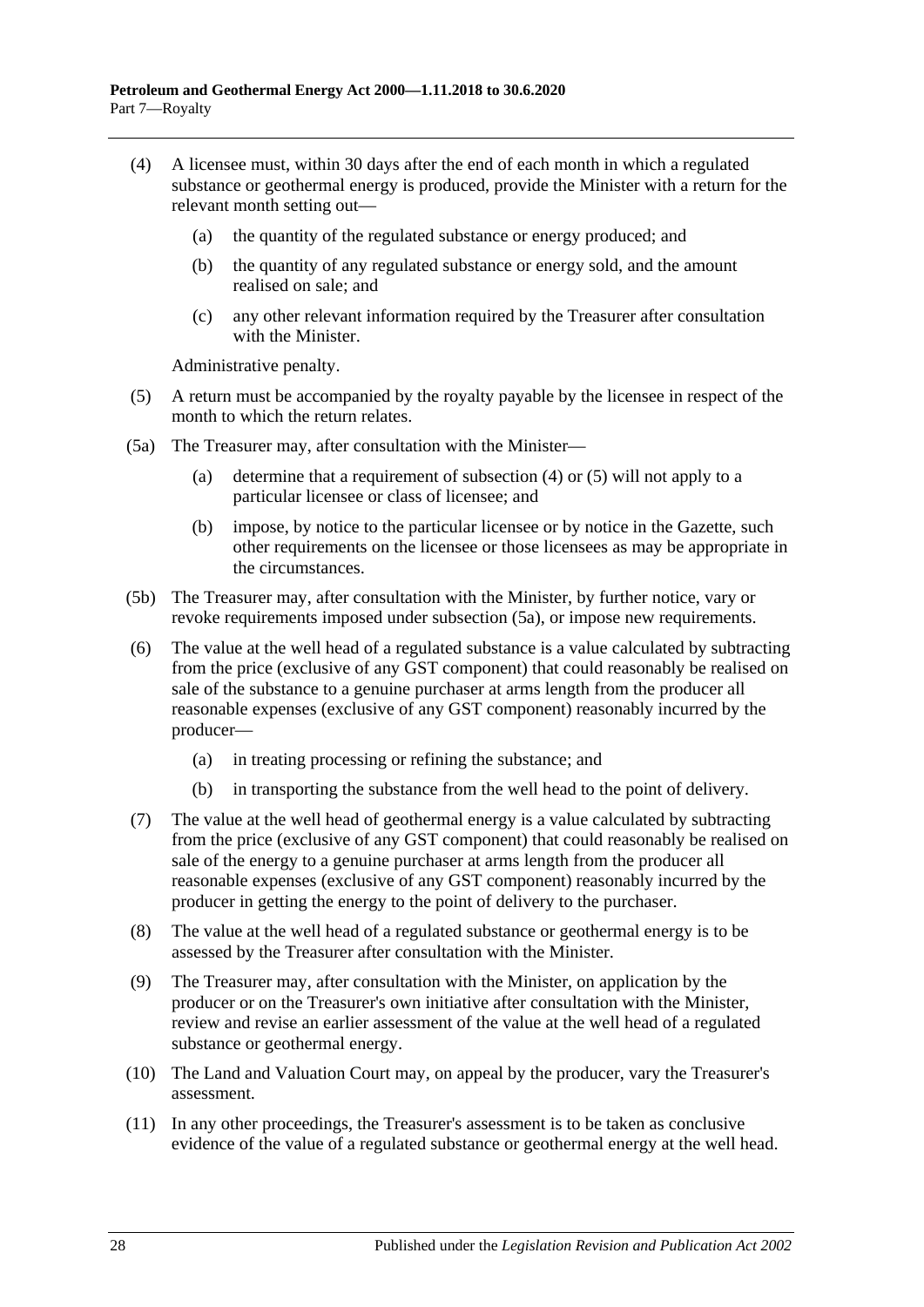(4) A licensee must, within 30 days after the end of each month in which a regulated substance or geothermal energy is produced, provide the Minister with a return for the relevant month setting out—

 (a) the quantity of the regulated substance or energy produced; and

 (b) the quantity of any regulated substance or energy sold, and the amount realised on sale; and

 (c) any other relevant information required by the Treasurer after consultation with the Minister.

Administrative penalty.

(5) A return must be accompanied by the royalty payable by the licensee in respect of the month to which the return relates.

(5a) The Treasurer may, after consultation with the Minister—

 (a) determine that a requirement of subsection (4) or (5) will not apply to a particular licensee or class of licensee; and

 (b) impose, by notice to the particular licensee or by notice in the Gazette, such other requirements on the licensee or those licensees as may be appropriate in the circumstances.

(5b) The Treasurer may, after consultation with the Minister, by further notice, vary or revoke requirements imposed under subsection (5a), or impose new requirements.

(6) The value at the well head of a regulated substance is a value calculated by subtracting from the price (exclusive of any GST component) that could reasonably be realised on sale of the substance to a genuine purchaser at arms length from the producer all reasonable expenses (exclusive of any GST component) reasonably incurred by the producer—

 (a) in treating processing or refining the substance; and

 (b) in transporting the substance from the well head to the point of delivery.

(7) The value at the well head of geothermal energy is a value calculated by subtracting from the price (exclusive of any GST component) that could reasonably be realised on sale of the energy to a genuine purchaser at arms length from the producer all reasonable expenses (exclusive of any GST component) reasonably incurred by the producer in getting the energy to the point of delivery to the purchaser.

(8) The value at the well head of a regulated substance or geothermal energy is to be assessed by the Treasurer after consultation with the Minister.

(9) The Treasurer may, after consultation with the Minister, on application by the producer or on the Treasurer's own initiative after consultation with the Minister, review and revise an earlier assessment of the value at the well head of a regulated substance or geothermal energy.

(10) The Land and Valuation Court may, on appeal by the producer, vary the Treasurer's assessment.

(11) In any other proceedings, the Treasurer's assessment is to be taken as conclusive evidence of the value of a regulated substance or geothermal energy at the well head.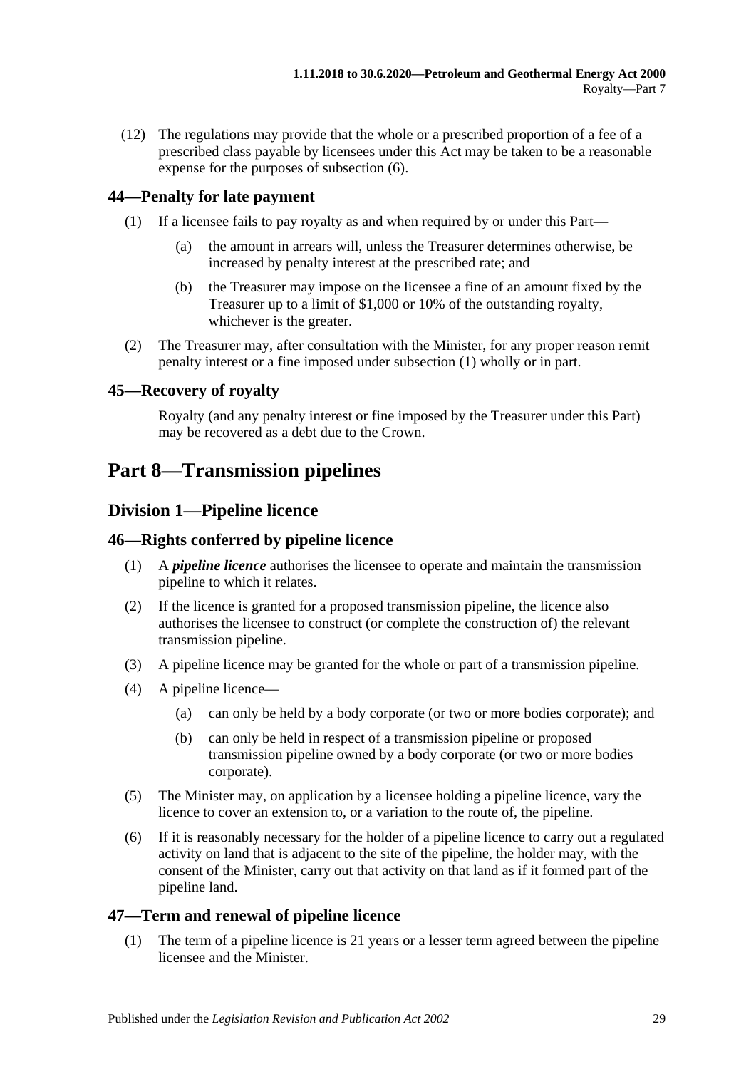(12) The regulations may provide that the whole or a prescribed proportion of a fee of a prescribed class payable by licensees under this Act may be taken to be a reasonable expense for the purposes of subsection (6).

### 44—Penalty for late payment

(1) If a licensee fails to pay royalty as and when required by or under this Part—

(a) the amount in arrears will, unless the Treasurer determines otherwise, be increased by penalty interest at the prescribed rate; and

(b) the Treasurer may impose on the licensee a fine of an amount fixed by the Treasurer up to a limit of $1,000 or 10% of the outstanding royalty, whichever is the greater.

(2) The Treasurer may, after consultation with the Minister, for any proper reason remit penalty interest or a fine imposed under subsection (1) wholly or in part.

### 45—Recovery of royalty

Royalty (and any penalty interest or fine imposed by the Treasurer under this Part) may be recovered as a debt due to the Crown.

# Part 8—Transmission pipelines

## Division 1—Pipeline licence

### 46—Rights conferred by pipeline licence

(1) A ***pipeline licence*** authorises the licensee to operate and maintain the transmission pipeline to which it relates.

(2) If the licence is granted for a proposed transmission pipeline, the licence also authorises the licensee to construct (or complete the construction of) the relevant transmission pipeline.

(3) A pipeline licence may be granted for the whole or part of a transmission pipeline.

(4) A pipeline licence—

(a) can only be held by a body corporate (or two or more bodies corporate); and

(b) can only be held in respect of a transmission pipeline or proposed transmission pipeline owned by a body corporate (or two or more bodies corporate).

(5) The Minister may, on application by a licensee holding a pipeline licence, vary the licence to cover an extension to, or a variation to the route of, the pipeline.

(6) If it is reasonably necessary for the holder of a pipeline licence to carry out a regulated activity on land that is adjacent to the site of the pipeline, the holder may, with the consent of the Minister, carry out that activity on that land as if it formed part of the pipeline land.

### 47—Term and renewal of pipeline licence

(1) The term of a pipeline licence is 21 years or a lesser term agreed between the pipeline licensee and the Minister.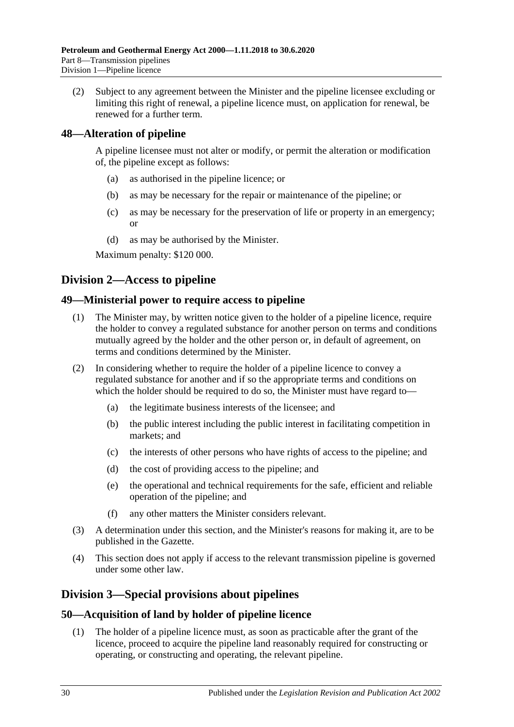(2) Subject to any agreement between the Minister and the pipeline licensee excluding or limiting this right of renewal, a pipeline licence must, on application for renewal, be renewed for a further term.

## 48—Alteration of pipeline

A pipeline licensee must not alter or modify, or permit the alteration or modification of, the pipeline except as follows:

(a) as authorised in the pipeline licence; or

(b) as may be necessary for the repair or maintenance of the pipeline; or

(c) as may be necessary for the preservation of life or property in an emergency; or

(d) as may be authorised by the Minister.

Maximum penalty: $120 000.

# Division 2—Access to pipeline

## 49—Ministerial power to require access to pipeline

(1) The Minister may, by written notice given to the holder of a pipeline licence, require the holder to convey a regulated substance for another person on terms and conditions mutually agreed by the holder and the other person or, in default of agreement, on terms and conditions determined by the Minister.

(2) In considering whether to require the holder of a pipeline licence to convey a regulated substance for another and if so the appropriate terms and conditions on which the holder should be required to do so, the Minister must have regard to—

(a) the legitimate business interests of the licensee; and

(b) the public interest including the public interest in facilitating competition in markets; and

(c) the interests of other persons who have rights of access to the pipeline; and

(d) the cost of providing access to the pipeline; and

(e) the operational and technical requirements for the safe, efficient and reliable operation of the pipeline; and

(f) any other matters the Minister considers relevant.

(3) A determination under this section, and the Minister's reasons for making it, are to be published in the Gazette.

(4) This section does not apply if access to the relevant transmission pipeline is governed under some other law.

# Division 3—Special provisions about pipelines

## 50—Acquisition of land by holder of pipeline licence

(1) The holder of a pipeline licence must, as soon as practicable after the grant of the licence, proceed to acquire the pipeline land reasonably required for constructing or operating, or constructing and operating, the relevant pipeline.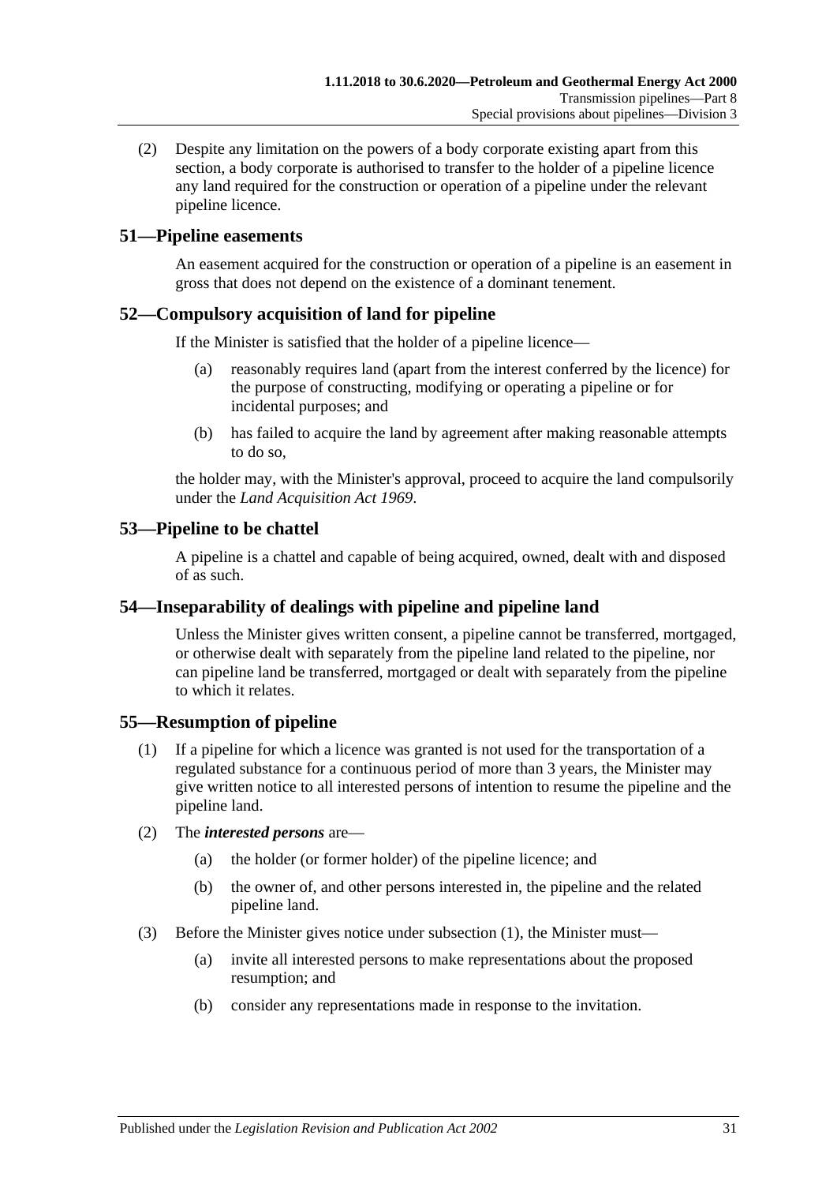(2) Despite any limitation on the powers of a body corporate existing apart from this section, a body corporate is authorised to transfer to the holder of a pipeline licence any land required for the construction or operation of a pipeline under the relevant pipeline licence.

## 51—Pipeline easements

An easement acquired for the construction or operation of a pipeline is an easement in gross that does not depend on the existence of a dominant tenement.

## 52—Compulsory acquisition of land for pipeline

If the Minister is satisfied that the holder of a pipeline licence—

(a) reasonably requires land (apart from the interest conferred by the licence) for the purpose of constructing, modifying or operating a pipeline or for incidental purposes; and

(b) has failed to acquire the land by agreement after making reasonable attempts to do so,

the holder may, with the Minister's approval, proceed to acquire the land compulsorily under the *Land Acquisition Act 1969*.

## 53—Pipeline to be chattel

A pipeline is a chattel and capable of being acquired, owned, dealt with and disposed of as such.

## 54—Inseparability of dealings with pipeline and pipeline land

Unless the Minister gives written consent, a pipeline cannot be transferred, mortgaged, or otherwise dealt with separately from the pipeline land related to the pipeline, nor can pipeline land be transferred, mortgaged or dealt with separately from the pipeline to which it relates.

## 55—Resumption of pipeline

(1) If a pipeline for which a licence was granted is not used for the transportation of a regulated substance for a continuous period of more than 3 years, the Minister may give written notice to all interested persons of intention to resume the pipeline and the pipeline land.

(2) The ***interested persons*** are—

(a) the holder (or former holder) of the pipeline licence; and

(b) the owner of, and other persons interested in, the pipeline and the related pipeline land.

(3) Before the Minister gives notice under subsection (1), the Minister must—

(a) invite all interested persons to make representations about the proposed resumption; and

(b) consider any representations made in response to the invitation.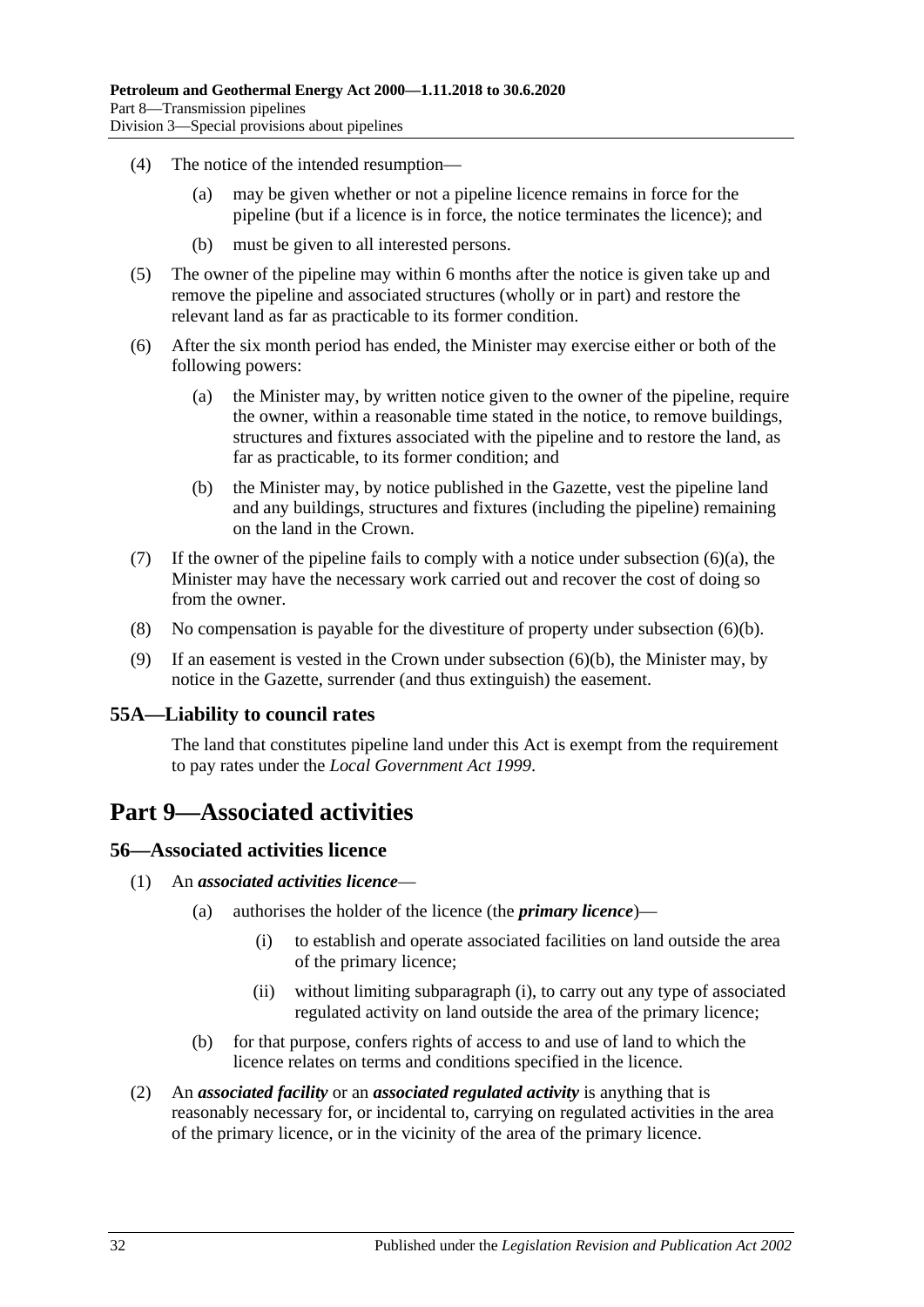(4) The notice of the intended resumption—

(a) may be given whether or not a pipeline licence remains in force for the pipeline (but if a licence is in force, the notice terminates the licence); and

(b) must be given to all interested persons.

(5) The owner of the pipeline may within 6 months after the notice is given take up and remove the pipeline and associated structures (wholly or in part) and restore the relevant land as far as practicable to its former condition.

(6) After the six month period has ended, the Minister may exercise either or both of the following powers:

(a) the Minister may, by written notice given to the owner of the pipeline, require the owner, within a reasonable time stated in the notice, to remove buildings, structures and fixtures associated with the pipeline and to restore the land, as far as practicable, to its former condition; and

(b) the Minister may, by notice published in the Gazette, vest the pipeline land and any buildings, structures and fixtures (including the pipeline) remaining on the land in the Crown.

(7) If the owner of the pipeline fails to comply with a notice under subsection (6)(a), the Minister may have the necessary work carried out and recover the cost of doing so from the owner.

(8) No compensation is payable for the divestiture of property under subsection (6)(b).

(9) If an easement is vested in the Crown under subsection (6)(b), the Minister may, by notice in the Gazette, surrender (and thus extinguish) the easement.

### 55A—Liability to council rates

The land that constitutes pipeline land under this Act is exempt from the requirement to pay rates under the *Local Government Act 1999*.

## Part 9—Associated activities

### 56—Associated activities licence

(1) An ***associated activities licence***—

(a) authorises the holder of the licence (the ***primary licence***)—

(i) to establish and operate associated facilities on land outside the area of the primary licence;

(ii) without limiting subparagraph (i), to carry out any type of associated regulated activity on land outside the area of the primary licence;

(b) for that purpose, confers rights of access to and use of land to which the licence relates on terms and conditions specified in the licence.

(2) An ***associated facility*** or an ***associated regulated activity*** is anything that is reasonably necessary for, or incidental to, carrying on regulated activities in the area of the primary licence, or in the vicinity of the area of the primary licence.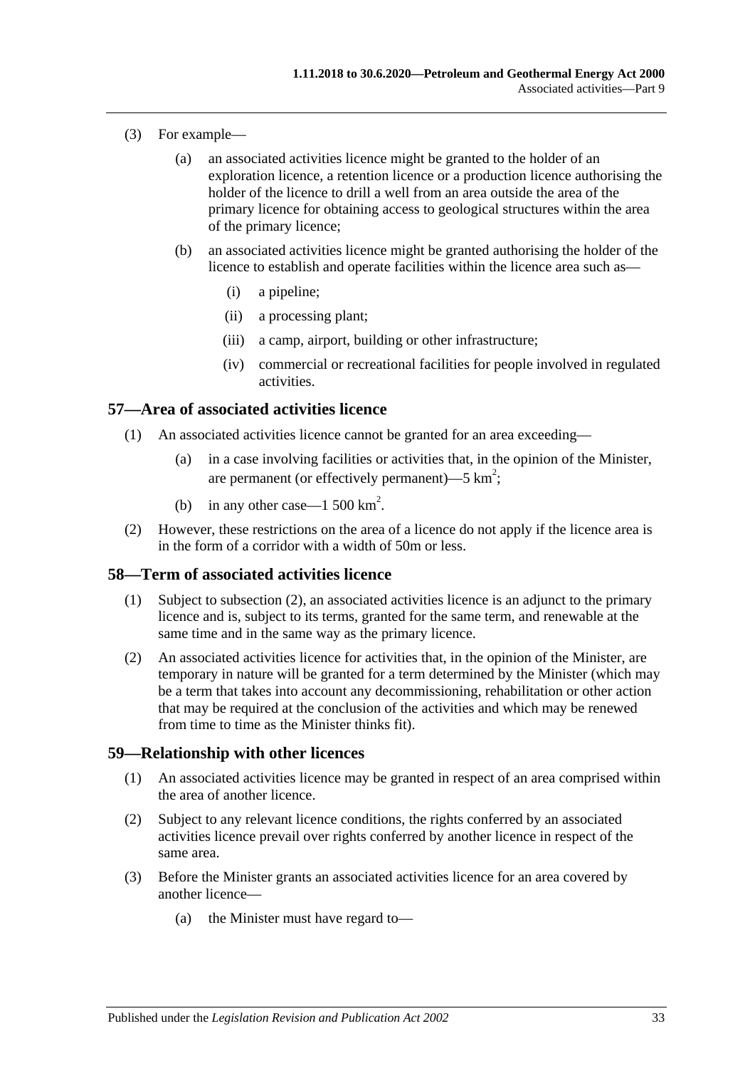(3) For example—

(a) an associated activities licence might be granted to the holder of an exploration licence, a retention licence or a production licence authorising the holder of the licence to drill a well from an area outside the area of the primary licence for obtaining access to geological structures within the area of the primary licence;

(b) an associated activities licence might be granted authorising the holder of the licence to establish and operate facilities within the licence area such as—

(i) a pipeline;

(ii) a processing plant;

(iii) a camp, airport, building or other infrastructure;

(iv) commercial or recreational facilities for people involved in regulated activities.

## 57—Area of associated activities licence

(1) An associated activities licence cannot be granted for an area exceeding—

(a) in a case involving facilities or activities that, in the opinion of the Minister, are permanent (or effectively permanent)—5 $km^2$;

(b) in any other case—1 500 $km^2$.

(2) However, these restrictions on the area of a licence do not apply if the licence area is in the form of a corridor with a width of 50m or less.

## 58—Term of associated activities licence

(1) Subject to subsection (2), an associated activities licence is an adjunct to the primary licence and is, subject to its terms, granted for the same term, and renewable at the same time and in the same way as the primary licence.

(2) An associated activities licence for activities that, in the opinion of the Minister, are temporary in nature will be granted for a term determined by the Minister (which may be a term that takes into account any decommissioning, rehabilitation or other action that may be required at the conclusion of the activities and which may be renewed from time to time as the Minister thinks fit).

## 59—Relationship with other licences

(1) An associated activities licence may be granted in respect of an area comprised within the area of another licence.

(2) Subject to any relevant licence conditions, the rights conferred by an associated activities licence prevail over rights conferred by another licence in respect of the same area.

(3) Before the Minister grants an associated activities licence for an area covered by another licence—

(a) the Minister must have regard to—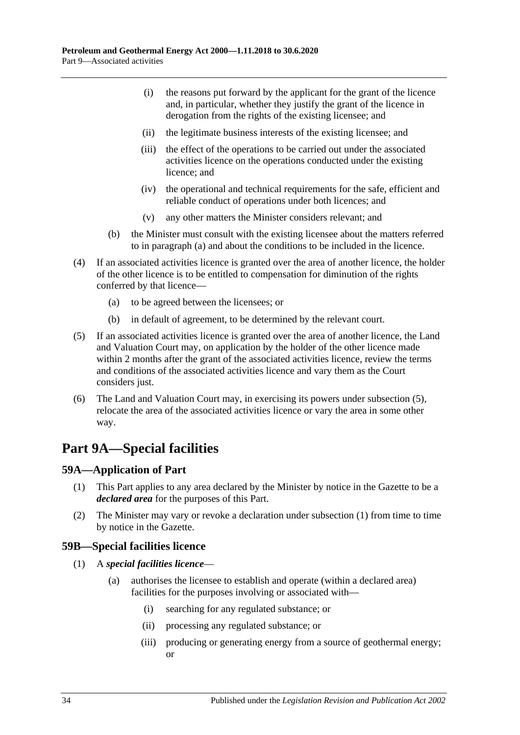(i) the reasons put forward by the applicant for the grant of the licence and, in particular, whether they justify the grant of the licence in derogation from the rights of the existing licensee; and

(ii) the legitimate business interests of the existing licensee; and

(iii) the effect of the operations to be carried out under the associated activities licence on the operations conducted under the existing licence; and

(iv) the operational and technical requirements for the safe, efficient and reliable conduct of operations under both licences; and

(v) any other matters the Minister considers relevant; and

(b) the Minister must consult with the existing licensee about the matters referred to in paragraph (a) and about the conditions to be included in the licence.

(4) If an associated activities licence is granted over the area of another licence, the holder of the other licence is to be entitled to compensation for diminution of the rights conferred by that licence—

(a) to be agreed between the licensees; or

(b) in default of agreement, to be determined by the relevant court.

(5) If an associated activities licence is granted over the area of another licence, the Land and Valuation Court may, on application by the holder of the other licence made within 2 months after the grant of the associated activities licence, review the terms and conditions of the associated activities licence and vary them as the Court considers just.

(6) The Land and Valuation Court may, in exercising its powers under subsection (5), relocate the area of the associated activities licence or vary the area in some other way.

# Part 9A—Special facilities

## 59A—Application of Part

(1) This Part applies to any area declared by the Minister by notice in the Gazette to be a ***declared area*** for the purposes of this Part.

(2) The Minister may vary or revoke a declaration under subsection (1) from time to time by notice in the Gazette.

## 59B—Special facilities licence

(1) A ***special facilities licence***—

(a) authorises the licensee to establish and operate (within a declared area) facilities for the purposes involving or associated with—

(i) searching for any regulated substance; or

(ii) processing any regulated substance; or

(iii) producing or generating energy from a source of geothermal energy; or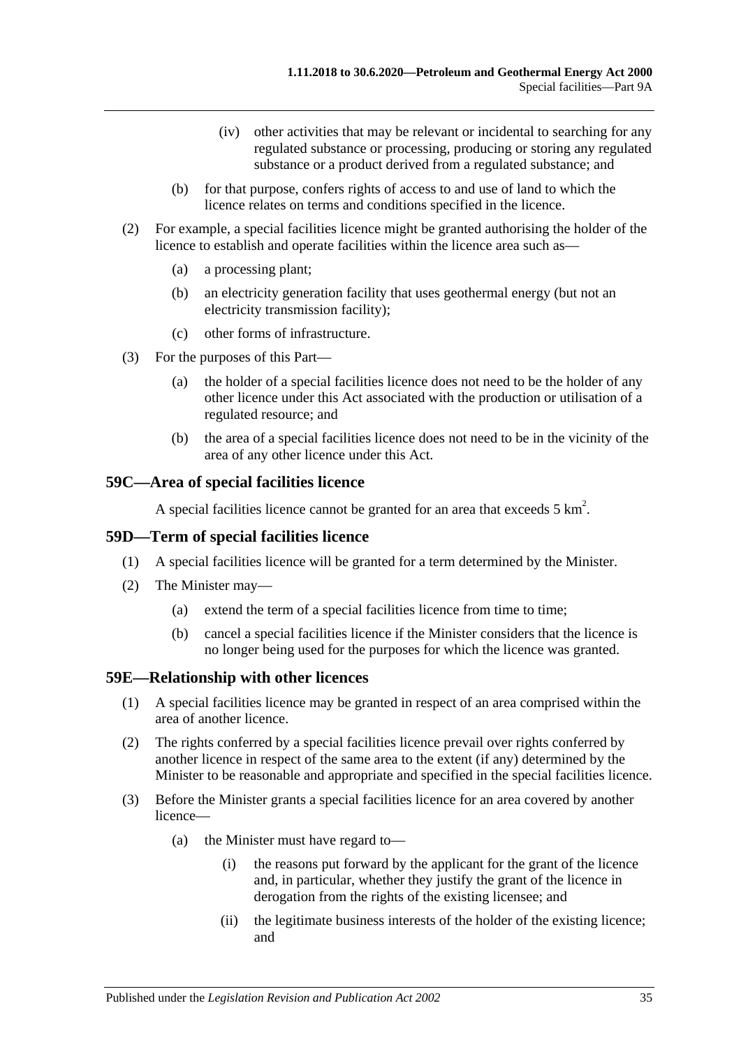(iv) other activities that may be relevant or incidental to searching for any regulated substance or processing, producing or storing any regulated substance or a product derived from a regulated substance; and

(b) for that purpose, confers rights of access to and use of land to which the licence relates on terms and conditions specified in the licence.

(2) For example, a special facilities licence might be granted authorising the holder of the licence to establish and operate facilities within the licence area such as—

(a) a processing plant;

(b) an electricity generation facility that uses geothermal energy (but not an electricity transmission facility);

(c) other forms of infrastructure.

(3) For the purposes of this Part—

(a) the holder of a special facilities licence does not need to be the holder of any other licence under this Act associated with the production or utilisation of a regulated resource; and

(b) the area of a special facilities licence does not need to be in the vicinity of the area of any other licence under this Act.

## 59C—Area of special facilities licence

A special facilities licence cannot be granted for an area that exceeds 5 $km^2$.

## 59D—Term of special facilities licence

(1) A special facilities licence will be granted for a term determined by the Minister.

(2) The Minister may—

(a) extend the term of a special facilities licence from time to time;

(b) cancel a special facilities licence if the Minister considers that the licence is no longer being used for the purposes for which the licence was granted.

## 59E—Relationship with other licences

(1) A special facilities licence may be granted in respect of an area comprised within the area of another licence.

(2) The rights conferred by a special facilities licence prevail over rights conferred by another licence in respect of the same area to the extent (if any) determined by the Minister to be reasonable and appropriate and specified in the special facilities licence.

(3) Before the Minister grants a special facilities licence for an area covered by another licence—

(a) the Minister must have regard to—

(i) the reasons put forward by the applicant for the grant of the licence and, in particular, whether they justify the grant of the licence in derogation from the rights of the existing licensee; and

(ii) the legitimate business interests of the holder of the existing licence; and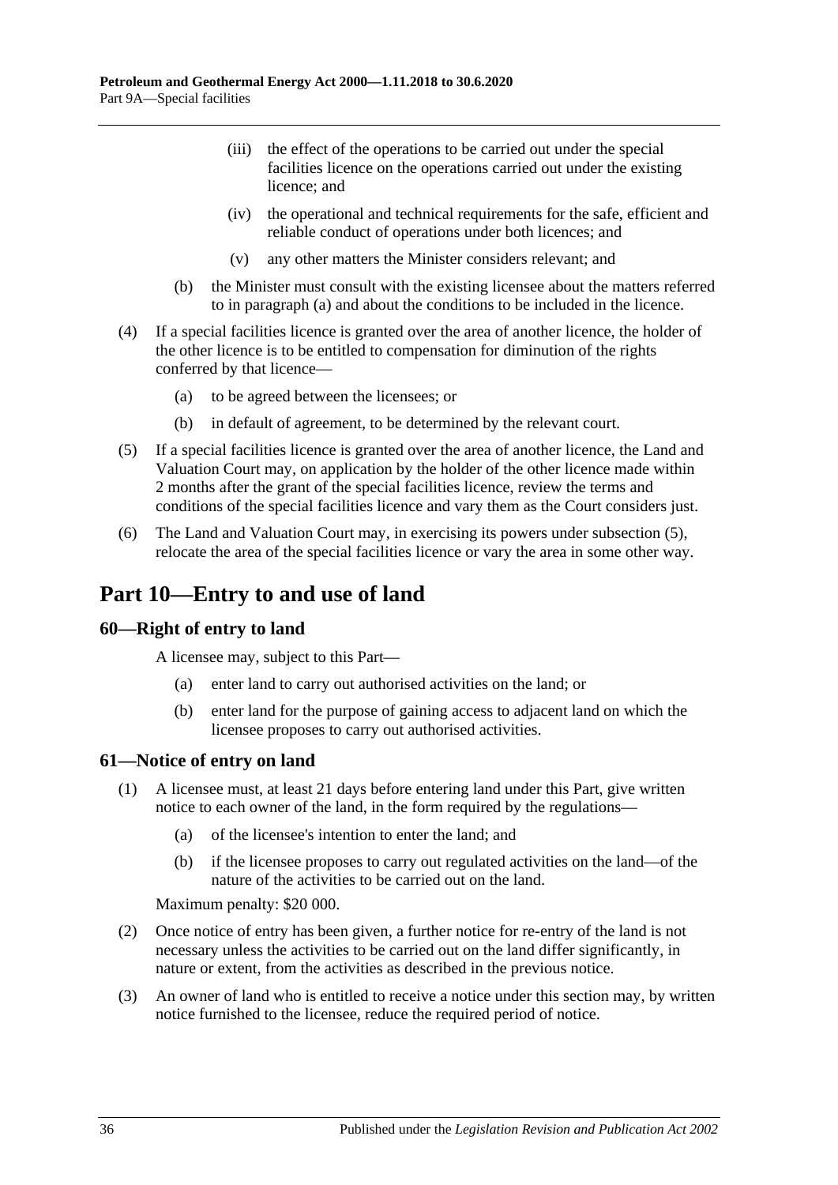(iii) the effect of the operations to be carried out under the special facilities licence on the operations carried out under the existing licence; and

(iv) the operational and technical requirements for the safe, efficient and reliable conduct of operations under both licences; and

(v) any other matters the Minister considers relevant; and

(b) the Minister must consult with the existing licensee about the matters referred to in paragraph (a) and about the conditions to be included in the licence.

(4) If a special facilities licence is granted over the area of another licence, the holder of the other licence is to be entitled to compensation for diminution of the rights conferred by that licence—

(a) to be agreed between the licensees; or

(b) in default of agreement, to be determined by the relevant court.

(5) If a special facilities licence is granted over the area of another licence, the Land and Valuation Court may, on application by the holder of the other licence made within 2 months after the grant of the special facilities licence, review the terms and conditions of the special facilities licence and vary them as the Court considers just.

(6) The Land and Valuation Court may, in exercising its powers under subsection (5), relocate the area of the special facilities licence or vary the area in some other way.

# Part 10—Entry to and use of land

## 60—Right of entry to land

A licensee may, subject to this Part—

(a) enter land to carry out authorised activities on the land; or

(b) enter land for the purpose of gaining access to adjacent land on which the licensee proposes to carry out authorised activities.

## 61—Notice of entry on land

(1) A licensee must, at least 21 days before entering land under this Part, give written notice to each owner of the land, in the form required by the regulations—

(a) of the licensee's intention to enter the land; and

(b) if the licensee proposes to carry out regulated activities on the land—of the nature of the activities to be carried out on the land.

Maximum penalty: $20 000.

(2) Once notice of entry has been given, a further notice for re-entry of the land is not necessary unless the activities to be carried out on the land differ significantly, in nature or extent, from the activities as described in the previous notice.

(3) An owner of land who is entitled to receive a notice under this section may, by written notice furnished to the licensee, reduce the required period of notice.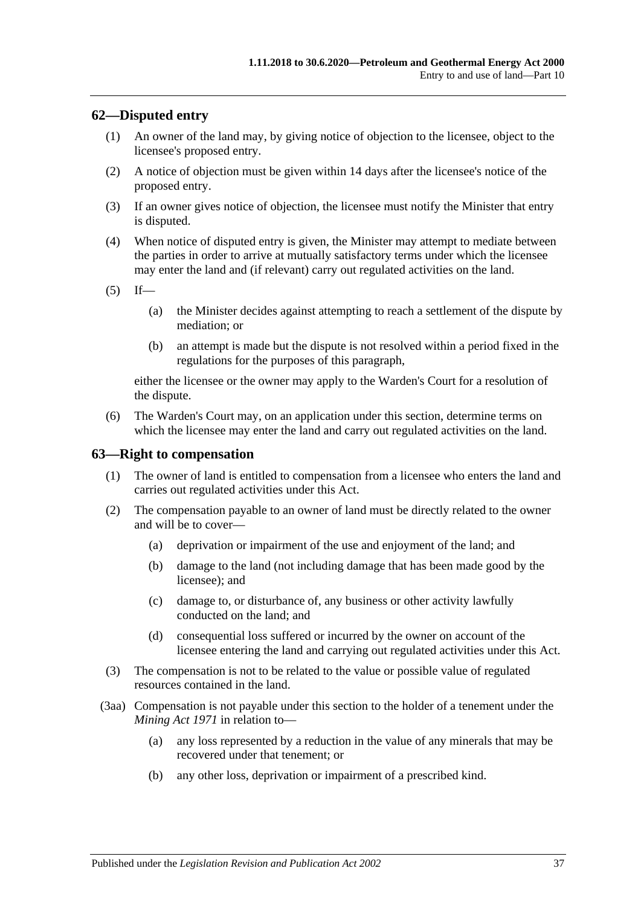## 62—Disputed entry

(1) An owner of the land may, by giving notice of objection to the licensee, object to the licensee's proposed entry.

(2) A notice of objection must be given within 14 days after the licensee's notice of the proposed entry.

(3) If an owner gives notice of objection, the licensee must notify the Minister that entry is disputed.

(4) When notice of disputed entry is given, the Minister may attempt to mediate between the parties in order to arrive at mutually satisfactory terms under which the licensee may enter the land and (if relevant) carry out regulated activities on the land.

(5) If—

- (a) the Minister decides against attempting to reach a settlement of the dispute by mediation; or
- (b) an attempt is made but the dispute is not resolved within a period fixed in the regulations for the purposes of this paragraph,

either the licensee or the owner may apply to the Warden's Court for a resolution of the dispute.

(6) The Warden's Court may, on an application under this section, determine terms on which the licensee may enter the land and carry out regulated activities on the land.

## 63—Right to compensation

(1) The owner of land is entitled to compensation from a licensee who enters the land and carries out regulated activities under this Act.

(2) The compensation payable to an owner of land must be directly related to the owner and will be to cover—

- (a) deprivation or impairment of the use and enjoyment of the land; and
- (b) damage to the land (not including damage that has been made good by the licensee); and
- (c) damage to, or disturbance of, any business or other activity lawfully conducted on the land; and
- (d) consequential loss suffered or incurred by the owner on account of the licensee entering the land and carrying out regulated activities under this Act.

(3) The compensation is not to be related to the value or possible value of regulated resources contained in the land.

(3aa) Compensation is not payable under this section to the holder of a tenement under the *Mining Act 1971* in relation to—

- (a) any loss represented by a reduction in the value of any minerals that may be recovered under that tenement; or
- (b) any other loss, deprivation or impairment of a prescribed kind.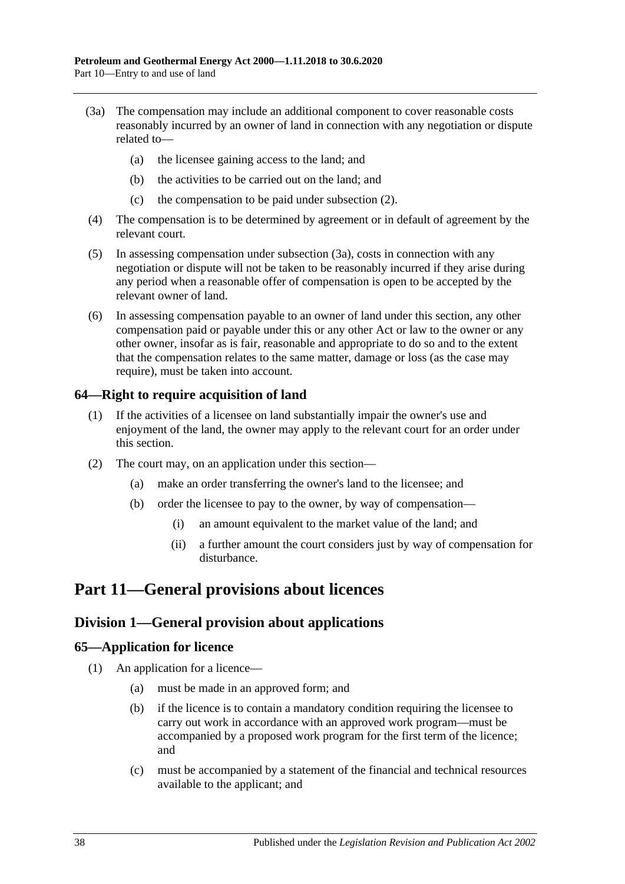(3a) The compensation may include an additional component to cover reasonable costs reasonably incurred by an owner of land in connection with any negotiation or dispute related to—

(a) the licensee gaining access to the land; and

(b) the activities to be carried out on the land; and

(c) the compensation to be paid under subsection (2).

(4) The compensation is to be determined by agreement or in default of agreement by the relevant court.

(5) In assessing compensation under subsection (3a), costs in connection with any negotiation or dispute will not be taken to be reasonably incurred if they arise during any period when a reasonable offer of compensation is open to be accepted by the relevant owner of land.

(6) In assessing compensation payable to an owner of land under this section, any other compensation paid or payable under this or any other Act or law to the owner or any other owner, insofar as is fair, reasonable and appropriate to do so and to the extent that the compensation relates to the same matter, damage or loss (as the case may require), must be taken into account.

### 64—Right to require acquisition of land

(1) If the activities of a licensee on land substantially impair the owner's use and enjoyment of the land, the owner may apply to the relevant court for an order under this section.

(2) The court may, on an application under this section—

(a) make an order transferring the owner's land to the licensee; and

(b) order the licensee to pay to the owner, by way of compensation—

(i) an amount equivalent to the market value of the land; and

(ii) a further amount the court considers just by way of compensation for disturbance.

# Part 11—General provisions about licences

## Division 1—General provision about applications

### 65—Application for licence

(1) An application for a licence—

(a) must be made in an approved form; and

(b) if the licence is to contain a mandatory condition requiring the licensee to carry out work in accordance with an approved work program—must be accompanied by a proposed work program for the first term of the licence; and

(c) must be accompanied by a statement of the financial and technical resources available to the applicant; and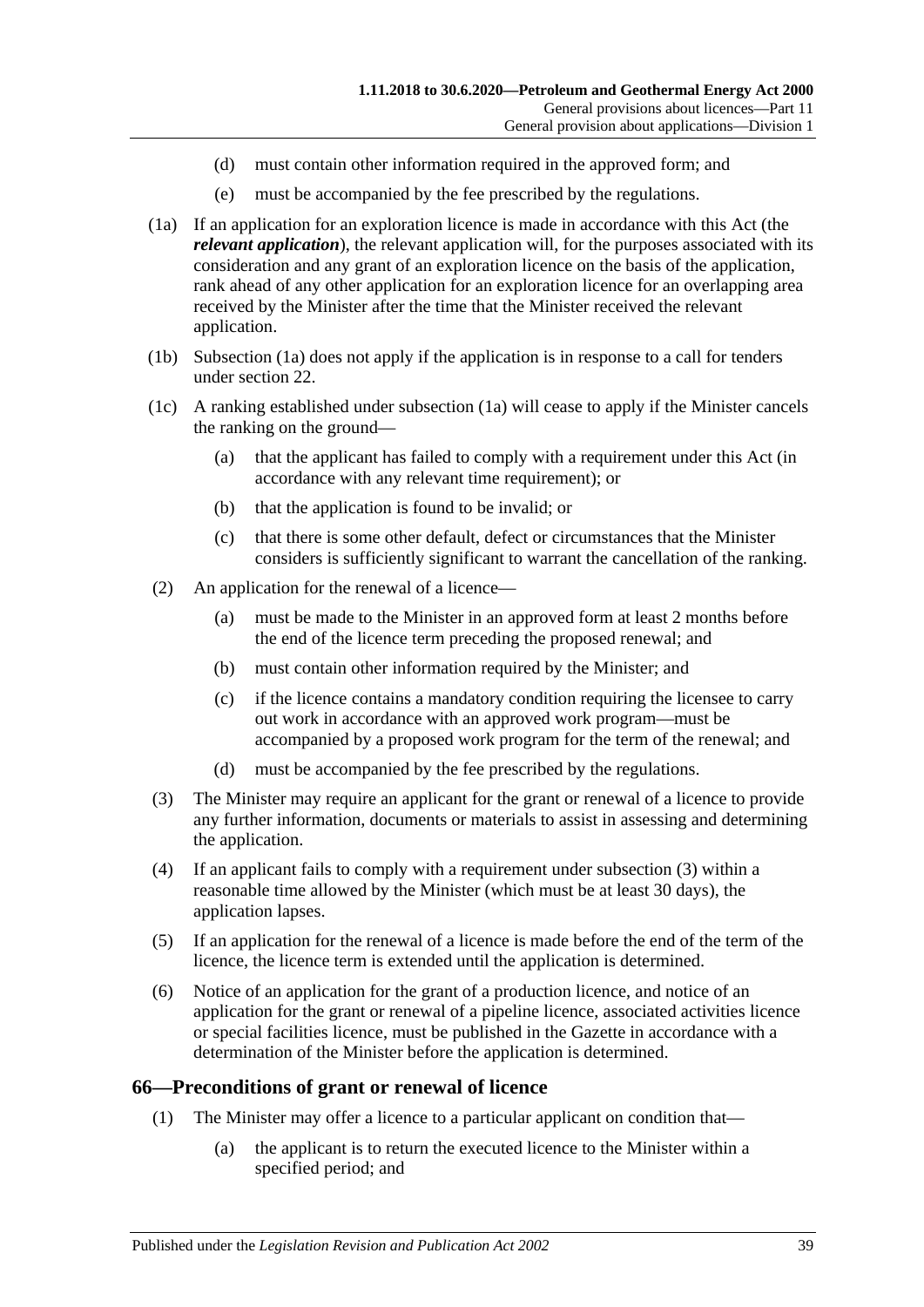- (d) must contain other information required in the approved form; and
- (e) must be accompanied by the fee prescribed by the regulations.

(1a) If an application for an exploration licence is made in accordance with this Act (the ***relevant application***), the relevant application will, for the purposes associated with its consideration and any grant of an exploration licence on the basis of the application, rank ahead of any other application for an exploration licence for an overlapping area received by the Minister after the time that the Minister received the relevant application.

(1b) Subsection (1a) does not apply if the application is in response to a call for tenders under section 22.

(1c) A ranking established under subsection (1a) will cease to apply if the Minister cancels the ranking on the ground—

- (a) that the applicant has failed to comply with a requirement under this Act (in accordance with any relevant time requirement); or
- (b) that the application is found to be invalid; or
- (c) that there is some other default, defect or circumstances that the Minister considers is sufficiently significant to warrant the cancellation of the ranking.

(2) An application for the renewal of a licence—

- (a) must be made to the Minister in an approved form at least 2 months before the end of the licence term preceding the proposed renewal; and
- (b) must contain other information required by the Minister; and
- (c) if the licence contains a mandatory condition requiring the licensee to carry out work in accordance with an approved work program—must be accompanied by a proposed work program for the term of the renewal; and
- (d) must be accompanied by the fee prescribed by the regulations.

(3) The Minister may require an applicant for the grant or renewal of a licence to provide any further information, documents or materials to assist in assessing and determining the application.

(4) If an applicant fails to comply with a requirement under subsection (3) within a reasonable time allowed by the Minister (which must be at least 30 days), the application lapses.

(5) If an application for the renewal of a licence is made before the end of the term of the licence, the licence term is extended until the application is determined.

(6) Notice of an application for the grant of a production licence, and notice of an application for the grant or renewal of a pipeline licence, associated activities licence or special facilities licence, must be published in the Gazette in accordance with a determination of the Minister before the application is determined.

## 66—Preconditions of grant or renewal of licence

(1) The Minister may offer a licence to a particular applicant on condition that—

- (a) the applicant is to return the executed licence to the Minister within a specified period; and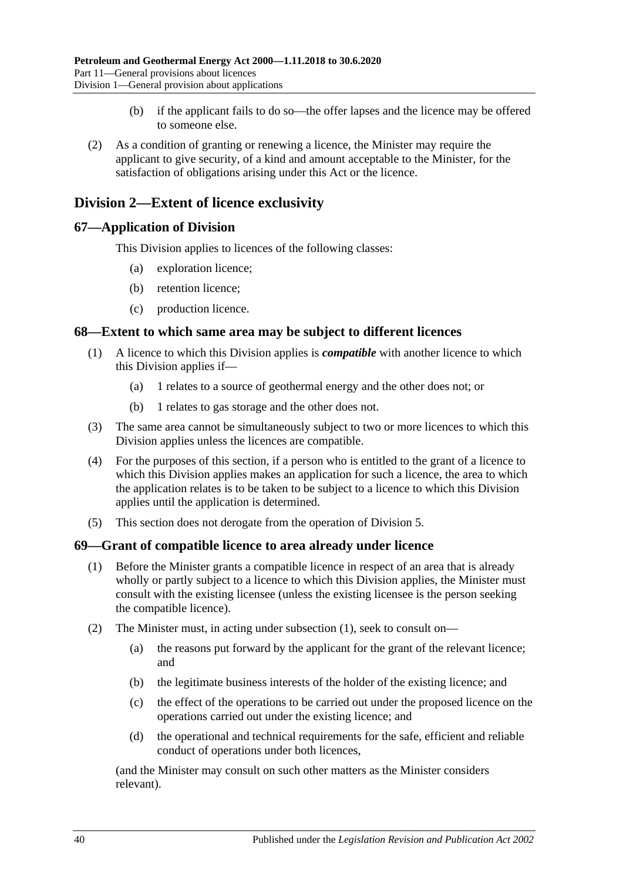(b) if the applicant fails to do so—the offer lapses and the licence may be offered to someone else.

(2) As a condition of granting or renewing a licence, the Minister may require the applicant to give security, of a kind and amount acceptable to the Minister, for the satisfaction of obligations arising under this Act or the licence.

## Division 2—Extent of licence exclusivity

### 67—Application of Division

This Division applies to licences of the following classes:

(a) exploration licence;

(b) retention licence;

(c) production licence.

### 68—Extent to which same area may be subject to different licences

(1) A licence to which this Division applies is ***compatible*** with another licence to which this Division applies if—

(a) 1 relates to a source of geothermal energy and the other does not; or

(b) 1 relates to gas storage and the other does not.

(3) The same area cannot be simultaneously subject to two or more licences to which this Division applies unless the licences are compatible.

(4) For the purposes of this section, if a person who is entitled to the grant of a licence to which this Division applies makes an application for such a licence, the area to which the application relates is to be taken to be subject to a licence to which this Division applies until the application is determined.

(5) This section does not derogate from the operation of Division 5.

### 69—Grant of compatible licence to area already under licence

(1) Before the Minister grants a compatible licence in respect of an area that is already wholly or partly subject to a licence to which this Division applies, the Minister must consult with the existing licensee (unless the existing licensee is the person seeking the compatible licence).

(2) The Minister must, in acting under subsection (1), seek to consult on—

(a) the reasons put forward by the applicant for the grant of the relevant licence; and

(b) the legitimate business interests of the holder of the existing licence; and

(c) the effect of the operations to be carried out under the proposed licence on the operations carried out under the existing licence; and

(d) the operational and technical requirements for the safe, efficient and reliable conduct of operations under both licences,

(and the Minister may consult on such other matters as the Minister considers relevant).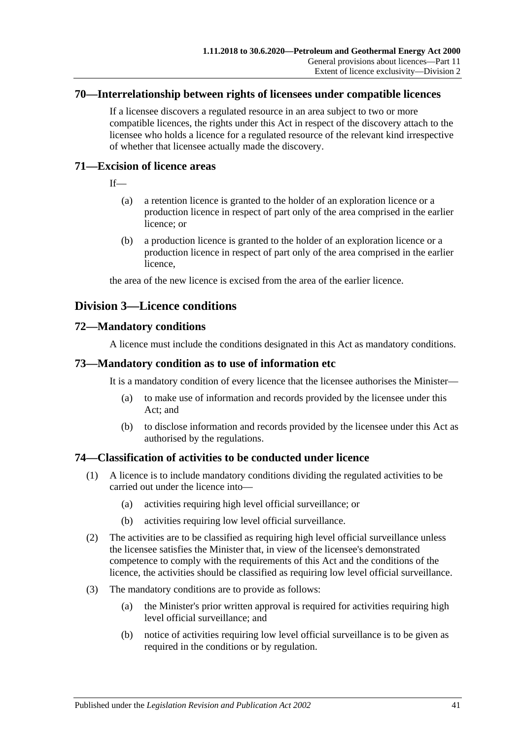## 70—Interrelationship between rights of licensees under compatible licences

If a licensee discovers a regulated resource in an area subject to two or more compatible licences, the rights under this Act in respect of the discovery attach to the licensee who holds a licence for a regulated resource of the relevant kind irrespective of whether that licensee actually made the discovery.

## 71—Excision of licence areas

If—

(a) a retention licence is granted to the holder of an exploration licence or a production licence in respect of part only of the area comprised in the earlier licence; or

(b) a production licence is granted to the holder of an exploration licence or a production licence in respect of part only of the area comprised in the earlier licence,

the area of the new licence is excised from the area of the earlier licence.

# Division 3—Licence conditions

## 72—Mandatory conditions

A licence must include the conditions designated in this Act as mandatory conditions.

## 73—Mandatory condition as to use of information etc

It is a mandatory condition of every licence that the licensee authorises the Minister—

(a) to make use of information and records provided by the licensee under this Act; and

(b) to disclose information and records provided by the licensee under this Act as authorised by the regulations.

## 74—Classification of activities to be conducted under licence

(1) A licence is to include mandatory conditions dividing the regulated activities to be carried out under the licence into—

(a) activities requiring high level official surveillance; or

(b) activities requiring low level official surveillance.

(2) The activities are to be classified as requiring high level official surveillance unless the licensee satisfies the Minister that, in view of the licensee's demonstrated competence to comply with the requirements of this Act and the conditions of the licence, the activities should be classified as requiring low level official surveillance.

(3) The mandatory conditions are to provide as follows:

(a) the Minister's prior written approval is required for activities requiring high level official surveillance; and

(b) notice of activities requiring low level official surveillance is to be given as required in the conditions or by regulation.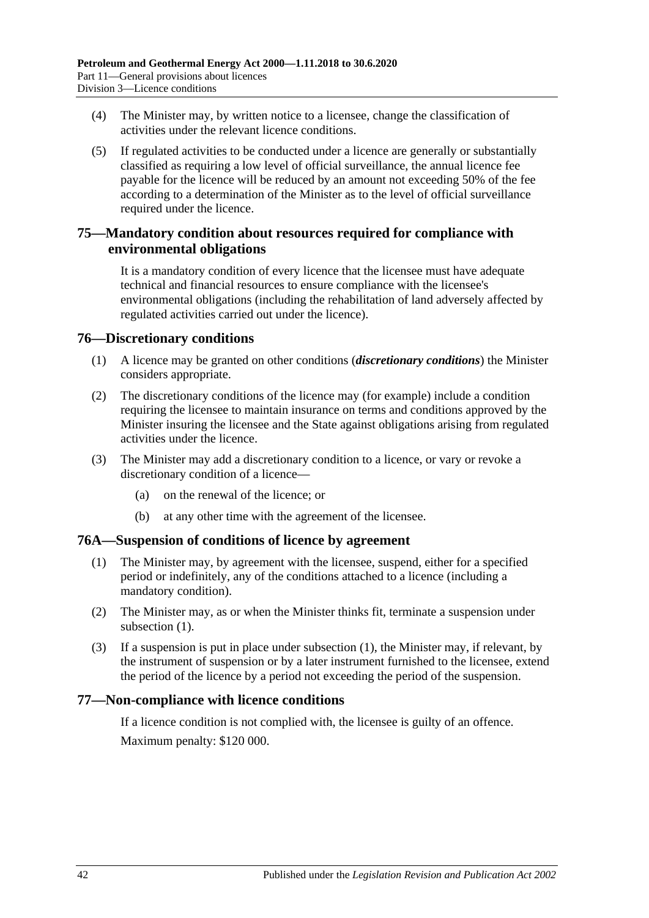(4) The Minister may, by written notice to a licensee, change the classification of activities under the relevant licence conditions.

(5) If regulated activities to be conducted under a licence are generally or substantially classified as requiring a low level of official surveillance, the annual licence fee payable for the licence will be reduced by an amount not exceeding 50% of the fee according to a determination of the Minister as to the level of official surveillance required under the licence.

## 75—Mandatory condition about resources required for compliance with environmental obligations

It is a mandatory condition of every licence that the licensee must have adequate technical and financial resources to ensure compliance with the licensee's environmental obligations (including the rehabilitation of land adversely affected by regulated activities carried out under the licence).

## 76—Discretionary conditions

(1) A licence may be granted on other conditions (***discretionary conditions***) the Minister considers appropriate.

(2) The discretionary conditions of the licence may (for example) include a condition requiring the licensee to maintain insurance on terms and conditions approved by the Minister insuring the licensee and the State against obligations arising from regulated activities under the licence.

(3) The Minister may add a discretionary condition to a licence, or vary or revoke a discretionary condition of a licence—

(a) on the renewal of the licence; or

(b) at any other time with the agreement of the licensee.

## 76A—Suspension of conditions of licence by agreement

(1) The Minister may, by agreement with the licensee, suspend, either for a specified period or indefinitely, any of the conditions attached to a licence (including a mandatory condition).

(2) The Minister may, as or when the Minister thinks fit, terminate a suspension under subsection (1).

(3) If a suspension is put in place under subsection (1), the Minister may, if relevant, by the instrument of suspension or by a later instrument furnished to the licensee, extend the period of the licence by a period not exceeding the period of the suspension.

## 77—Non-compliance with licence conditions

If a licence condition is not complied with, the licensee is guilty of an offence.

Maximum penalty: $120 000.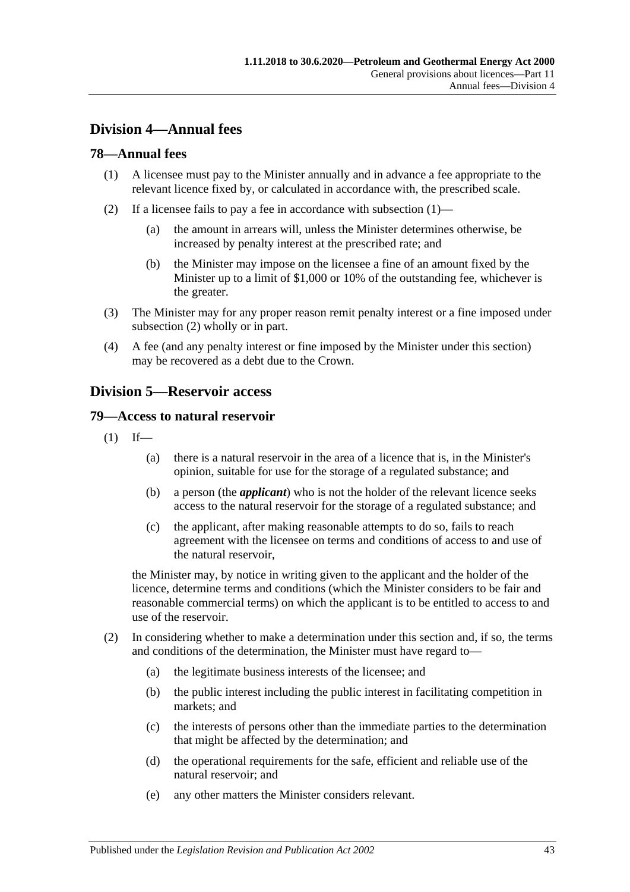## Division 4—Annual fees

### 78—Annual fees

(1) A licensee must pay to the Minister annually and in advance a fee appropriate to the relevant licence fixed by, or calculated in accordance with, the prescribed scale.

(2) If a licensee fails to pay a fee in accordance with subsection (1)—

(a) the amount in arrears will, unless the Minister determines otherwise, be increased by penalty interest at the prescribed rate; and

(b) the Minister may impose on the licensee a fine of an amount fixed by the Minister up to a limit of $1,000 or 10% of the outstanding fee, whichever is the greater.

(3) The Minister may for any proper reason remit penalty interest or a fine imposed under subsection (2) wholly or in part.

(4) A fee (and any penalty interest or fine imposed by the Minister under this section) may be recovered as a debt due to the Crown.

## Division 5—Reservoir access

### 79—Access to natural reservoir

(1) If—

(a) there is a natural reservoir in the area of a licence that is, in the Minister's opinion, suitable for use for the storage of a regulated substance; and

(b) a person (the ***applicant***) who is not the holder of the relevant licence seeks access to the natural reservoir for the storage of a regulated substance; and

(c) the applicant, after making reasonable attempts to do so, fails to reach agreement with the licensee on terms and conditions of access to and use of the natural reservoir,

the Minister may, by notice in writing given to the applicant and the holder of the licence, determine terms and conditions (which the Minister considers to be fair and reasonable commercial terms) on which the applicant is to be entitled to access to and use of the reservoir.

(2) In considering whether to make a determination under this section and, if so, the terms and conditions of the determination, the Minister must have regard to—

(a) the legitimate business interests of the licensee; and

(b) the public interest including the public interest in facilitating competition in markets; and

(c) the interests of persons other than the immediate parties to the determination that might be affected by the determination; and

(d) the operational requirements for the safe, efficient and reliable use of the natural reservoir; and

(e) any other matters the Minister considers relevant.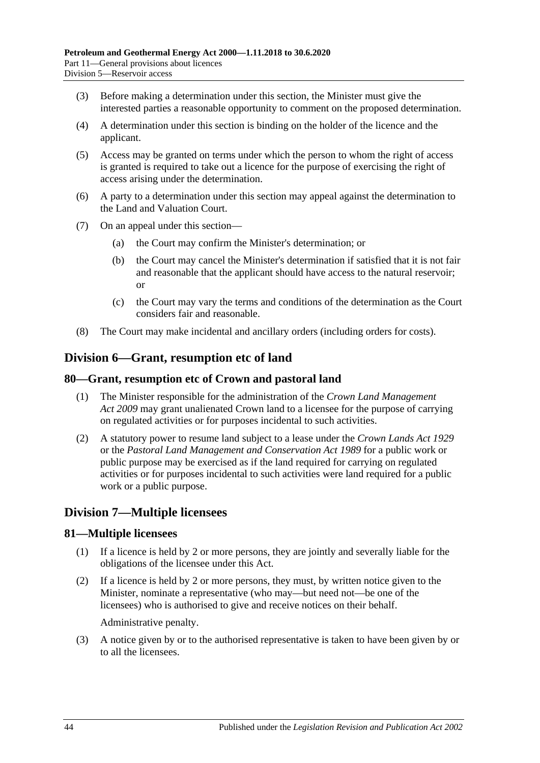(3) Before making a determination under this section, the Minister must give the interested parties a reasonable opportunity to comment on the proposed determination.

(4) A determination under this section is binding on the holder of the licence and the applicant.

(5) Access may be granted on terms under which the person to whom the right of access is granted is required to take out a licence for the purpose of exercising the right of access arising under the determination.

(6) A party to a determination under this section may appeal against the determination to the Land and Valuation Court.

(7) On an appeal under this section—

(a) the Court may confirm the Minister's determination; or

(b) the Court may cancel the Minister's determination if satisfied that it is not fair and reasonable that the applicant should have access to the natural reservoir; or

(c) the Court may vary the terms and conditions of the determination as the Court considers fair and reasonable.

(8) The Court may make incidental and ancillary orders (including orders for costs).

## Division 6—Grant, resumption etc of land

### 80—Grant, resumption etc of Crown and pastoral land

(1) The Minister responsible for the administration of the *Crown Land Management Act 2009* may grant unalienated Crown land to a licensee for the purpose of carrying on regulated activities or for purposes incidental to such activities.

(2) A statutory power to resume land subject to a lease under the *Crown Lands Act 1929* or the *Pastoral Land Management and Conservation Act 1989* for a public work or public purpose may be exercised as if the land required for carrying on regulated activities or for purposes incidental to such activities were land required for a public work or a public purpose.

## Division 7—Multiple licensees

### 81—Multiple licensees

(1) If a licence is held by 2 or more persons, they are jointly and severally liable for the obligations of the licensee under this Act.

(2) If a licence is held by 2 or more persons, they must, by written notice given to the Minister, nominate a representative (who may—but need not—be one of the licensees) who is authorised to give and receive notices on their behalf.

Administrative penalty.

(3) A notice given by or to the authorised representative is taken to have been given by or to all the licensees.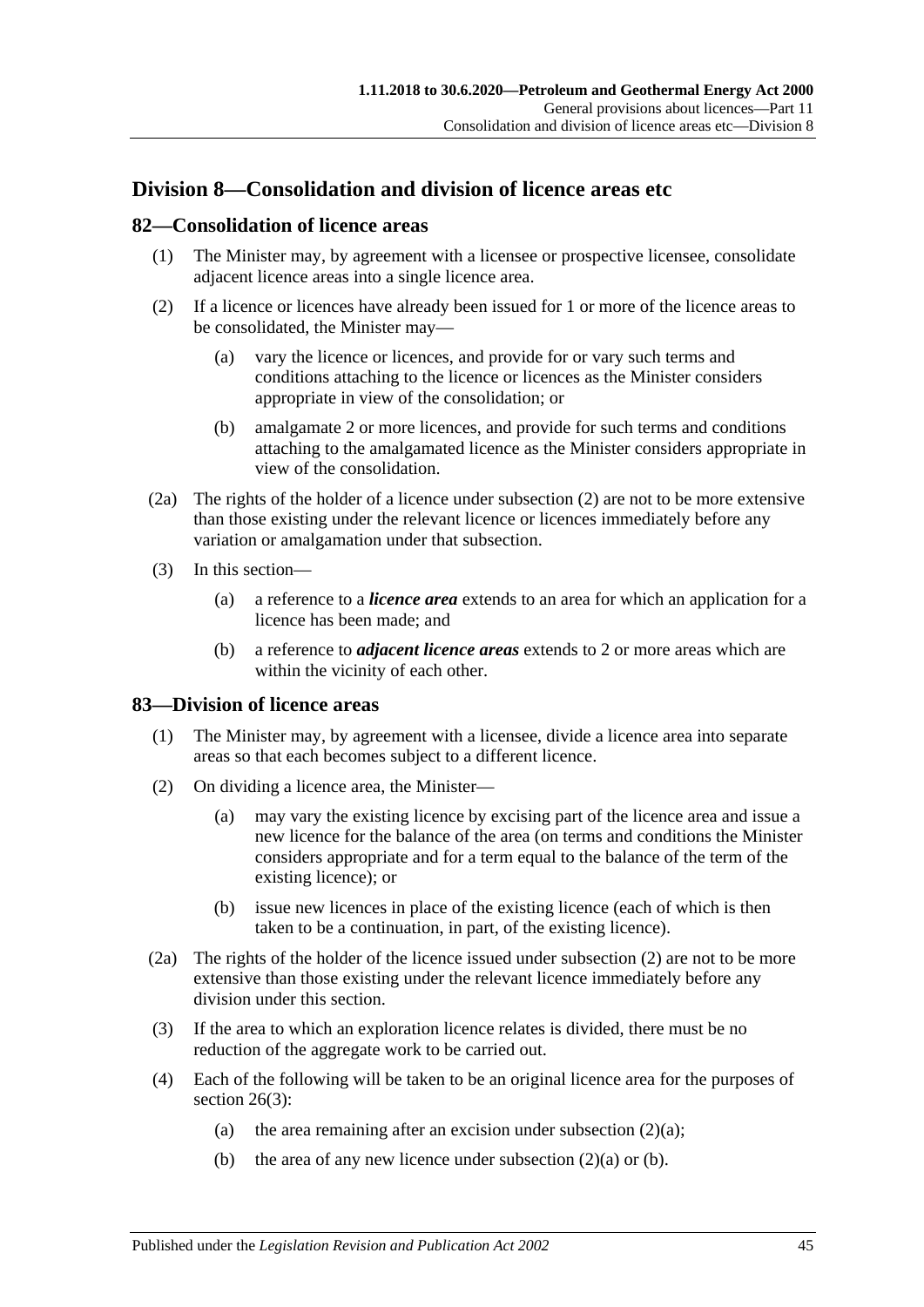## Division 8—Consolidation and division of licence areas etc

### 82—Consolidation of licence areas

(1) The Minister may, by agreement with a licensee or prospective licensee, consolidate adjacent licence areas into a single licence area.

(2) If a licence or licences have already been issued for 1 or more of the licence areas to be consolidated, the Minister may—

(a) vary the licence or licences, and provide for or vary such terms and conditions attaching to the licence or licences as the Minister considers appropriate in view of the consolidation; or

(b) amalgamate 2 or more licences, and provide for such terms and conditions attaching to the amalgamated licence as the Minister considers appropriate in view of the consolidation.

(2a) The rights of the holder of a licence under subsection (2) are not to be more extensive than those existing under the relevant licence or licences immediately before any variation or amalgamation under that subsection.

(3) In this section—

(a) a reference to a ***licence area*** extends to an area for which an application for a licence has been made; and

(b) a reference to ***adjacent licence areas*** extends to 2 or more areas which are within the vicinity of each other.

### 83—Division of licence areas

(1) The Minister may, by agreement with a licensee, divide a licence area into separate areas so that each becomes subject to a different licence.

(2) On dividing a licence area, the Minister—

(a) may vary the existing licence by excising part of the licence area and issue a new licence for the balance of the area (on terms and conditions the Minister considers appropriate and for a term equal to the balance of the term of the existing licence); or

(b) issue new licences in place of the existing licence (each of which is then taken to be a continuation, in part, of the existing licence).

(2a) The rights of the holder of the licence issued under subsection (2) are not to be more extensive than those existing under the relevant licence immediately before any division under this section.

(3) If the area to which an exploration licence relates is divided, there must be no reduction of the aggregate work to be carried out.

(4) Each of the following will be taken to be an original licence area for the purposes of section 26(3):

(a) the area remaining after an excision under subsection (2)(a);

(b) the area of any new licence under subsection (2)(a) or (b).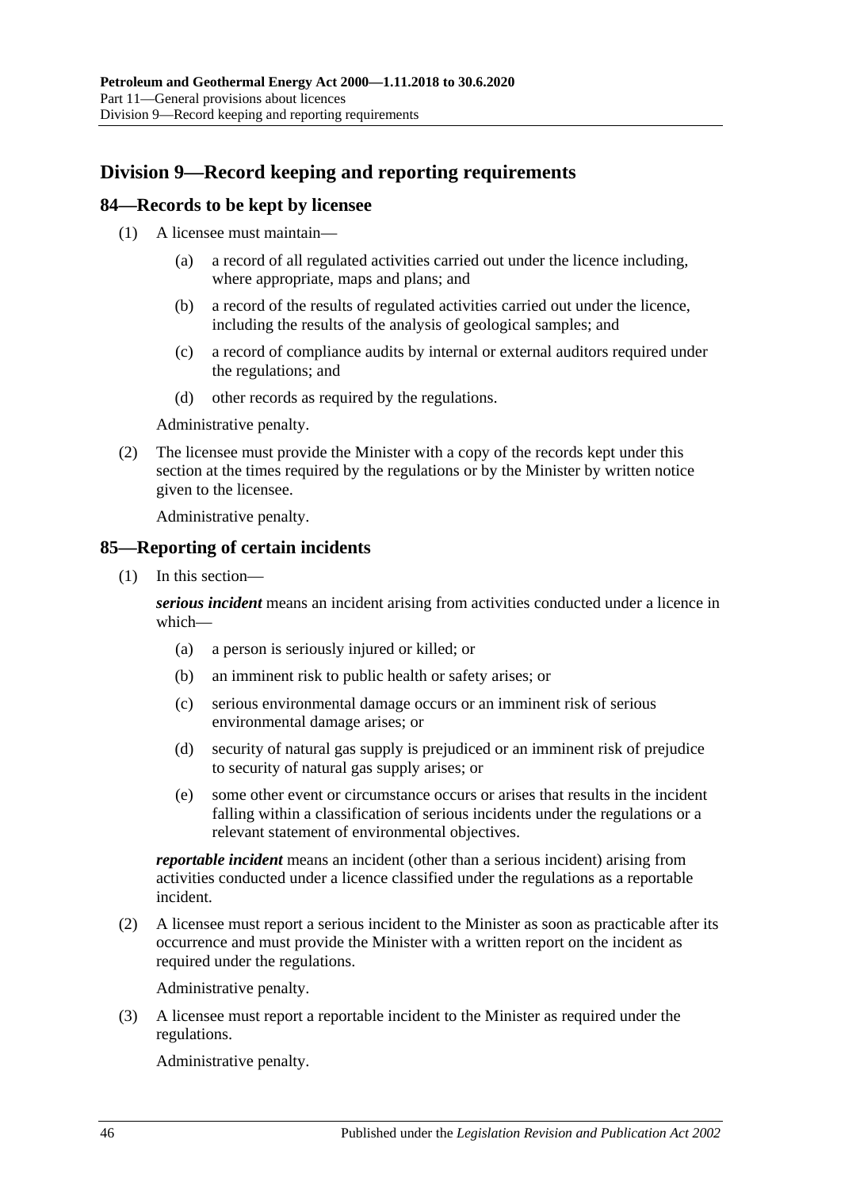## Division 9—Record keeping and reporting requirements

### 84—Records to be kept by licensee

(1) A licensee must maintain—

(a) a record of all regulated activities carried out under the licence including, where appropriate, maps and plans; and

(b) a record of the results of regulated activities carried out under the licence, including the results of the analysis of geological samples; and

(c) a record of compliance audits by internal or external auditors required under the regulations; and

(d) other records as required by the regulations.

Administrative penalty.

(2) The licensee must provide the Minister with a copy of the records kept under this section at the times required by the regulations or by the Minister by written notice given to the licensee.

Administrative penalty.

### 85—Reporting of certain incidents

(1) In this section—

***serious incident*** means an incident arising from activities conducted under a licence in which—

(a) a person is seriously injured or killed; or

(b) an imminent risk to public health or safety arises; or

(c) serious environmental damage occurs or an imminent risk of serious environmental damage arises; or

(d) security of natural gas supply is prejudiced or an imminent risk of prejudice to security of natural gas supply arises; or

(e) some other event or circumstance occurs or arises that results in the incident falling within a classification of serious incidents under the regulations or a relevant statement of environmental objectives.

***reportable incident*** means an incident (other than a serious incident) arising from activities conducted under a licence classified under the regulations as a reportable incident.

(2) A licensee must report a serious incident to the Minister as soon as practicable after its occurrence and must provide the Minister with a written report on the incident as required under the regulations.

Administrative penalty.

(3) A licensee must report a reportable incident to the Minister as required under the regulations.

Administrative penalty.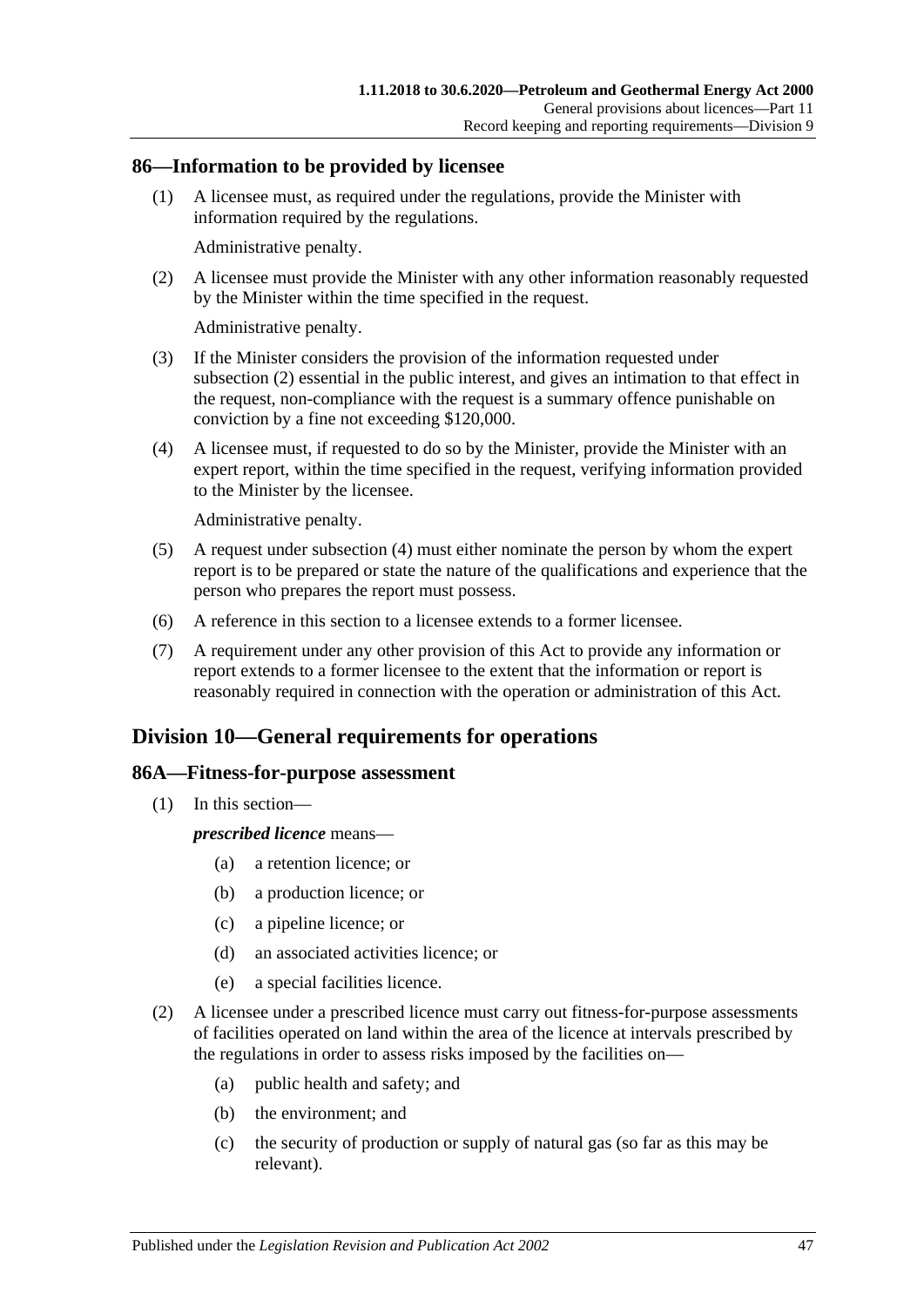## 86—Information to be provided by licensee

(1) A licensee must, as required under the regulations, provide the Minister with information required by the regulations.

Administrative penalty.

(2) A licensee must provide the Minister with any other information reasonably requested by the Minister within the time specified in the request.

Administrative penalty.

(3) If the Minister considers the provision of the information requested under subsection (2) essential in the public interest, and gives an intimation to that effect in the request, non-compliance with the request is a summary offence punishable on conviction by a fine not exceeding $120,000.

(4) A licensee must, if requested to do so by the Minister, provide the Minister with an expert report, within the time specified in the request, verifying information provided to the Minister by the licensee.

Administrative penalty.

(5) A request under subsection (4) must either nominate the person by whom the expert report is to be prepared or state the nature of the qualifications and experience that the person who prepares the report must possess.

(6) A reference in this section to a licensee extends to a former licensee.

(7) A requirement under any other provision of this Act to provide any information or report extends to a former licensee to the extent that the information or report is reasonably required in connection with the operation or administration of this Act.

# Division 10—General requirements for operations

## 86A—Fitness-for-purpose assessment

(1) In this section—

***prescribed licence*** means—

- (a) a retention licence; or
- (b) a production licence; or
- (c) a pipeline licence; or
- (d) an associated activities licence; or
- (e) a special facilities licence.

(2) A licensee under a prescribed licence must carry out fitness-for-purpose assessments of facilities operated on land within the area of the licence at intervals prescribed by the regulations in order to assess risks imposed by the facilities on—

- (a) public health and safety; and
- (b) the environment; and
- (c) the security of production or supply of natural gas (so far as this may be relevant).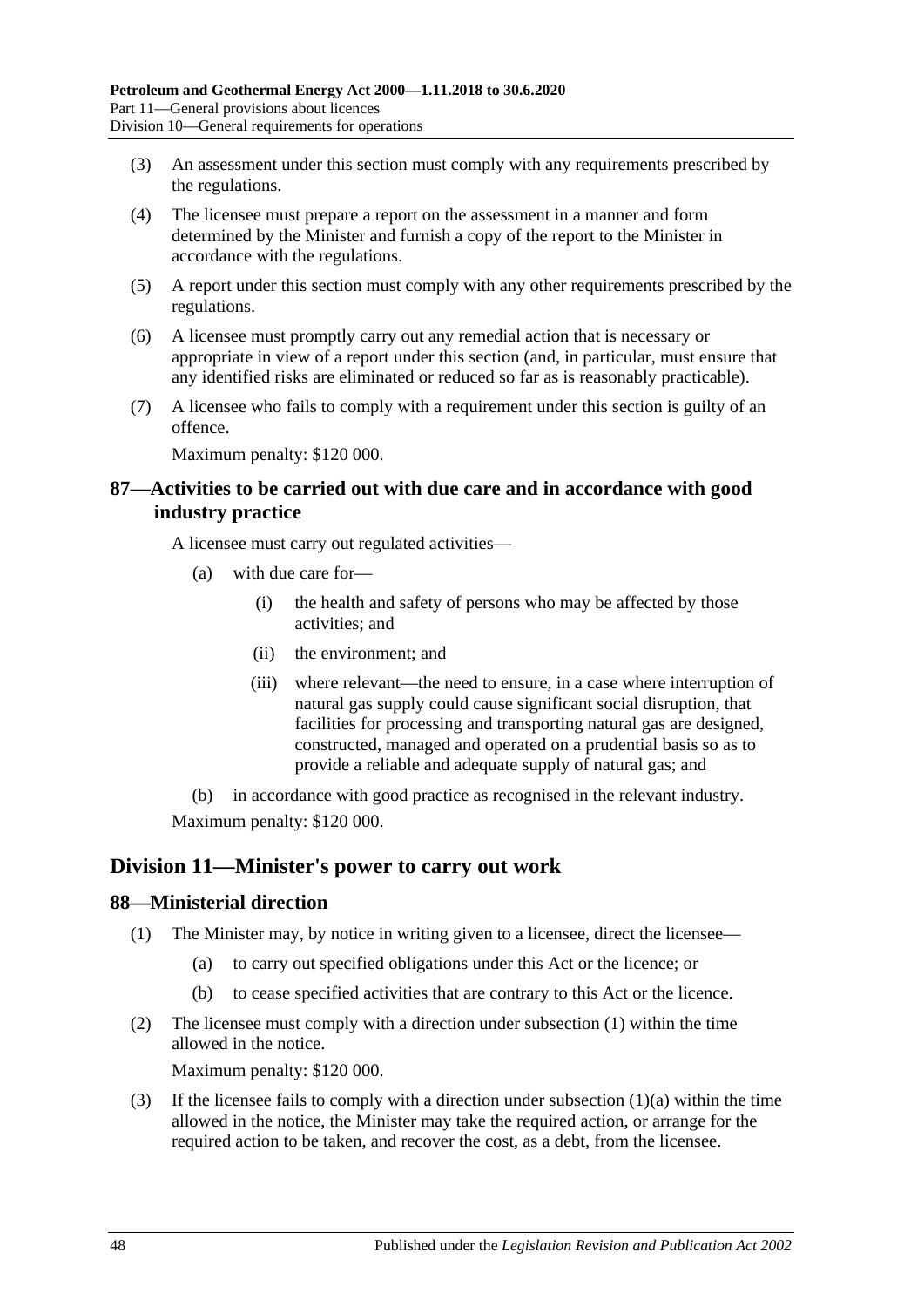(3) An assessment under this section must comply with any requirements prescribed by the regulations.

(4) The licensee must prepare a report on the assessment in a manner and form determined by the Minister and furnish a copy of the report to the Minister in accordance with the regulations.

(5) A report under this section must comply with any other requirements prescribed by the regulations.

(6) A licensee must promptly carry out any remedial action that is necessary or appropriate in view of a report under this section (and, in particular, must ensure that any identified risks are eliminated or reduced so far as is reasonably practicable).

(7) A licensee who fails to comply with a requirement under this section is guilty of an offence.

Maximum penalty: $120 000.

## 87—Activities to be carried out with due care and in accordance with good industry practice

A licensee must carry out regulated activities—

(a) with due care for—

(i) the health and safety of persons who may be affected by those activities; and

(ii) the environment; and

(iii) where relevant—the need to ensure, in a case where interruption of natural gas supply could cause significant social disruption, that facilities for processing and transporting natural gas are designed, constructed, managed and operated on a prudential basis so as to provide a reliable and adequate supply of natural gas; and

(b) in accordance with good practice as recognised in the relevant industry.

Maximum penalty: $120 000.

# Division 11—Minister's power to carry out work

## 88—Ministerial direction

(1) The Minister may, by notice in writing given to a licensee, direct the licensee—

(a) to carry out specified obligations under this Act or the licence; or

(b) to cease specified activities that are contrary to this Act or the licence.

(2) The licensee must comply with a direction under subsection (1) within the time allowed in the notice.

Maximum penalty: $120 000.

(3) If the licensee fails to comply with a direction under subsection (1)(a) within the time allowed in the notice, the Minister may take the required action, or arrange for the required action to be taken, and recover the cost, as a debt, from the licensee.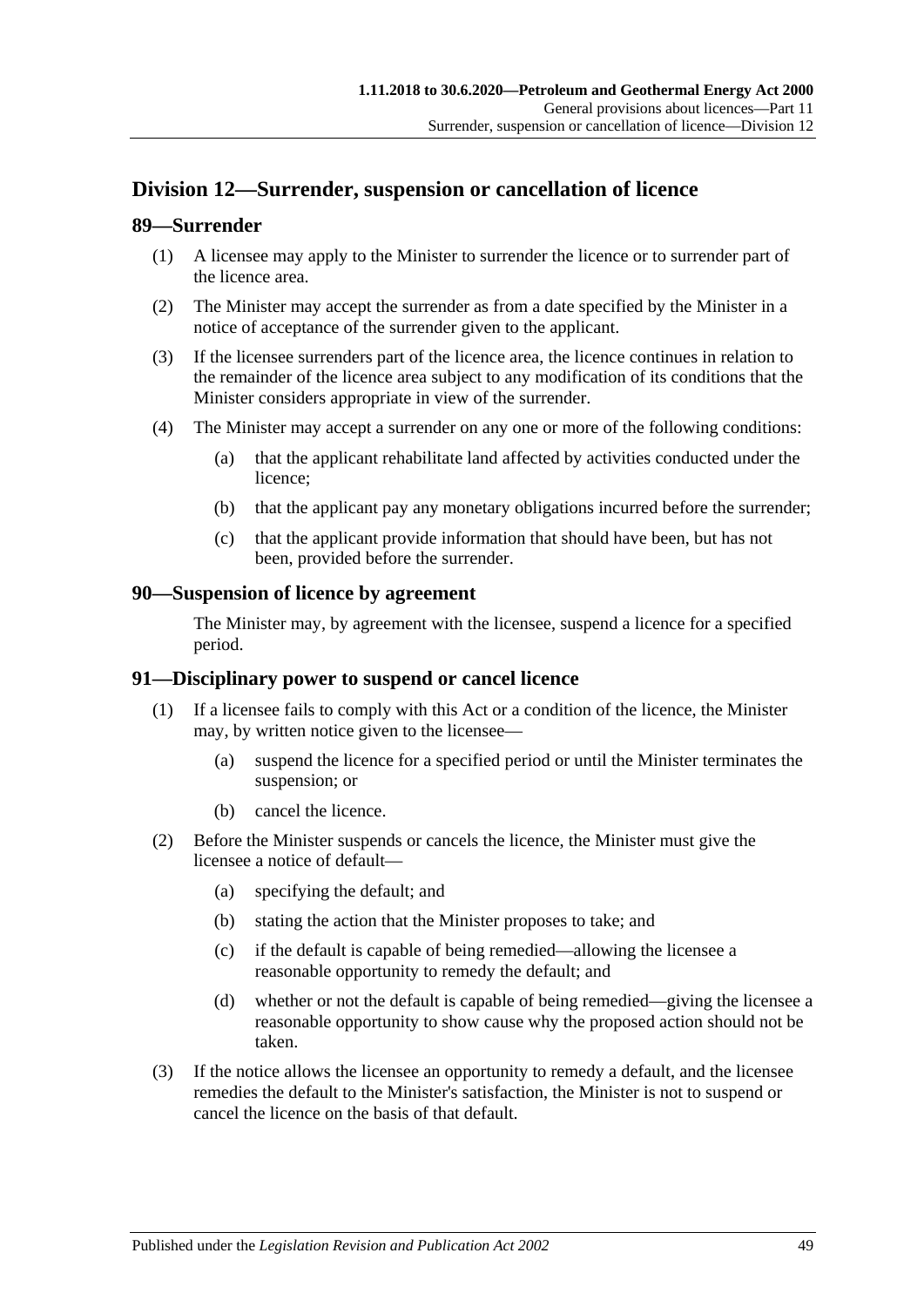## Division 12—Surrender, suspension or cancellation of licence

### 89—Surrender

(1) A licensee may apply to the Minister to surrender the licence or to surrender part of the licence area.

(2) The Minister may accept the surrender as from a date specified by the Minister in a notice of acceptance of the surrender given to the applicant.

(3) If the licensee surrenders part of the licence area, the licence continues in relation to the remainder of the licence area subject to any modification of its conditions that the Minister considers appropriate in view of the surrender.

(4) The Minister may accept a surrender on any one or more of the following conditions:

  (a) that the applicant rehabilitate land affected by activities conducted under the licence;

  (b) that the applicant pay any monetary obligations incurred before the surrender;

  (c) that the applicant provide information that should have been, but has not been, provided before the surrender.

### 90—Suspension of licence by agreement

The Minister may, by agreement with the licensee, suspend a licence for a specified period.

### 91—Disciplinary power to suspend or cancel licence

(1) If a licensee fails to comply with this Act or a condition of the licence, the Minister may, by written notice given to the licensee—

  (a) suspend the licence for a specified period or until the Minister terminates the suspension; or

  (b) cancel the licence.

(2) Before the Minister suspends or cancels the licence, the Minister must give the licensee a notice of default—

  (a) specifying the default; and

  (b) stating the action that the Minister proposes to take; and

  (c) if the default is capable of being remedied—allowing the licensee a reasonable opportunity to remedy the default; and

  (d) whether or not the default is capable of being remedied—giving the licensee a reasonable opportunity to show cause why the proposed action should not be taken.

(3) If the notice allows the licensee an opportunity to remedy a default, and the licensee remedies the default to the Minister's satisfaction, the Minister is not to suspend or cancel the licence on the basis of that default.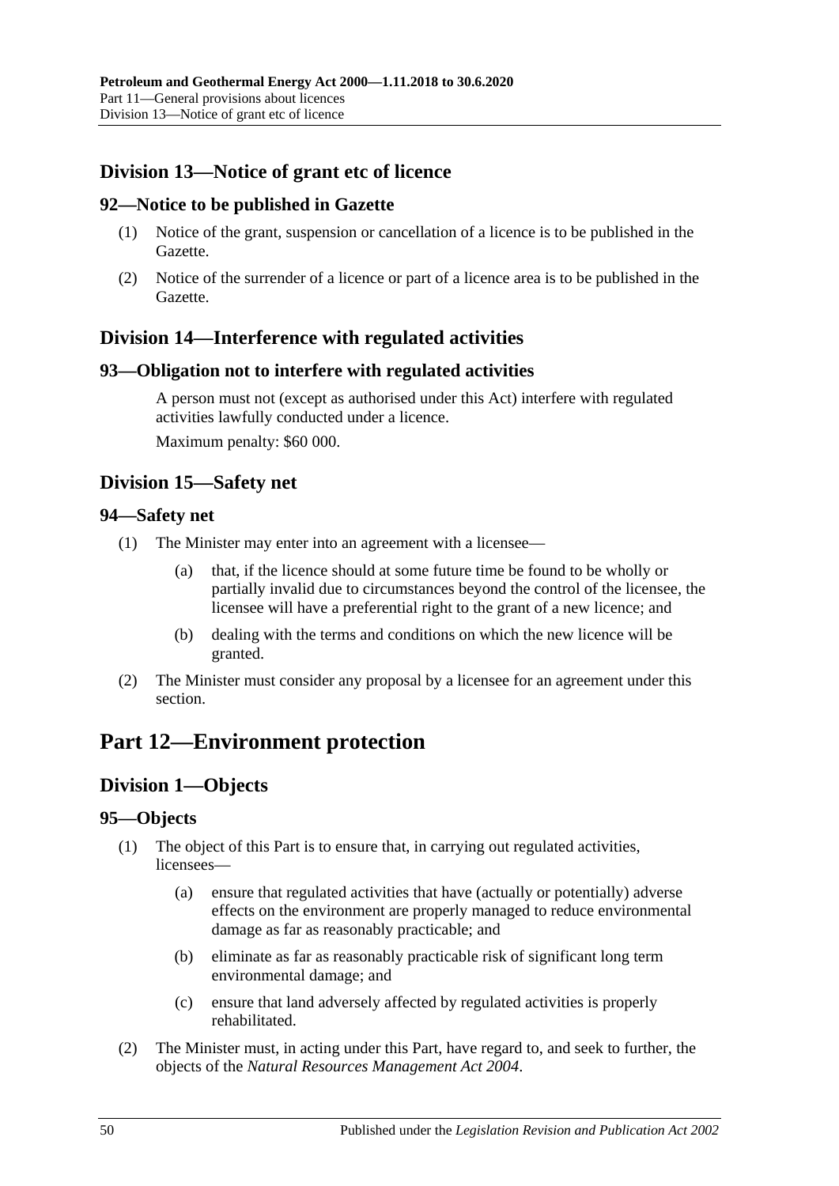## Division 13—Notice of grant etc of licence

### 92—Notice to be published in Gazette

(1) Notice of the grant, suspension or cancellation of a licence is to be published in the Gazette.

(2) Notice of the surrender of a licence or part of a licence area is to be published in the Gazette.

## Division 14—Interference with regulated activities

### 93—Obligation not to interfere with regulated activities

A person must not (except as authorised under this Act) interfere with regulated activities lawfully conducted under a licence.

Maximum penalty: $60 000.

## Division 15—Safety net

### 94—Safety net

(1) The Minister may enter into an agreement with a licensee—

(a) that, if the licence should at some future time be found to be wholly or partially invalid due to circumstances beyond the control of the licensee, the licensee will have a preferential right to the grant of a new licence; and

(b) dealing with the terms and conditions on which the new licence will be granted.

(2) The Minister must consider any proposal by a licensee for an agreement under this section.

# Part 12—Environment protection

## Division 1—Objects

### 95—Objects

(1) The object of this Part is to ensure that, in carrying out regulated activities, licensees—

(a) ensure that regulated activities that have (actually or potentially) adverse effects on the environment are properly managed to reduce environmental damage as far as reasonably practicable; and

(b) eliminate as far as reasonably practicable risk of significant long term environmental damage; and

(c) ensure that land adversely affected by regulated activities is properly rehabilitated.

(2) The Minister must, in acting under this Part, have regard to, and seek to further, the objects of the *Natural Resources Management Act 2004*.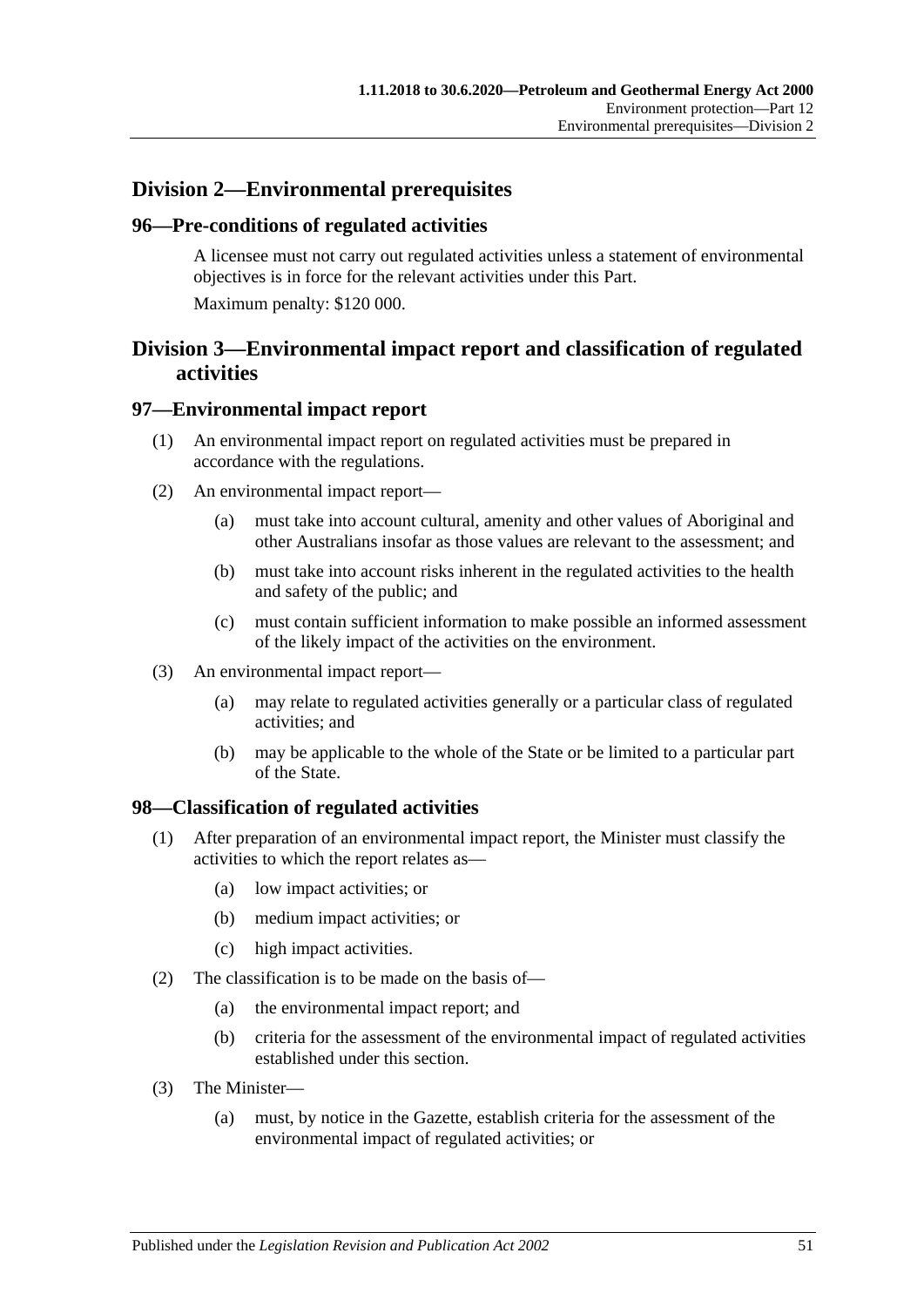## Division 2—Environmental prerequisites

### 96—Pre-conditions of regulated activities

A licensee must not carry out regulated activities unless a statement of environmental objectives is in force for the relevant activities under this Part.

Maximum penalty: $120 000.

## Division 3—Environmental impact report and classification of regulated activities

### 97—Environmental impact report

(1) An environmental impact report on regulated activities must be prepared in accordance with the regulations.

(2) An environmental impact report—

(a) must take into account cultural, amenity and other values of Aboriginal and other Australians insofar as those values are relevant to the assessment; and

(b) must take into account risks inherent in the regulated activities to the health and safety of the public; and

(c) must contain sufficient information to make possible an informed assessment of the likely impact of the activities on the environment.

(3) An environmental impact report—

(a) may relate to regulated activities generally or a particular class of regulated activities; and

(b) may be applicable to the whole of the State or be limited to a particular part of the State.

### 98—Classification of regulated activities

(1) After preparation of an environmental impact report, the Minister must classify the activities to which the report relates as—

(a) low impact activities; or

(b) medium impact activities; or

(c) high impact activities.

(2) The classification is to be made on the basis of—

(a) the environmental impact report; and

(b) criteria for the assessment of the environmental impact of regulated activities established under this section.

(3) The Minister—

(a) must, by notice in the Gazette, establish criteria for the assessment of the environmental impact of regulated activities; or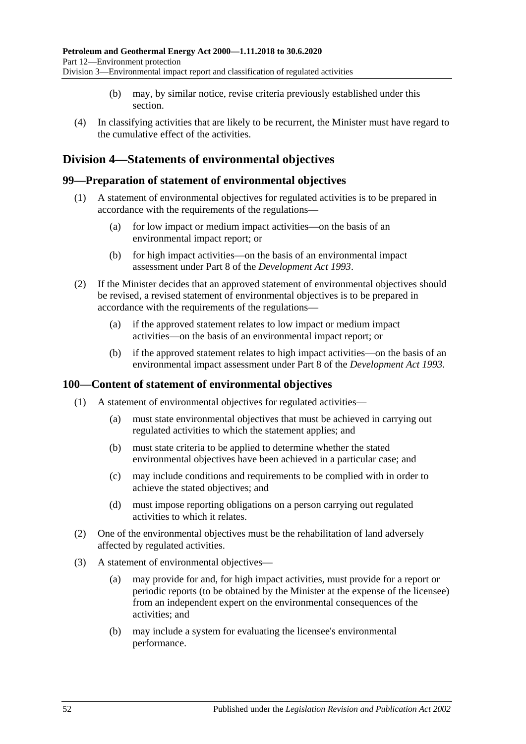(b) may, by similar notice, revise criteria previously established under this section.

(4) In classifying activities that are likely to be recurrent, the Minister must have regard to the cumulative effect of the activities.

## Division 4—Statements of environmental objectives

### 99—Preparation of statement of environmental objectives

(1) A statement of environmental objectives for regulated activities is to be prepared in accordance with the requirements of the regulations—

(a) for low impact or medium impact activities—on the basis of an environmental impact report; or

(b) for high impact activities—on the basis of an environmental impact assessment under Part 8 of the *Development Act 1993*.

(2) If the Minister decides that an approved statement of environmental objectives should be revised, a revised statement of environmental objectives is to be prepared in accordance with the requirements of the regulations—

(a) if the approved statement relates to low impact or medium impact activities—on the basis of an environmental impact report; or

(b) if the approved statement relates to high impact activities—on the basis of an environmental impact assessment under Part 8 of the *Development Act 1993*.

### 100—Content of statement of environmental objectives

(1) A statement of environmental objectives for regulated activities—

(a) must state environmental objectives that must be achieved in carrying out regulated activities to which the statement applies; and

(b) must state criteria to be applied to determine whether the stated environmental objectives have been achieved in a particular case; and

(c) may include conditions and requirements to be complied with in order to achieve the stated objectives; and

(d) must impose reporting obligations on a person carrying out regulated activities to which it relates.

(2) One of the environmental objectives must be the rehabilitation of land adversely affected by regulated activities.

(3) A statement of environmental objectives—

(a) may provide for and, for high impact activities, must provide for a report or periodic reports (to be obtained by the Minister at the expense of the licensee) from an independent expert on the environmental consequences of the activities; and

(b) may include a system for evaluating the licensee's environmental performance.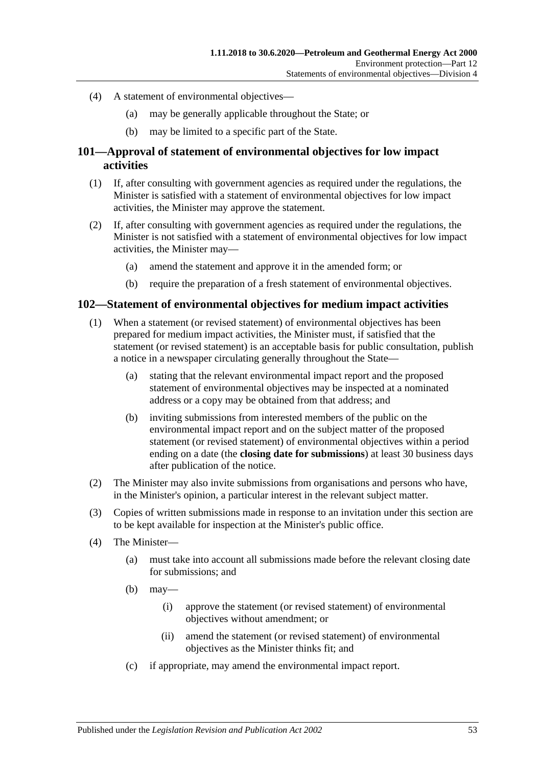(4) A statement of environmental objectives—

(a) may be generally applicable throughout the State; or

(b) may be limited to a specific part of the State.

## 101—Approval of statement of environmental objectives for low impact activities

(1) If, after consulting with government agencies as required under the regulations, the Minister is satisfied with a statement of environmental objectives for low impact activities, the Minister may approve the statement.

(2) If, after consulting with government agencies as required under the regulations, the Minister is not satisfied with a statement of environmental objectives for low impact activities, the Minister may—

(a) amend the statement and approve it in the amended form; or

(b) require the preparation of a fresh statement of environmental objectives.

## 102—Statement of environmental objectives for medium impact activities

(1) When a statement (or revised statement) of environmental objectives has been prepared for medium impact activities, the Minister must, if satisfied that the statement (or revised statement) is an acceptable basis for public consultation, publish a notice in a newspaper circulating generally throughout the State—

(a) stating that the relevant environmental impact report and the proposed statement of environmental objectives may be inspected at a nominated address or a copy may be obtained from that address; and

(b) inviting submissions from interested members of the public on the environmental impact report and on the subject matter of the proposed statement (or revised statement) of environmental objectives within a period ending on a date (the **closing date for submissions**) at least 30 business days after publication of the notice.

(2) The Minister may also invite submissions from organisations and persons who have, in the Minister's opinion, a particular interest in the relevant subject matter.

(3) Copies of written submissions made in response to an invitation under this section are to be kept available for inspection at the Minister's public office.

(4) The Minister—

(a) must take into account all submissions made before the relevant closing date for submissions; and

(b) may—

(i) approve the statement (or revised statement) of environmental objectives without amendment; or

(ii) amend the statement (or revised statement) of environmental objectives as the Minister thinks fit; and

(c) if appropriate, may amend the environmental impact report.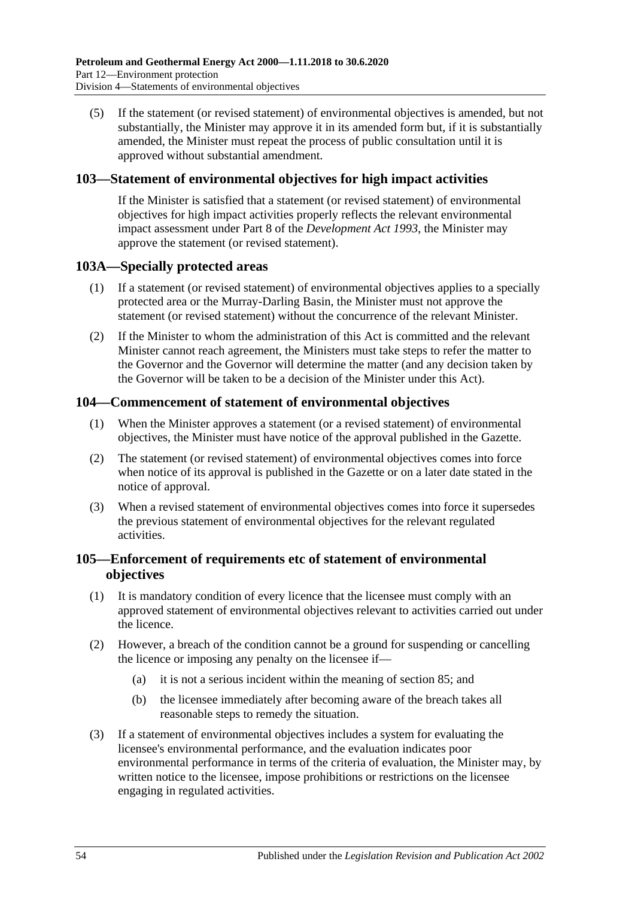(5) If the statement (or revised statement) of environmental objectives is amended, but not substantially, the Minister may approve it in its amended form but, if it is substantially amended, the Minister must repeat the process of public consultation until it is approved without substantial amendment.

## 103—Statement of environmental objectives for high impact activities

If the Minister is satisfied that a statement (or revised statement) of environmental objectives for high impact activities properly reflects the relevant environmental impact assessment under Part 8 of the *Development Act 1993*, the Minister may approve the statement (or revised statement).

## 103A—Specially protected areas

(1) If a statement (or revised statement) of environmental objectives applies to a specially protected area or the Murray-Darling Basin, the Minister must not approve the statement (or revised statement) without the concurrence of the relevant Minister.

(2) If the Minister to whom the administration of this Act is committed and the relevant Minister cannot reach agreement, the Ministers must take steps to refer the matter to the Governor and the Governor will determine the matter (and any decision taken by the Governor will be taken to be a decision of the Minister under this Act).

## 104—Commencement of statement of environmental objectives

(1) When the Minister approves a statement (or a revised statement) of environmental objectives, the Minister must have notice of the approval published in the Gazette.

(2) The statement (or revised statement) of environmental objectives comes into force when notice of its approval is published in the Gazette or on a later date stated in the notice of approval.

(3) When a revised statement of environmental objectives comes into force it supersedes the previous statement of environmental objectives for the relevant regulated activities.

## 105—Enforcement of requirements etc of statement of environmental objectives

(1) It is mandatory condition of every licence that the licensee must comply with an approved statement of environmental objectives relevant to activities carried out under the licence.

(2) However, a breach of the condition cannot be a ground for suspending or cancelling the licence or imposing any penalty on the licensee if—

(a) it is not a serious incident within the meaning of section 85; and

(b) the licensee immediately after becoming aware of the breach takes all reasonable steps to remedy the situation.

(3) If a statement of environmental objectives includes a system for evaluating the licensee's environmental performance, and the evaluation indicates poor environmental performance in terms of the criteria of evaluation, the Minister may, by written notice to the licensee, impose prohibitions or restrictions on the licensee engaging in regulated activities.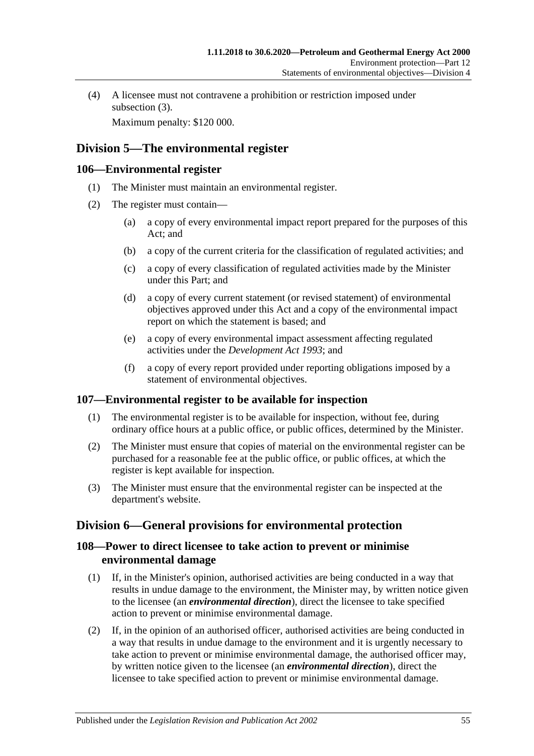(4) A licensee must not contravene a prohibition or restriction imposed under subsection (3).

Maximum penalty: $120 000.

## Division 5—The environmental register

### 106—Environmental register

(1) The Minister must maintain an environmental register.

(2) The register must contain—

(a) a copy of every environmental impact report prepared for the purposes of this Act; and

(b) a copy of the current criteria for the classification of regulated activities; and

(c) a copy of every classification of regulated activities made by the Minister under this Part; and

(d) a copy of every current statement (or revised statement) of environmental objectives approved under this Act and a copy of the environmental impact report on which the statement is based; and

(e) a copy of every environmental impact assessment affecting regulated activities under the *Development Act 1993*; and

(f) a copy of every report provided under reporting obligations imposed by a statement of environmental objectives.

### 107—Environmental register to be available for inspection

(1) The environmental register is to be available for inspection, without fee, during ordinary office hours at a public office, or public offices, determined by the Minister.

(2) The Minister must ensure that copies of material on the environmental register can be purchased for a reasonable fee at the public office, or public offices, at which the register is kept available for inspection.

(3) The Minister must ensure that the environmental register can be inspected at the department's website.

## Division 6—General provisions for environmental protection

### 108—Power to direct licensee to take action to prevent or minimise environmental damage

(1) If, in the Minister's opinion, authorised activities are being conducted in a way that results in undue damage to the environment, the Minister may, by written notice given to the licensee (an ***environmental direction***), direct the licensee to take specified action to prevent or minimise environmental damage.

(2) If, in the opinion of an authorised officer, authorised activities are being conducted in a way that results in undue damage to the environment and it is urgently necessary to take action to prevent or minimise environmental damage, the authorised officer may, by written notice given to the licensee (an ***environmental direction***), direct the licensee to take specified action to prevent or minimise environmental damage.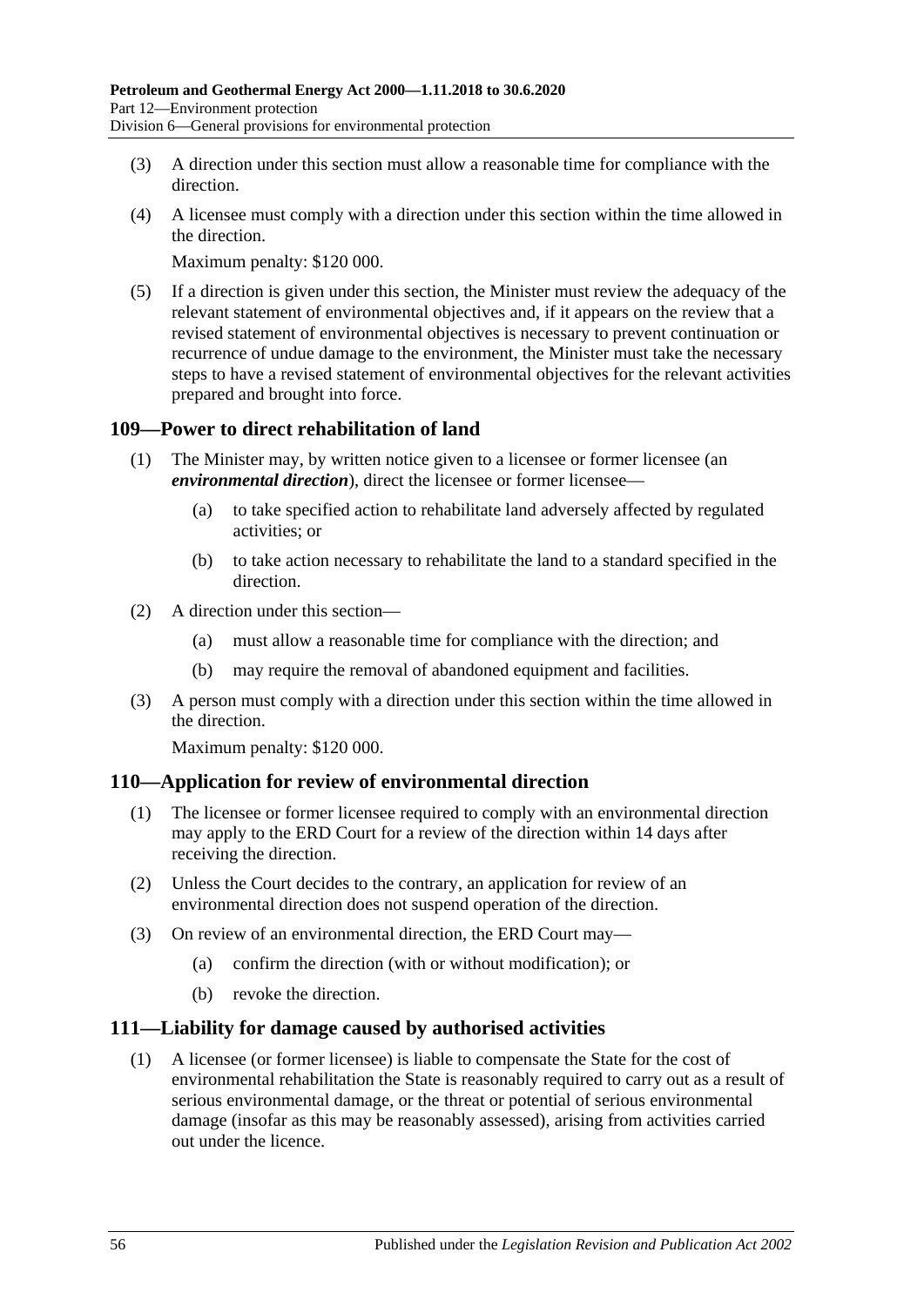(3) A direction under this section must allow a reasonable time for compliance with the direction.

(4) A licensee must comply with a direction under this section within the time allowed in the direction.

Maximum penalty: $120 000.

(5) If a direction is given under this section, the Minister must review the adequacy of the relevant statement of environmental objectives and, if it appears on the review that a revised statement of environmental objectives is necessary to prevent continuation or recurrence of undue damage to the environment, the Minister must take the necessary steps to have a revised statement of environmental objectives for the relevant activities prepared and brought into force.

## 109—Power to direct rehabilitation of land

(1) The Minister may, by written notice given to a licensee or former licensee (an ***environmental direction***), direct the licensee or former licensee—

(a) to take specified action to rehabilitate land adversely affected by regulated activities; or

(b) to take action necessary to rehabilitate the land to a standard specified in the direction.

(2) A direction under this section—

(a) must allow a reasonable time for compliance with the direction; and

(b) may require the removal of abandoned equipment and facilities.

(3) A person must comply with a direction under this section within the time allowed in the direction.

Maximum penalty: $120 000.

## 110—Application for review of environmental direction

(1) The licensee or former licensee required to comply with an environmental direction may apply to the ERD Court for a review of the direction within 14 days after receiving the direction.

(2) Unless the Court decides to the contrary, an application for review of an environmental direction does not suspend operation of the direction.

(3) On review of an environmental direction, the ERD Court may—

(a) confirm the direction (with or without modification); or

(b) revoke the direction.

## 111—Liability for damage caused by authorised activities

(1) A licensee (or former licensee) is liable to compensate the State for the cost of environmental rehabilitation the State is reasonably required to carry out as a result of serious environmental damage, or the threat or potential of serious environmental damage (insofar as this may be reasonably assessed), arising from activities carried out under the licence.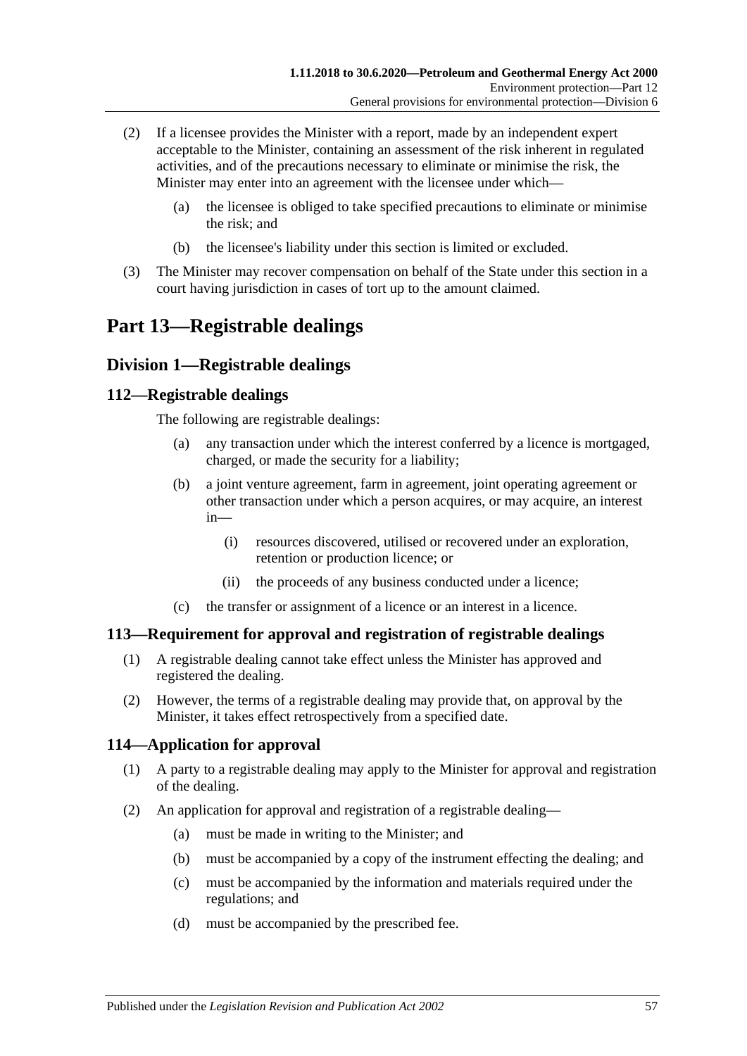(2) If a licensee provides the Minister with a report, made by an independent expert acceptable to the Minister, containing an assessment of the risk inherent in regulated activities, and of the precautions necessary to eliminate or minimise the risk, the Minister may enter into an agreement with the licensee under which—

   (a) the licensee is obliged to take specified precautions to eliminate or minimise the risk; and

   (b) the licensee's liability under this section is limited or excluded.

(3) The Minister may recover compensation on behalf of the State under this section in a court having jurisdiction in cases of tort up to the amount claimed.

# Part 13—Registrable dealings

## Division 1—Registrable dealings

### 112—Registrable dealings

The following are registrable dealings:

   (a) any transaction under which the interest conferred by a licence is mortgaged, charged, or made the security for a liability;

   (b) a joint venture agreement, farm in agreement, joint operating agreement or other transaction under which a person acquires, or may acquire, an interest in—

      (i) resources discovered, utilised or recovered under an exploration, retention or production licence; or

      (ii) the proceeds of any business conducted under a licence;

   (c) the transfer or assignment of a licence or an interest in a licence.

### 113—Requirement for approval and registration of registrable dealings

(1) A registrable dealing cannot take effect unless the Minister has approved and registered the dealing.

(2) However, the terms of a registrable dealing may provide that, on approval by the Minister, it takes effect retrospectively from a specified date.

### 114—Application for approval

(1) A party to a registrable dealing may apply to the Minister for approval and registration of the dealing.

(2) An application for approval and registration of a registrable dealing—

   (a) must be made in writing to the Minister; and

   (b) must be accompanied by a copy of the instrument effecting the dealing; and

   (c) must be accompanied by the information and materials required under the regulations; and

   (d) must be accompanied by the prescribed fee.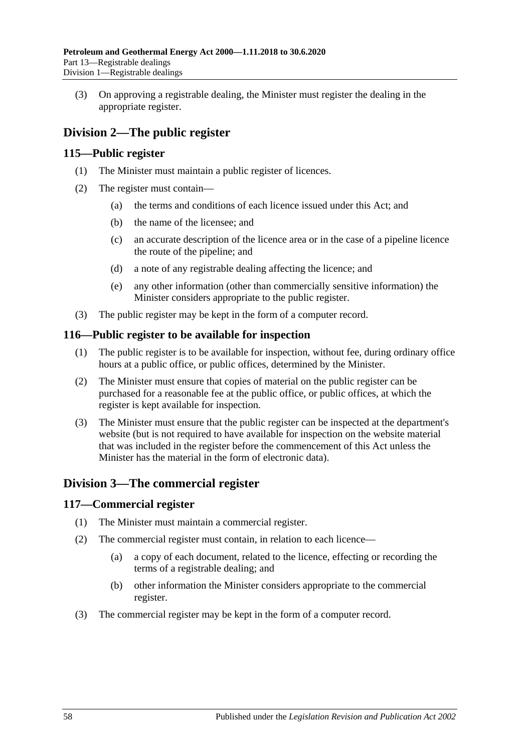(3) On approving a registrable dealing, the Minister must register the dealing in the appropriate register.

## Division 2—The public register

### 115—Public register

(1) The Minister must maintain a public register of licences.

(2) The register must contain—

- (a) the terms and conditions of each licence issued under this Act; and
- (b) the name of the licensee; and
- (c) an accurate description of the licence area or in the case of a pipeline licence the route of the pipeline; and
- (d) a note of any registrable dealing affecting the licence; and
- (e) any other information (other than commercially sensitive information) the Minister considers appropriate to the public register.

(3) The public register may be kept in the form of a computer record.

### 116—Public register to be available for inspection

(1) The public register is to be available for inspection, without fee, during ordinary office hours at a public office, or public offices, determined by the Minister.

(2) The Minister must ensure that copies of material on the public register can be purchased for a reasonable fee at the public office, or public offices, at which the register is kept available for inspection.

(3) The Minister must ensure that the public register can be inspected at the department's website (but is not required to have available for inspection on the website material that was included in the register before the commencement of this Act unless the Minister has the material in the form of electronic data).

## Division 3—The commercial register

### 117—Commercial register

(1) The Minister must maintain a commercial register.

(2) The commercial register must contain, in relation to each licence—

- (a) a copy of each document, related to the licence, effecting or recording the terms of a registrable dealing; and
- (b) other information the Minister considers appropriate to the commercial register.

(3) The commercial register may be kept in the form of a computer record.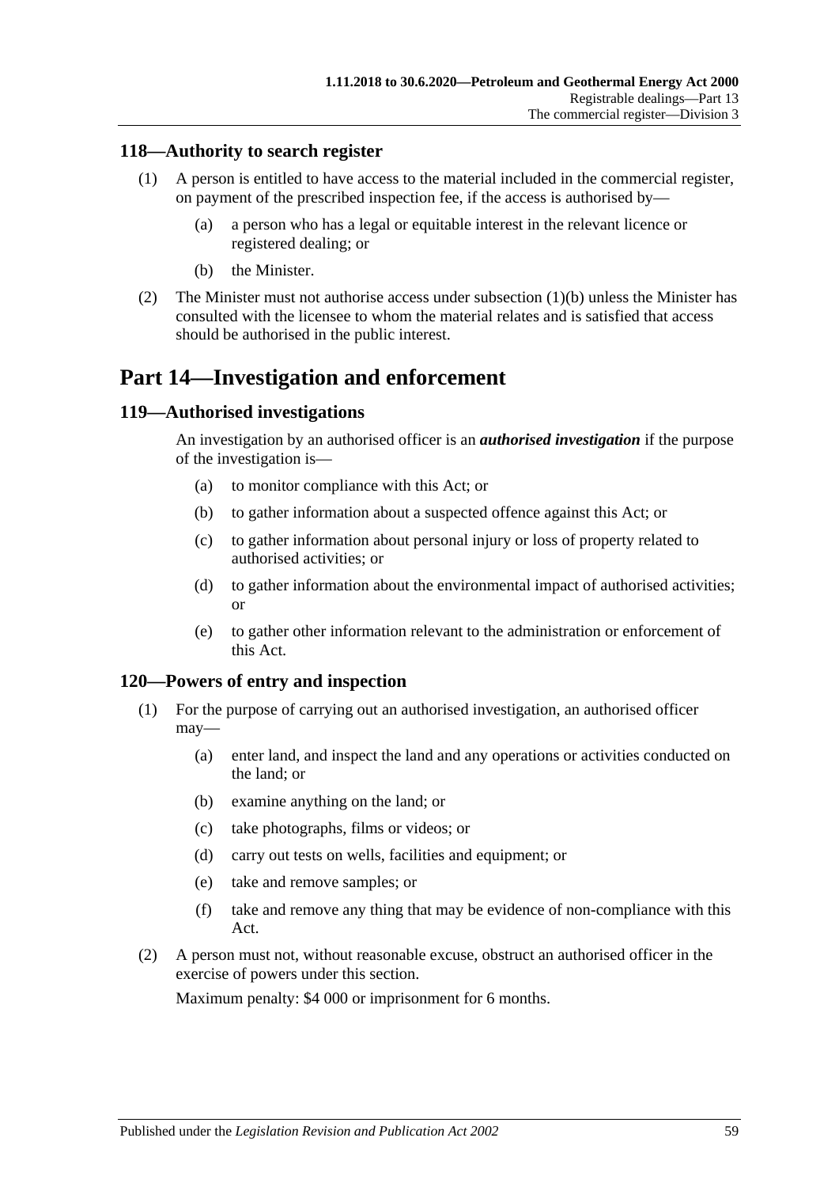### 118—Authority to search register

(1) A person is entitled to have access to the material included in the commercial register, on payment of the prescribed inspection fee, if the access is authorised by—

  (a) a person who has a legal or equitable interest in the relevant licence or registered dealing; or

  (b) the Minister.

(2) The Minister must not authorise access under subsection (1)(b) unless the Minister has consulted with the licensee to whom the material relates and is satisfied that access should be authorised in the public interest.

## Part 14—Investigation and enforcement

### 119—Authorised investigations

An investigation by an authorised officer is an ***authorised investigation*** if the purpose of the investigation is—

  (a) to monitor compliance with this Act; or

  (b) to gather information about a suspected offence against this Act; or

  (c) to gather information about personal injury or loss of property related to authorised activities; or

  (d) to gather information about the environmental impact of authorised activities; or

  (e) to gather other information relevant to the administration or enforcement of this Act.

### 120—Powers of entry and inspection

(1) For the purpose of carrying out an authorised investigation, an authorised officer may—

  (a) enter land, and inspect the land and any operations or activities conducted on the land; or

  (b) examine anything on the land; or

  (c) take photographs, films or videos; or

  (d) carry out tests on wells, facilities and equipment; or

  (e) take and remove samples; or

  (f) take and remove any thing that may be evidence of non-compliance with this Act.

(2) A person must not, without reasonable excuse, obstruct an authorised officer in the exercise of powers under this section.

Maximum penalty: $4 000 or imprisonment for 6 months.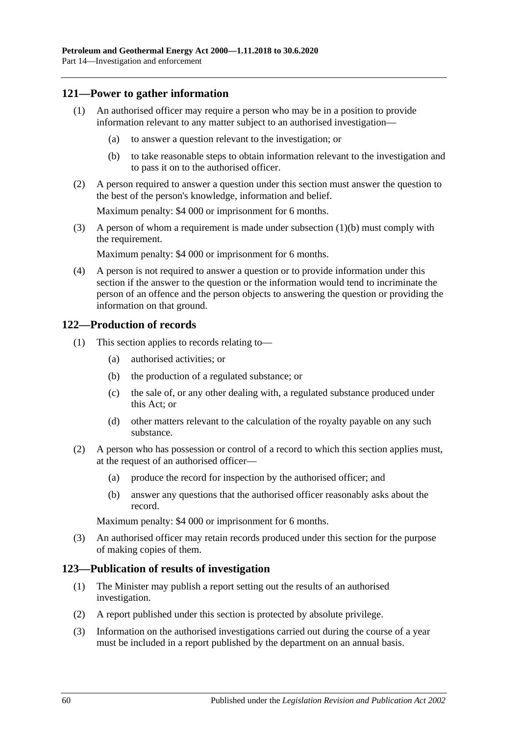## 121—Power to gather information

(1) An authorised officer may require a person who may be in a position to provide information relevant to any matter subject to an authorised investigation—

(a) to answer a question relevant to the investigation; or

(b) to take reasonable steps to obtain information relevant to the investigation and to pass it on to the authorised officer.

(2) A person required to answer a question under this section must answer the question to the best of the person's knowledge, information and belief.

Maximum penalty: $4 000 or imprisonment for 6 months.

(3) A person of whom a requirement is made under subsection (1)(b) must comply with the requirement.

Maximum penalty: $4 000 or imprisonment for 6 months.

(4) A person is not required to answer a question or to provide information under this section if the answer to the question or the information would tend to incriminate the person of an offence and the person objects to answering the question or providing the information on that ground.

## 122—Production of records

(1) This section applies to records relating to—

(a) authorised activities; or

(b) the production of a regulated substance; or

(c) the sale of, or any other dealing with, a regulated substance produced under this Act; or

(d) other matters relevant to the calculation of the royalty payable on any such substance.

(2) A person who has possession or control of a record to which this section applies must, at the request of an authorised officer—

(a) produce the record for inspection by the authorised officer; and

(b) answer any questions that the authorised officer reasonably asks about the record.

Maximum penalty: $4 000 or imprisonment for 6 months.

(3) An authorised officer may retain records produced under this section for the purpose of making copies of them.

## 123—Publication of results of investigation

(1) The Minister may publish a report setting out the results of an authorised investigation.

(2) A report published under this section is protected by absolute privilege.

(3) Information on the authorised investigations carried out during the course of a year must be included in a report published by the department on an annual basis.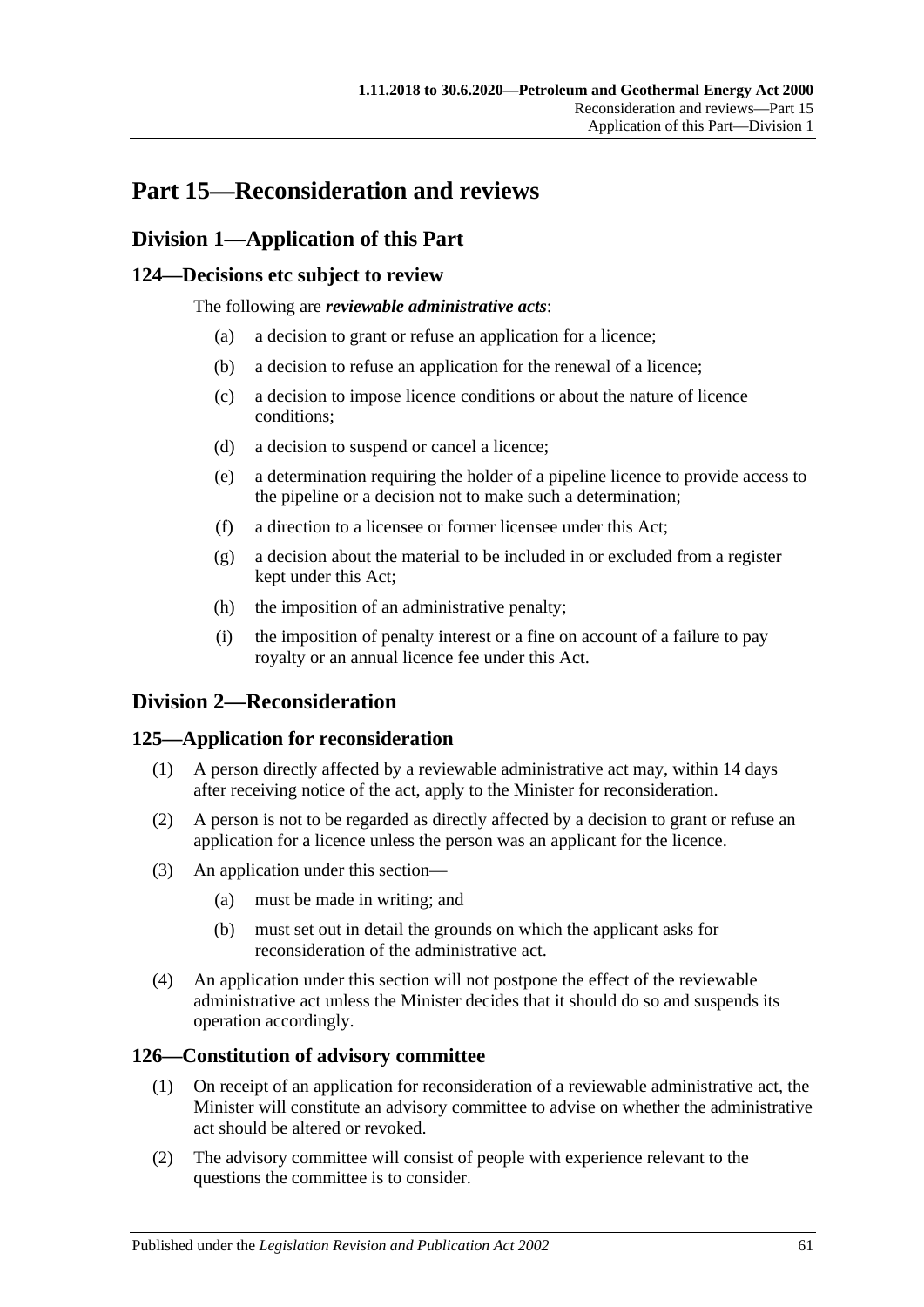# Part 15—Reconsideration and reviews

## Division 1—Application of this Part

### 124—Decisions etc subject to review

The following are ***reviewable administrative acts***:

- (a) a decision to grant or refuse an application for a licence;
- (b) a decision to refuse an application for the renewal of a licence;
- (c) a decision to impose licence conditions or about the nature of licence conditions;
- (d) a decision to suspend or cancel a licence;
- (e) a determination requiring the holder of a pipeline licence to provide access to the pipeline or a decision not to make such a determination;
- (f) a direction to a licensee or former licensee under this Act;
- (g) a decision about the material to be included in or excluded from a register kept under this Act;
- (h) the imposition of an administrative penalty;
- (i) the imposition of penalty interest or a fine on account of a failure to pay royalty or an annual licence fee under this Act.

## Division 2—Reconsideration

### 125—Application for reconsideration

(1) A person directly affected by a reviewable administrative act may, within 14 days after receiving notice of the act, apply to the Minister for reconsideration.

(2) A person is not to be regarded as directly affected by a decision to grant or refuse an application for a licence unless the person was an applicant for the licence.

(3) An application under this section—

- (a) must be made in writing; and
- (b) must set out in detail the grounds on which the applicant asks for reconsideration of the administrative act.

(4) An application under this section will not postpone the effect of the reviewable administrative act unless the Minister decides that it should do so and suspends its operation accordingly.

### 126—Constitution of advisory committee

(1) On receipt of an application for reconsideration of a reviewable administrative act, the Minister will constitute an advisory committee to advise on whether the administrative act should be altered or revoked.

(2) The advisory committee will consist of people with experience relevant to the questions the committee is to consider.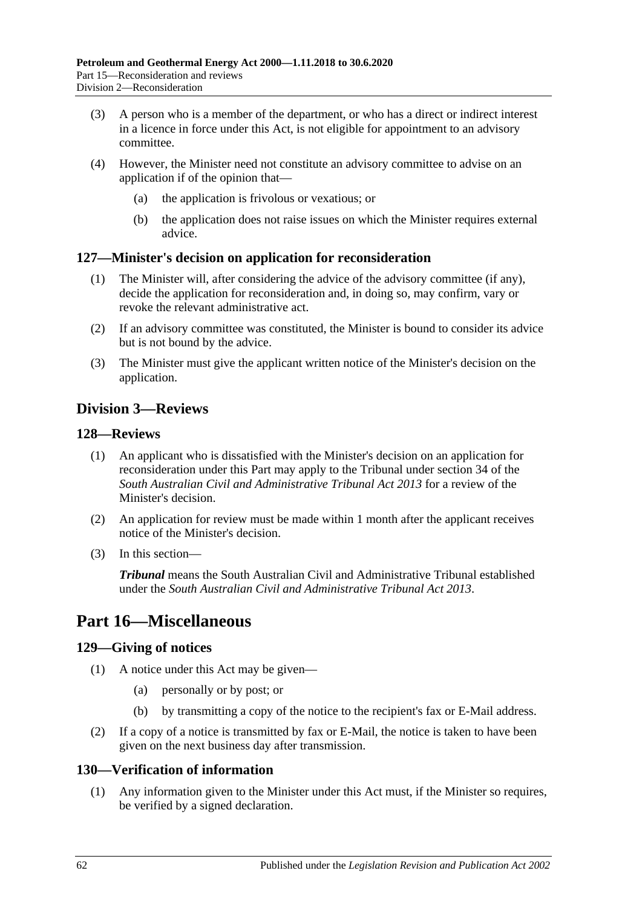(3) A person who is a member of the department, or who has a direct or indirect interest in a licence in force under this Act, is not eligible for appointment to an advisory committee.

(4) However, the Minister need not constitute an advisory committee to advise on an application if of the opinion that—

(a) the application is frivolous or vexatious; or

(b) the application does not raise issues on which the Minister requires external advice.

### 127—Minister's decision on application for reconsideration

(1) The Minister will, after considering the advice of the advisory committee (if any), decide the application for reconsideration and, in doing so, may confirm, vary or revoke the relevant administrative act.

(2) If an advisory committee was constituted, the Minister is bound to consider its advice but is not bound by the advice.

(3) The Minister must give the applicant written notice of the Minister's decision on the application.

## Division 3—Reviews

### 128—Reviews

(1) An applicant who is dissatisfied with the Minister's decision on an application for reconsideration under this Part may apply to the Tribunal under section 34 of the *South Australian Civil and Administrative Tribunal Act 2013* for a review of the Minister's decision.

(2) An application for review must be made within 1 month after the applicant receives notice of the Minister's decision.

(3) In this section—

***Tribunal*** means the South Australian Civil and Administrative Tribunal established under the *South Australian Civil and Administrative Tribunal Act 2013*.

# Part 16—Miscellaneous

### 129—Giving of notices

(1) A notice under this Act may be given—

(a) personally or by post; or

(b) by transmitting a copy of the notice to the recipient's fax or E-Mail address.

(2) If a copy of a notice is transmitted by fax or E-Mail, the notice is taken to have been given on the next business day after transmission.

### 130—Verification of information

(1) Any information given to the Minister under this Act must, if the Minister so requires, be verified by a signed declaration.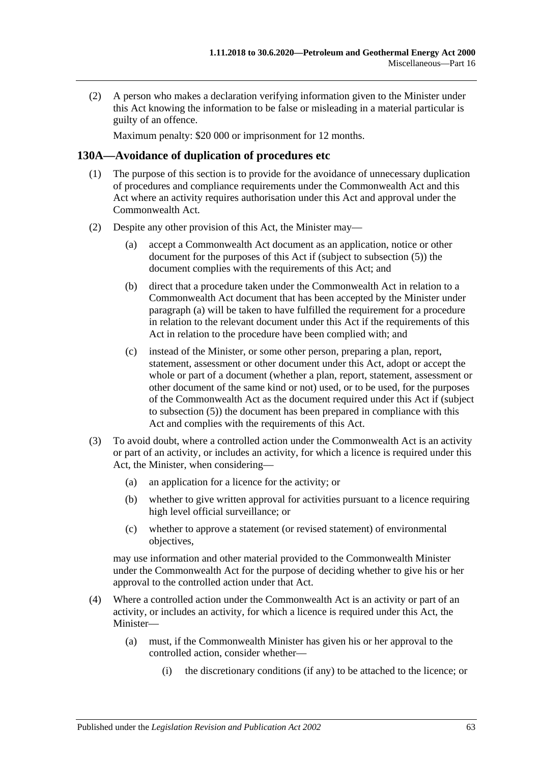(2) A person who makes a declaration verifying information given to the Minister under this Act knowing the information to be false or misleading in a material particular is guilty of an offence.

Maximum penalty: $20 000 or imprisonment for 12 months.

## 130A—Avoidance of duplication of procedures etc

(1) The purpose of this section is to provide for the avoidance of unnecessary duplication of procedures and compliance requirements under the Commonwealth Act and this Act where an activity requires authorisation under this Act and approval under the Commonwealth Act.

(2) Despite any other provision of this Act, the Minister may—

(a) accept a Commonwealth Act document as an application, notice or other document for the purposes of this Act if (subject to subsection (5)) the document complies with the requirements of this Act; and

(b) direct that a procedure taken under the Commonwealth Act in relation to a Commonwealth Act document that has been accepted by the Minister under paragraph (a) will be taken to have fulfilled the requirement for a procedure in relation to the relevant document under this Act if the requirements of this Act in relation to the procedure have been complied with; and

(c) instead of the Minister, or some other person, preparing a plan, report, statement, assessment or other document under this Act, adopt or accept the whole or part of a document (whether a plan, report, statement, assessment or other document of the same kind or not) used, or to be used, for the purposes of the Commonwealth Act as the document required under this Act if (subject to subsection (5)) the document has been prepared in compliance with this Act and complies with the requirements of this Act.

(3) To avoid doubt, where a controlled action under the Commonwealth Act is an activity or part of an activity, or includes an activity, for which a licence is required under this Act, the Minister, when considering—

(a) an application for a licence for the activity; or

(b) whether to give written approval for activities pursuant to a licence requiring high level official surveillance; or

(c) whether to approve a statement (or revised statement) of environmental objectives,

may use information and other material provided to the Commonwealth Minister under the Commonwealth Act for the purpose of deciding whether to give his or her approval to the controlled action under that Act.

(4) Where a controlled action under the Commonwealth Act is an activity or part of an activity, or includes an activity, for which a licence is required under this Act, the Minister—

(a) must, if the Commonwealth Minister has given his or her approval to the controlled action, consider whether—

(i) the discretionary conditions (if any) to be attached to the licence; or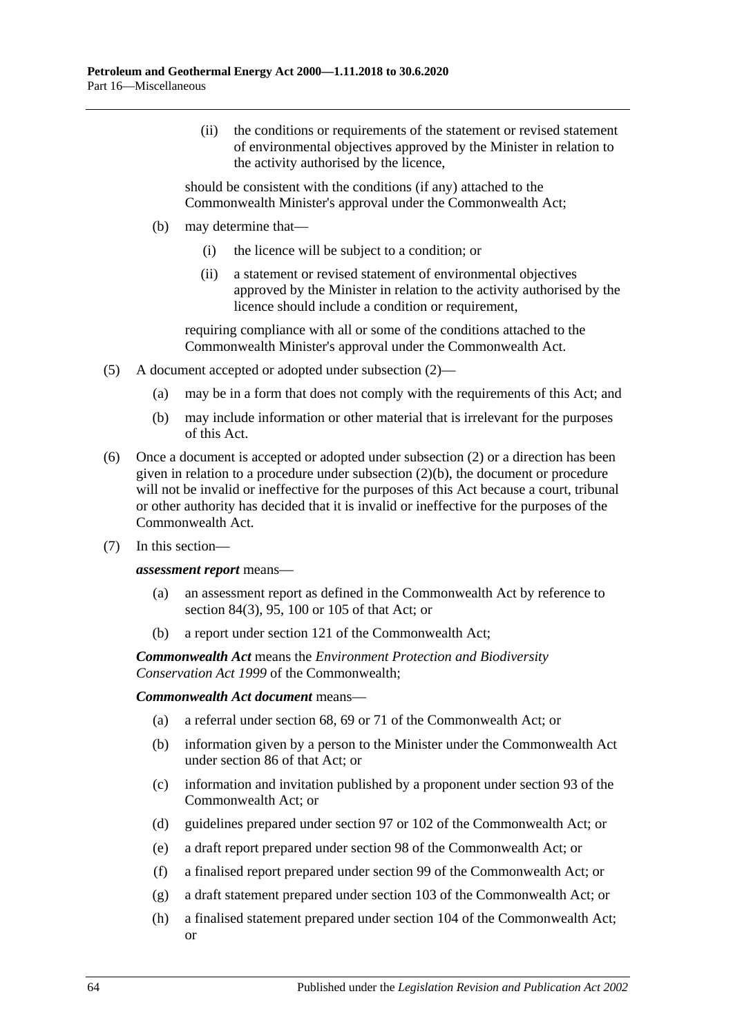(ii) the conditions or requirements of the statement or revised statement of environmental objectives approved by the Minister in relation to the activity authorised by the licence,

should be consistent with the conditions (if any) attached to the Commonwealth Minister's approval under the Commonwealth Act;

(b) may determine that—

(i) the licence will be subject to a condition; or

(ii) a statement or revised statement of environmental objectives approved by the Minister in relation to the activity authorised by the licence should include a condition or requirement,

requiring compliance with all or some of the conditions attached to the Commonwealth Minister's approval under the Commonwealth Act.

(5) A document accepted or adopted under subsection (2)—

(a) may be in a form that does not comply with the requirements of this Act; and

(b) may include information or other material that is irrelevant for the purposes of this Act.

(6) Once a document is accepted or adopted under subsection (2) or a direction has been given in relation to a procedure under subsection (2)(b), the document or procedure will not be invalid or ineffective for the purposes of this Act because a court, tribunal or other authority has decided that it is invalid or ineffective for the purposes of the Commonwealth Act.

(7) In this section—

***assessment report*** means—

(a) an assessment report as defined in the Commonwealth Act by reference to section 84(3), 95, 100 or 105 of that Act; or

(b) a report under section 121 of the Commonwealth Act;

***Commonwealth Act*** means the *Environment Protection and Biodiversity Conservation Act 1999* of the Commonwealth;

***Commonwealth Act document*** means—

(a) a referral under section 68, 69 or 71 of the Commonwealth Act; or

(b) information given by a person to the Minister under the Commonwealth Act under section 86 of that Act; or

(c) information and invitation published by a proponent under section 93 of the Commonwealth Act; or

(d) guidelines prepared under section 97 or 102 of the Commonwealth Act; or

(e) a draft report prepared under section 98 of the Commonwealth Act; or

(f) a finalised report prepared under section 99 of the Commonwealth Act; or

(g) a draft statement prepared under section 103 of the Commonwealth Act; or

(h) a finalised statement prepared under section 104 of the Commonwealth Act; or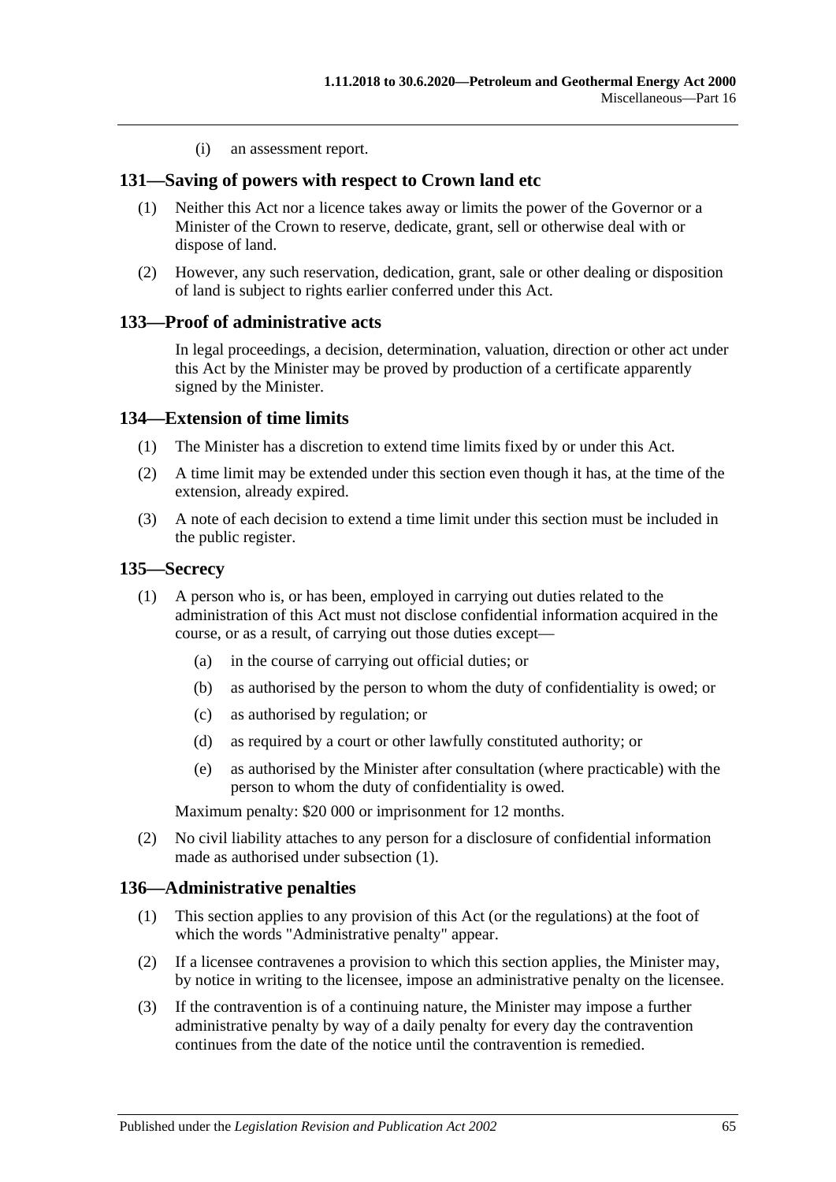(i) an assessment report.

## 131—Saving of powers with respect to Crown land etc

(1) Neither this Act nor a licence takes away or limits the power of the Governor or a Minister of the Crown to reserve, dedicate, grant, sell or otherwise deal with or dispose of land.

(2) However, any such reservation, dedication, grant, sale or other dealing or disposition of land is subject to rights earlier conferred under this Act.

## 133—Proof of administrative acts

In legal proceedings, a decision, determination, valuation, direction or other act under this Act by the Minister may be proved by production of a certificate apparently signed by the Minister.

## 134—Extension of time limits

(1) The Minister has a discretion to extend time limits fixed by or under this Act.

(2) A time limit may be extended under this section even though it has, at the time of the extension, already expired.

(3) A note of each decision to extend a time limit under this section must be included in the public register.

## 135—Secrecy

(1) A person who is, or has been, employed in carrying out duties related to the administration of this Act must not disclose confidential information acquired in the course, or as a result, of carrying out those duties except—

- (a) in the course of carrying out official duties; or
- (b) as authorised by the person to whom the duty of confidentiality is owed; or
- (c) as authorised by regulation; or
- (d) as required by a court or other lawfully constituted authority; or
- (e) as authorised by the Minister after consultation (where practicable) with the person to whom the duty of confidentiality is owed.

Maximum penalty: $20 000 or imprisonment for 12 months.

(2) No civil liability attaches to any person for a disclosure of confidential information made as authorised under subsection (1).

## 136—Administrative penalties

(1) This section applies to any provision of this Act (or the regulations) at the foot of which the words "Administrative penalty" appear.

(2) If a licensee contravenes a provision to which this section applies, the Minister may, by notice in writing to the licensee, impose an administrative penalty on the licensee.

(3) If the contravention is of a continuing nature, the Minister may impose a further administrative penalty by way of a daily penalty for every day the contravention continues from the date of the notice until the contravention is remedied.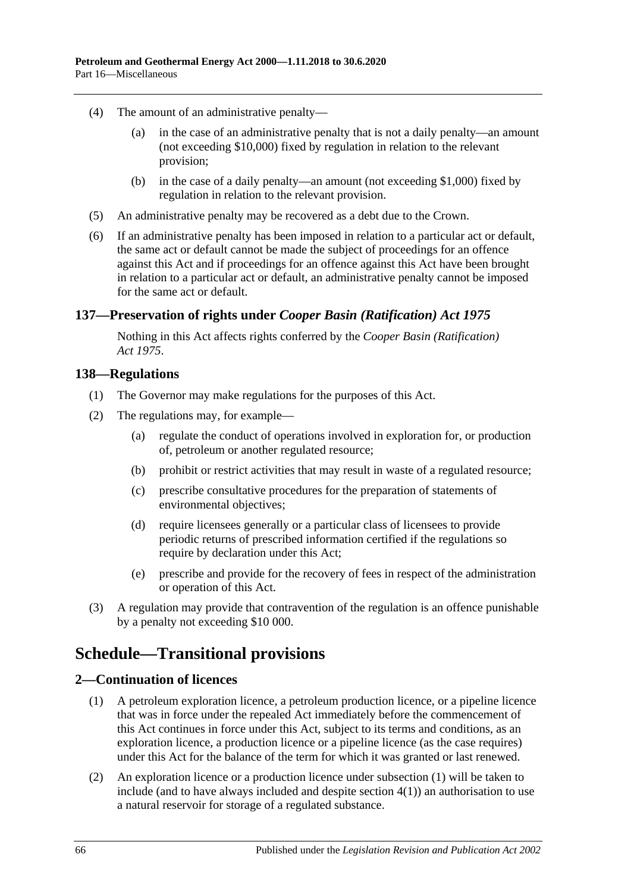(4) The amount of an administrative penalty—

(a) in the case of an administrative penalty that is not a daily penalty—an amount (not exceeding $10,000) fixed by regulation in relation to the relevant provision;

(b) in the case of a daily penalty—an amount (not exceeding $1,000) fixed by regulation in relation to the relevant provision.

(5) An administrative penalty may be recovered as a debt due to the Crown.

(6) If an administrative penalty has been imposed in relation to a particular act or default, the same act or default cannot be made the subject of proceedings for an offence against this Act and if proceedings for an offence against this Act have been brought in relation to a particular act or default, an administrative penalty cannot be imposed for the same act or default.

### 137—Preservation of rights under *Cooper Basin (Ratification) Act 1975*

Nothing in this Act affects rights conferred by the *Cooper Basin (Ratification) Act 1975*.

### 138—Regulations

(1) The Governor may make regulations for the purposes of this Act.

(2) The regulations may, for example—

(a) regulate the conduct of operations involved in exploration for, or production of, petroleum or another regulated resource;

(b) prohibit or restrict activities that may result in waste of a regulated resource;

(c) prescribe consultative procedures for the preparation of statements of environmental objectives;

(d) require licensees generally or a particular class of licensees to provide periodic returns of prescribed information certified if the regulations so require by declaration under this Act;

(e) prescribe and provide for the recovery of fees in respect of the administration or operation of this Act.

(3) A regulation may provide that contravention of the regulation is an offence punishable by a penalty not exceeding $10 000.

## Schedule—Transitional provisions

### 2—Continuation of licences

(1) A petroleum exploration licence, a petroleum production licence, or a pipeline licence that was in force under the repealed Act immediately before the commencement of this Act continues in force under this Act, subject to its terms and conditions, as an exploration licence, a production licence or a pipeline licence (as the case requires) under this Act for the balance of the term for which it was granted or last renewed.

(2) An exploration licence or a production licence under subsection (1) will be taken to include (and to have always included and despite section 4(1)) an authorisation to use a natural reservoir for storage of a regulated substance.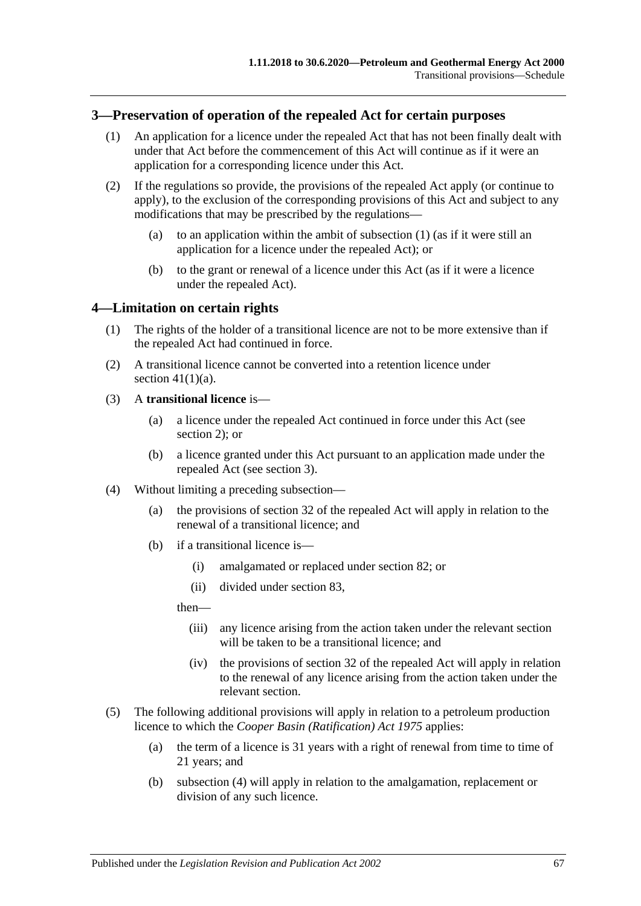## 3—Preservation of operation of the repealed Act for certain purposes

(1) An application for a licence under the repealed Act that has not been finally dealt with under that Act before the commencement of this Act will continue as if it were an application for a corresponding licence under this Act.

(2) If the regulations so provide, the provisions of the repealed Act apply (or continue to apply), to the exclusion of the corresponding provisions of this Act and subject to any modifications that may be prescribed by the regulations—

- (a) to an application within the ambit of subsection (1) (as if it were still an application for a licence under the repealed Act); or
- (b) to the grant or renewal of a licence under this Act (as if it were a licence under the repealed Act).

## 4—Limitation on certain rights

(1) The rights of the holder of a transitional licence are not to be more extensive than if the repealed Act had continued in force.

(2) A transitional licence cannot be converted into a retention licence under section 41(1)(a).

(3) A **transitional licence** is—

- (a) a licence under the repealed Act continued in force under this Act (see section 2); or
- (b) a licence granted under this Act pursuant to an application made under the repealed Act (see section 3).

(4) Without limiting a preceding subsection—

- (a) the provisions of section 32 of the repealed Act will apply in relation to the renewal of a transitional licence; and
- (b) if a transitional licence is—
  - (i) amalgamated or replaced under section 82; or
  - (ii) divided under section 83,

  then—

  - (iii) any licence arising from the action taken under the relevant section will be taken to be a transitional licence; and
  - (iv) the provisions of section 32 of the repealed Act will apply in relation to the renewal of any licence arising from the action taken under the relevant section.

(5) The following additional provisions will apply in relation to a petroleum production licence to which the *Cooper Basin (Ratification) Act 1975* applies:

- (a) the term of a licence is 31 years with a right of renewal from time to time of 21 years; and
- (b) subsection (4) will apply in relation to the amalgamation, replacement or division of any such licence.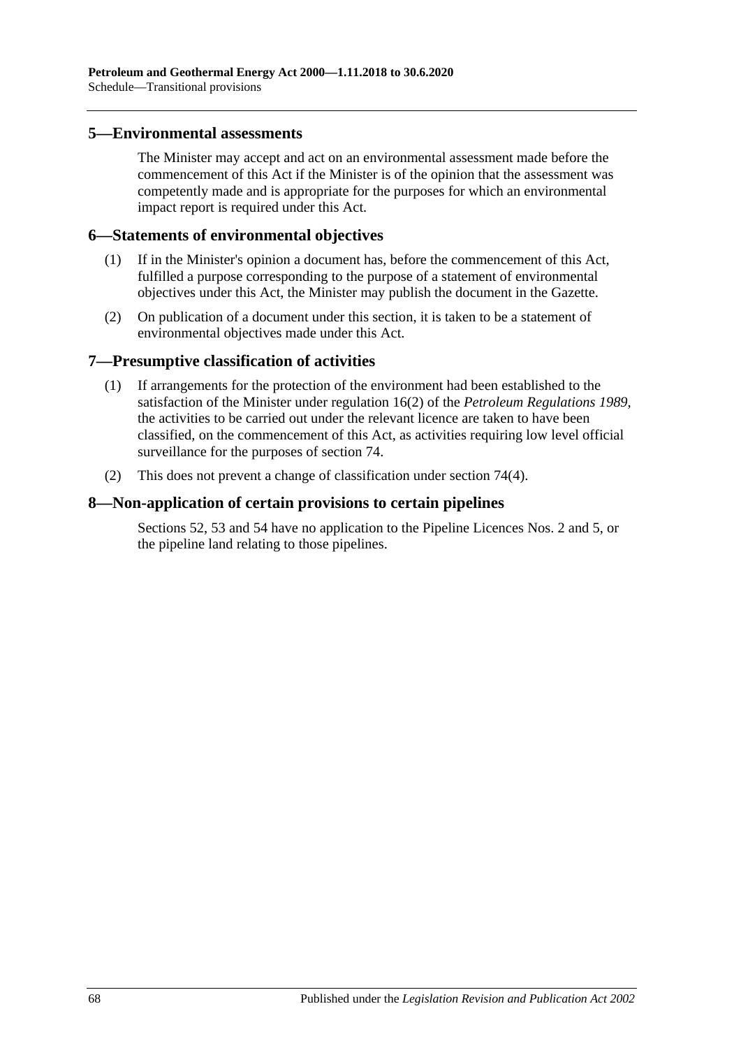## 5—Environmental assessments

The Minister may accept and act on an environmental assessment made before the commencement of this Act if the Minister is of the opinion that the assessment was competently made and is appropriate for the purposes for which an environmental impact report is required under this Act.

## 6—Statements of environmental objectives

(1) If in the Minister's opinion a document has, before the commencement of this Act, fulfilled a purpose corresponding to the purpose of a statement of environmental objectives under this Act, the Minister may publish the document in the Gazette.

(2) On publication of a document under this section, it is taken to be a statement of environmental objectives made under this Act.

## 7—Presumptive classification of activities

(1) If arrangements for the protection of the environment had been established to the satisfaction of the Minister under regulation 16(2) of the *Petroleum Regulations 1989*, the activities to be carried out under the relevant licence are taken to have been classified, on the commencement of this Act, as activities requiring low level official surveillance for the purposes of section 74.

(2) This does not prevent a change of classification under section 74(4).

## 8—Non-application of certain provisions to certain pipelines

Sections 52, 53 and 54 have no application to the Pipeline Licences Nos. 2 and 5, or the pipeline land relating to those pipelines.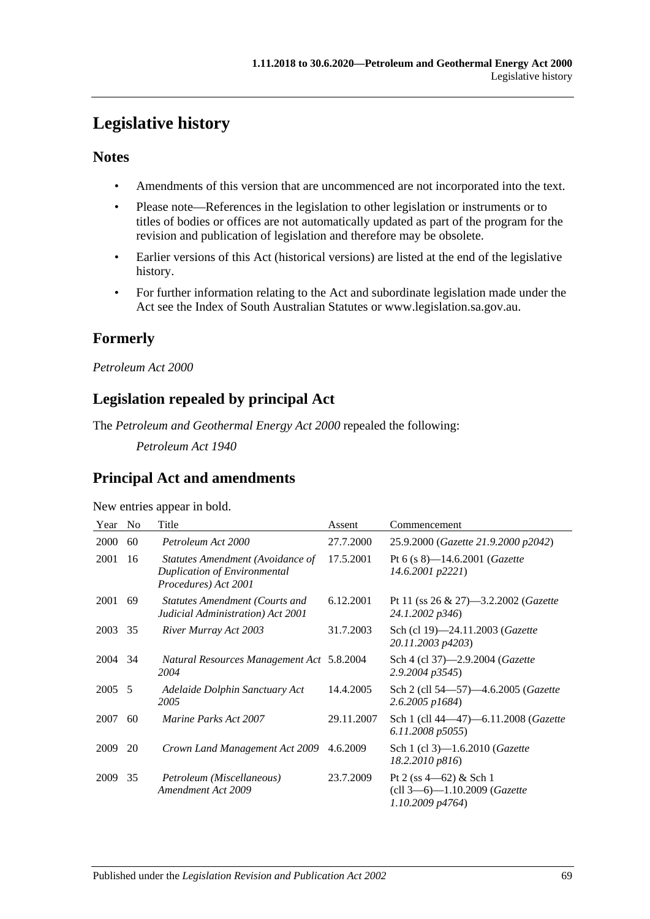# Legislative history

## Notes

- Amendments of this version that are uncommenced are not incorporated into the text.
- Please note—References in the legislation to other legislation or instruments or to titles of bodies or offices are not automatically updated as part of the program for the revision and publication of legislation and therefore may be obsolete.
- Earlier versions of this Act (historical versions) are listed at the end of the legislative history.
- For further information relating to the Act and subordinate legislation made under the Act see the Index of South Australian Statutes or www.legislation.sa.gov.au.

## Formerly

*Petroleum Act 2000*

## Legislation repealed by principal Act

The *Petroleum and Geothermal Energy Act 2000* repealed the following:

*Petroleum Act 1940*

## Principal Act and amendments

New entries appear in bold.

| Year | No | Title | Assent | Commencement |
|---|---|---|---|---|
| 2000 | 60 | *Petroleum Act 2000* | 27.7.2000 | 25.9.2000 (*Gazette 21.9.2000 p2042*) |
| 2001 | 16 | *Statutes Amendment (Avoidance of Duplication of Environmental Procedures) Act 2001* | 17.5.2001 | Pt 6 (s 8)—14.6.2001 (*Gazette 14.6.2001 p2221*) |
| 2001 | 69 | *Statutes Amendment (Courts and Judicial Administration) Act 2001* | 6.12.2001 | Pt 11 (ss 26 & 27)—3.2.2002 (*Gazette 24.1.2002 p346*) |
| 2003 | 35 | *River Murray Act 2003* | 31.7.2003 | Sch (cl 19)—24.11.2003 (*Gazette 20.11.2003 p4203*) |
| 2004 | 34 | *Natural Resources Management Act 2004* | 5.8.2004 | Sch 4 (cl 37)—2.9.2004 (*Gazette 2.9.2004 p3545*) |
| 2005 | 5 | *Adelaide Dolphin Sanctuary Act 2005* | 14.4.2005 | Sch 2 (cll 54—57)—4.6.2005 (*Gazette 2.6.2005 p1684*) |
| 2007 | 60 | *Marine Parks Act 2007* | 29.11.2007 | Sch 1 (cll 44—47)—6.11.2008 (*Gazette 6.11.2008 p5055*) |
| 2009 | 20 | *Crown Land Management Act 2009* | 4.6.2009 | Sch 1 (cl 3)—1.6.2010 (*Gazette 18.2.2010 p816*) |
| 2009 | 35 | *Petroleum (Miscellaneous) Amendment Act 2009* | 23.7.2009 | Pt 2 (ss 4—62) & Sch 1 (cll 3—6)—1.10.2009 (*Gazette 1.10.2009 p4764*) |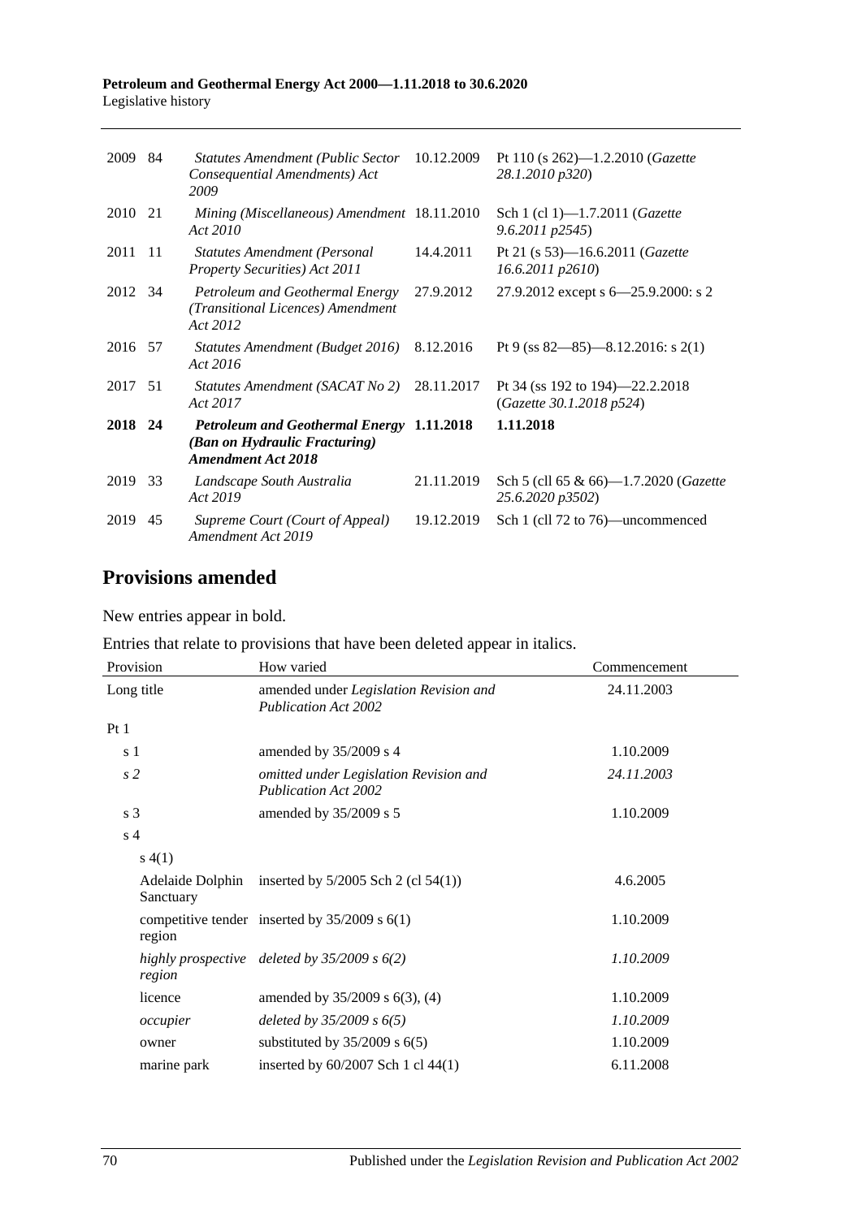| | | | | |
|---|---|---|---|---|
| 2009 | 84 | *Statutes Amendment (Public Sector Consequential Amendments) Act 2009* | 10.12.2009 | Pt 110 (s 262)—1.2.2010 (*Gazette 28.1.2010 p320*) |
| 2010 | 21 | *Mining (Miscellaneous) Amendment Act 2010* | 18.11.2010 | Sch 1 (cl 1)—1.7.2011 (*Gazette 9.6.2011 p2545*) |
| 2011 | 11 | *Statutes Amendment (Personal Property Securities) Act 2011* | 14.4.2011 | Pt 21 (s 53)—16.6.2011 (*Gazette 16.6.2011 p2610*) |
| 2012 | 34 | *Petroleum and Geothermal Energy (Transitional Licences) Amendment Act 2012* | 27.9.2012 | 27.9.2012 except s 6—25.9.2000: s 2 |
| 2016 | 57 | *Statutes Amendment (Budget 2016) Act 2016* | 8.12.2016 | Pt 9 (ss 82—85)—8.12.2016: s 2(1) |
| 2017 | 51 | *Statutes Amendment (SACAT No 2) Act 2017* | 28.11.2017 | Pt 34 (ss 192 to 194)—22.2.2018 (*Gazette 30.1.2018 p524*) |
| **2018** | **24** | ***Petroleum and Geothermal Energy (Ban on Hydraulic Fracturing) Amendment Act 2018*** | **1.11.2018** | **1.11.2018** |
| 2019 | 33 | *Landscape South Australia Act 2019* | 21.11.2019 | Sch 5 (cll 65 & 66)—1.7.2020 (*Gazette 25.6.2020 p3502*) |
| 2019 | 45 | *Supreme Court (Court of Appeal) Amendment Act 2019* | 19.12.2019 | Sch 1 (cll 72 to 76)—uncommenced |

## Provisions amended

New entries appear in bold.

Entries that relate to provisions that have been deleted appear in italics.

| Provision | How varied | Commencement |
|---|---|---|
| Long title | amended under *Legislation Revision and Publication Act 2002* | 24.11.2003 |
| Pt 1 | | |
| s 1 | amended by 35/2009 s 4 | 1.10.2009 |
| *s 2* | *omitted under Legislation Revision and Publication Act 2002* | *24.11.2003* |
| s 3 | amended by 35/2009 s 5 | 1.10.2009 |
| s 4 | | |
| s 4(1) | | |
| Adelaide Dolphin Sanctuary | inserted by 5/2005 Sch 2 (cl 54(1)) | 4.6.2005 |
| competitive tender region | inserted by 35/2009 s 6(1) | 1.10.2009 |
| *highly prospective region* | *deleted by 35/2009 s 6(2)* | *1.10.2009* |
| licence | amended by 35/2009 s 6(3), (4) | 1.10.2009 |
| *occupier* | *deleted by 35/2009 s 6(5)* | *1.10.2009* |
| owner | substituted by 35/2009 s 6(5) | 1.10.2009 |
| marine park | inserted by 60/2007 Sch 1 cl 44(1) | 6.11.2008 |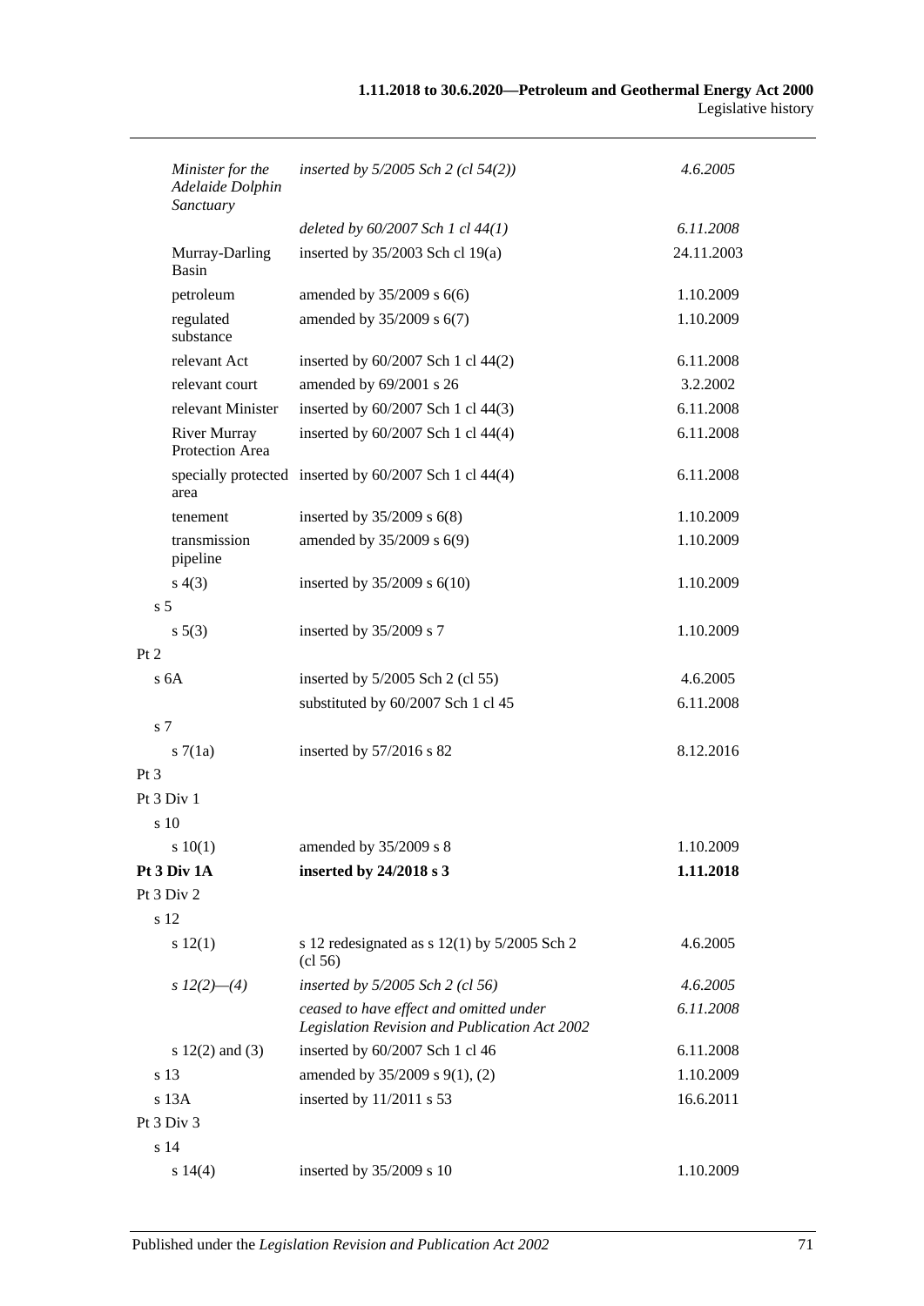| Provision | How varied | Commencement |
|---|---|---|
| *Minister for the Adelaide Dolphin Sanctuary* | *inserted by 5/2005 Sch 2 (cl 54(2))* | *4.6.2005* |
| | *deleted by 60/2007 Sch 1 cl 44(1)* | *6.11.2008* |
| Murray-Darling Basin | inserted by 35/2003 Sch cl 19(a) | 24.11.2003 |
| petroleum | amended by 35/2009 s 6(6) | 1.10.2009 |
| regulated substance | amended by 35/2009 s 6(7) | 1.10.2009 |
| relevant Act | inserted by 60/2007 Sch 1 cl 44(2) | 6.11.2008 |
| relevant court | amended by 69/2001 s 26 | 3.2.2002 |
| relevant Minister | inserted by 60/2007 Sch 1 cl 44(3) | 6.11.2008 |
| River Murray Protection Area | inserted by 60/2007 Sch 1 cl 44(4) | 6.11.2008 |
| specially protected area | inserted by 60/2007 Sch 1 cl 44(4) | 6.11.2008 |
| tenement | inserted by 35/2009 s 6(8) | 1.10.2009 |
| transmission pipeline | amended by 35/2009 s 6(9) | 1.10.2009 |
| s 4(3) | inserted by 35/2009 s 6(10) | 1.10.2009 |
| s 5 | | |
| s 5(3) | inserted by 35/2009 s 7 | 1.10.2009 |
| Pt 2 | | |
| s 6A | inserted by 5/2005 Sch 2 (cl 55) | 4.6.2005 |
| | substituted by 60/2007 Sch 1 cl 45 | 6.11.2008 |
| s 7 | | |
| s 7(1a) | inserted by 57/2016 s 82 | 8.12.2016 |
| Pt 3 | | |
| Pt 3 Div 1 | | |
| s 10 | | |
| s 10(1) | amended by 35/2009 s 8 | 1.10.2009 |
| **Pt 3 Div 1A** | **inserted by 24/2018 s 3** | **1.11.2018** |
| Pt 3 Div 2 | | |
| s 12 | | |
| s 12(1) | s 12 redesignated as s 12(1) by 5/2005 Sch 2 (cl 56) | 4.6.2005 |
| *s 12(2)—(4)* | *inserted by 5/2005 Sch 2 (cl 56)* | *4.6.2005* |
| | *ceased to have effect and omitted under Legislation Revision and Publication Act 2002* | *6.11.2008* |
| s 12(2) and (3) | inserted by 60/2007 Sch 1 cl 46 | 6.11.2008 |
| s 13 | amended by 35/2009 s 9(1), (2) | 1.10.2009 |
| s 13A | inserted by 11/2011 s 53 | 16.6.2011 |
| Pt 3 Div 3 | | |
| s 14 | | |
| s 14(4) | inserted by 35/2009 s 10 | 1.10.2009 |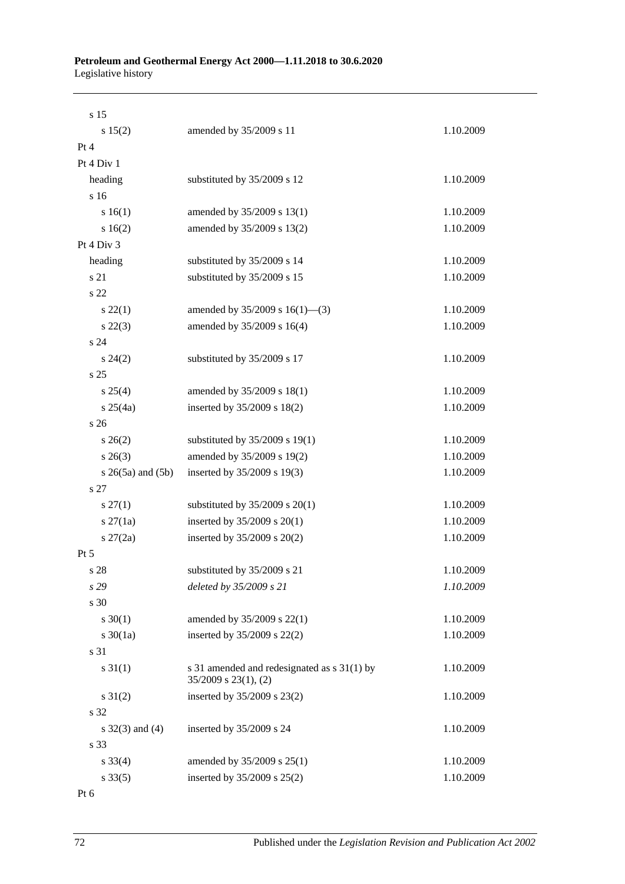| | | |
|---|---|---|
| s 15 | | |
| s 15(2) | amended by 35/2009 s 11 | 1.10.2009 |
| Pt 4 | | |
| Pt 4 Div 1 | | |
| heading | substituted by 35/2009 s 12 | 1.10.2009 |
| s 16 | | |
| s 16(1) | amended by 35/2009 s 13(1) | 1.10.2009 |
| s 16(2) | amended by 35/2009 s 13(2) | 1.10.2009 |
| Pt 4 Div 3 | | |
| heading | substituted by 35/2009 s 14 | 1.10.2009 |
| s 21 | substituted by 35/2009 s 15 | 1.10.2009 |
| s 22 | | |
| s 22(1) | amended by 35/2009 s 16(1)—(3) | 1.10.2009 |
| s 22(3) | amended by 35/2009 s 16(4) | 1.10.2009 |
| s 24 | | |
| s 24(2) | substituted by 35/2009 s 17 | 1.10.2009 |
| s 25 | | |
| s 25(4) | amended by 35/2009 s 18(1) | 1.10.2009 |
| s 25(4a) | inserted by 35/2009 s 18(2) | 1.10.2009 |
| s 26 | | |
| s 26(2) | substituted by 35/2009 s 19(1) | 1.10.2009 |
| s 26(3) | amended by 35/2009 s 19(2) | 1.10.2009 |
| s 26(5a) and (5b) | inserted by 35/2009 s 19(3) | 1.10.2009 |
| s 27 | | |
| s 27(1) | substituted by 35/2009 s 20(1) | 1.10.2009 |
| s 27(1a) | inserted by 35/2009 s 20(1) | 1.10.2009 |
| s 27(2a) | inserted by 35/2009 s 20(2) | 1.10.2009 |
| Pt 5 | | |
| s 28 | substituted by 35/2009 s 21 | 1.10.2009 |
| *s 29* | *deleted by 35/2009 s 21* | *1.10.2009* |
| s 30 | | |
| s 30(1) | amended by 35/2009 s 22(1) | 1.10.2009 |
| s 30(1a) | inserted by 35/2009 s 22(2) | 1.10.2009 |
| s 31 | | |
| s 31(1) | s 31 amended and redesignated as s 31(1) by 35/2009 s 23(1), (2) | 1.10.2009 |
| s 31(2) | inserted by 35/2009 s 23(2) | 1.10.2009 |
| s 32 | | |
| s 32(3) and (4) | inserted by 35/2009 s 24 | 1.10.2009 |
| s 33 | | |
| s 33(4) | amended by 35/2009 s 25(1) | 1.10.2009 |
| s 33(5) | inserted by 35/2009 s 25(2) | 1.10.2009 |
| Pt 6 | | |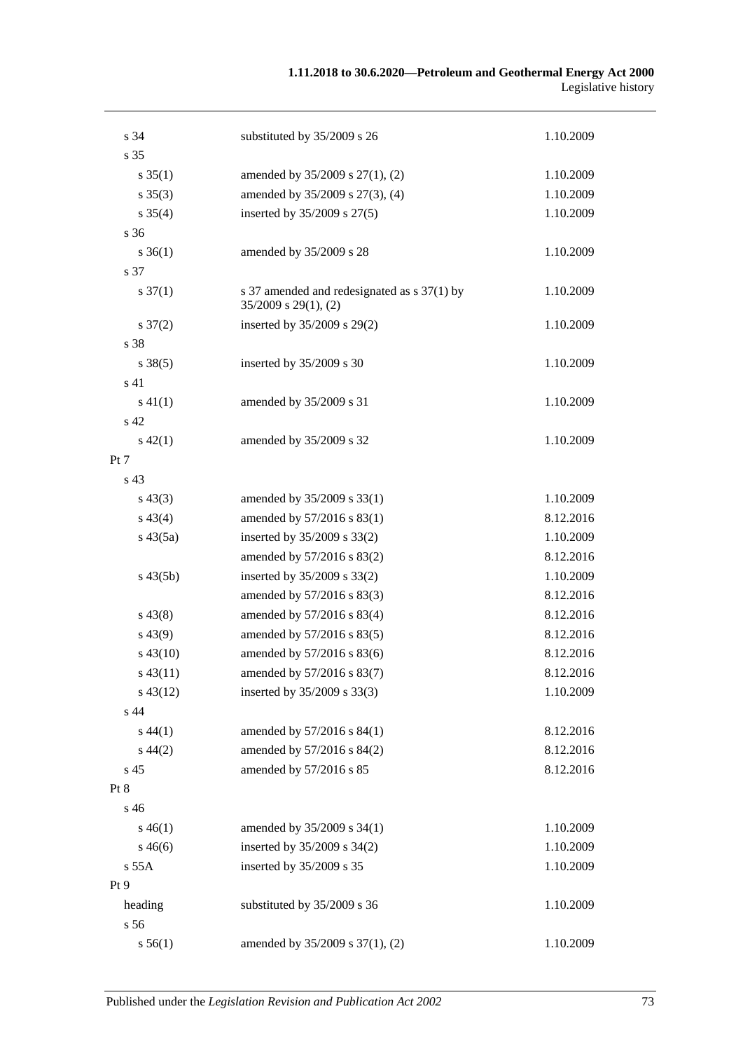| | | |
|---|---|---|
| s 34 | substituted by 35/2009 s 26 | 1.10.2009 |
| s 35 | | |
| s 35(1) | amended by 35/2009 s 27(1), (2) | 1.10.2009 |
| s 35(3) | amended by 35/2009 s 27(3), (4) | 1.10.2009 |
| s 35(4) | inserted by 35/2009 s 27(5) | 1.10.2009 |
| s 36 | | |
| s 36(1) | amended by 35/2009 s 28 | 1.10.2009 |
| s 37 | | |
| s 37(1) | s 37 amended and redesignated as s 37(1) by 35/2009 s 29(1), (2) | 1.10.2009 |
| s 37(2) | inserted by 35/2009 s 29(2) | 1.10.2009 |
| s 38 | | |
| s 38(5) | inserted by 35/2009 s 30 | 1.10.2009 |
| s 41 | | |
| s 41(1) | amended by 35/2009 s 31 | 1.10.2009 |
| s 42 | | |
| s 42(1) | amended by 35/2009 s 32 | 1.10.2009 |
| Pt 7 | | |
| s 43 | | |
| s 43(3) | amended by 35/2009 s 33(1) | 1.10.2009 |
| s 43(4) | amended by 57/2016 s 83(1) | 8.12.2016 |
| s 43(5a) | inserted by 35/2009 s 33(2) | 1.10.2009 |
| | amended by 57/2016 s 83(2) | 8.12.2016 |
| s 43(5b) | inserted by 35/2009 s 33(2) | 1.10.2009 |
| | amended by 57/2016 s 83(3) | 8.12.2016 |
| s 43(8) | amended by 57/2016 s 83(4) | 8.12.2016 |
| s 43(9) | amended by 57/2016 s 83(5) | 8.12.2016 |
| s 43(10) | amended by 57/2016 s 83(6) | 8.12.2016 |
| s 43(11) | amended by 57/2016 s 83(7) | 8.12.2016 |
| s 43(12) | inserted by 35/2009 s 33(3) | 1.10.2009 |
| s 44 | | |
| s 44(1) | amended by 57/2016 s 84(1) | 8.12.2016 |
| s 44(2) | amended by 57/2016 s 84(2) | 8.12.2016 |
| s 45 | amended by 57/2016 s 85 | 8.12.2016 |
| Pt 8 | | |
| s 46 | | |
| s 46(1) | amended by 35/2009 s 34(1) | 1.10.2009 |
| s 46(6) | inserted by 35/2009 s 34(2) | 1.10.2009 |
| s 55A | inserted by 35/2009 s 35 | 1.10.2009 |
| Pt 9 | | |
| heading | substituted by 35/2009 s 36 | 1.10.2009 |
| s 56 | | |
| s 56(1) | amended by 35/2009 s 37(1), (2) | 1.10.2009 |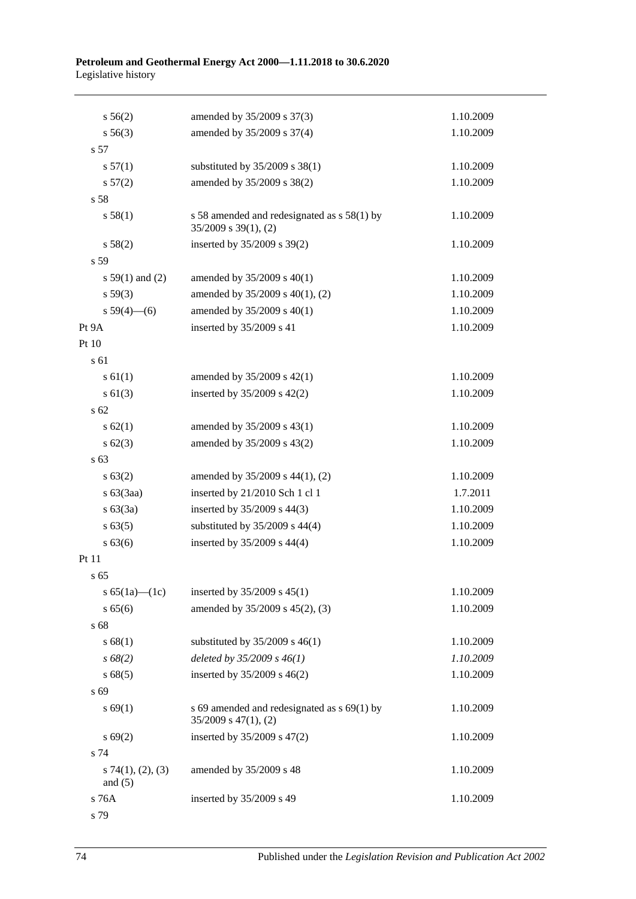| | | |
|---|---|---|
| s 56(2) | amended by 35/2009 s 37(3) | 1.10.2009 |
| s 56(3) | amended by 35/2009 s 37(4) | 1.10.2009 |
| s 57 | | |
| s 57(1) | substituted by 35/2009 s 38(1) | 1.10.2009 |
| s 57(2) | amended by 35/2009 s 38(2) | 1.10.2009 |
| s 58 | | |
| s 58(1) | s 58 amended and redesignated as s 58(1) by 35/2009 s 39(1), (2) | 1.10.2009 |
| s 58(2) | inserted by 35/2009 s 39(2) | 1.10.2009 |
| s 59 | | |
| s 59(1) and (2) | amended by 35/2009 s 40(1) | 1.10.2009 |
| s 59(3) | amended by 35/2009 s 40(1), (2) | 1.10.2009 |
| s 59(4)—(6) | amended by 35/2009 s 40(1) | 1.10.2009 |
| Pt 9A | inserted by 35/2009 s 41 | 1.10.2009 |
| Pt 10 | | |
| s 61 | | |
| s 61(1) | amended by 35/2009 s 42(1) | 1.10.2009 |
| s 61(3) | inserted by 35/2009 s 42(2) | 1.10.2009 |
| s 62 | | |
| s 62(1) | amended by 35/2009 s 43(1) | 1.10.2009 |
| s 62(3) | amended by 35/2009 s 43(2) | 1.10.2009 |
| s 63 | | |
| s 63(2) | amended by 35/2009 s 44(1), (2) | 1.10.2009 |
| s 63(3aa) | inserted by 21/2010 Sch 1 cl 1 | 1.7.2011 |
| s 63(3a) | inserted by 35/2009 s 44(3) | 1.10.2009 |
| s 63(5) | substituted by 35/2009 s 44(4) | 1.10.2009 |
| s 63(6) | inserted by 35/2009 s 44(4) | 1.10.2009 |
| Pt 11 | | |
| s 65 | | |
| s 65(1a)—(1c) | inserted by 35/2009 s 45(1) | 1.10.2009 |
| s 65(6) | amended by 35/2009 s 45(2), (3) | 1.10.2009 |
| s 68 | | |
| s 68(1) | substituted by 35/2009 s 46(1) | 1.10.2009 |
| *s 68(2)* | *deleted by 35/2009 s 46(1)* | *1.10.2009* |
| s 68(5) | inserted by 35/2009 s 46(2) | 1.10.2009 |
| s 69 | | |
| s 69(1) | s 69 amended and redesignated as s 69(1) by 35/2009 s 47(1), (2) | 1.10.2009 |
| s 69(2) | inserted by 35/2009 s 47(2) | 1.10.2009 |
| s 74 | | |
| s 74(1), (2), (3) and (5) | amended by 35/2009 s 48 | 1.10.2009 |
| s 76A | inserted by 35/2009 s 49 | 1.10.2009 |
| s 79 | | |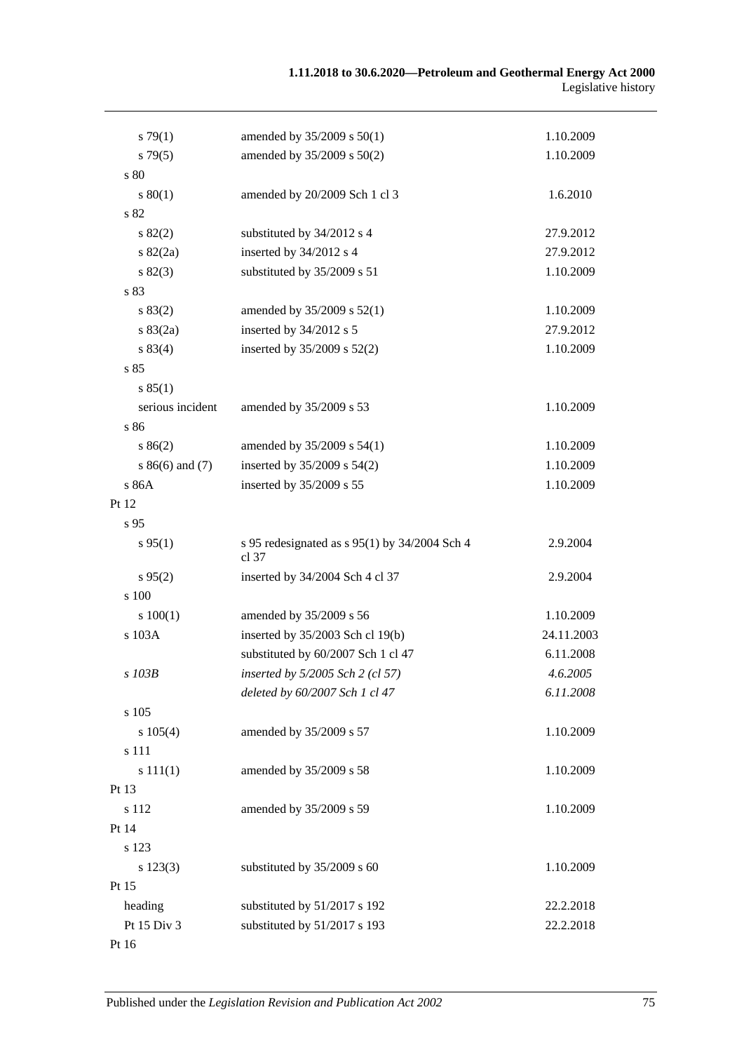| | | |
|---|---|---|
| s 79(1) | amended by 35/2009 s 50(1) | 1.10.2009 |
| s 79(5) | amended by 35/2009 s 50(2) | 1.10.2009 |
| s 80 | | |
| s 80(1) | amended by 20/2009 Sch 1 cl 3 | 1.6.2010 |
| s 82 | | |
| s 82(2) | substituted by 34/2012 s 4 | 27.9.2012 |
| s 82(2a) | inserted by 34/2012 s 4 | 27.9.2012 |
| s 82(3) | substituted by 35/2009 s 51 | 1.10.2009 |
| s 83 | | |
| s 83(2) | amended by 35/2009 s 52(1) | 1.10.2009 |
| s 83(2a) | inserted by 34/2012 s 5 | 27.9.2012 |
| s 83(4) | inserted by 35/2009 s 52(2) | 1.10.2009 |
| s 85 | | |
| s 85(1) | | |
| serious incident | amended by 35/2009 s 53 | 1.10.2009 |
| s 86 | | |
| s 86(2) | amended by 35/2009 s 54(1) | 1.10.2009 |
| s 86(6) and (7) | inserted by 35/2009 s 54(2) | 1.10.2009 |
| s 86A | inserted by 35/2009 s 55 | 1.10.2009 |
| Pt 12 | | |
| s 95 | | |
| s 95(1) | s 95 redesignated as s 95(1) by 34/2004 Sch 4 cl 37 | 2.9.2004 |
| s 95(2) | inserted by 34/2004 Sch 4 cl 37 | 2.9.2004 |
| s 100 | | |
| s 100(1) | amended by 35/2009 s 56 | 1.10.2009 |
| s 103A | inserted by 35/2003 Sch cl 19(b) | 24.11.2003 |
| | substituted by 60/2007 Sch 1 cl 47 | 6.11.2008 |
| *s 103B* | *inserted by 5/2005 Sch 2 (cl 57)* | *4.6.2005* |
| | *deleted by 60/2007 Sch 1 cl 47* | *6.11.2008* |
| s 105 | | |
| s 105(4) | amended by 35/2009 s 57 | 1.10.2009 |
| s 111 | | |
| s 111(1) | amended by 35/2009 s 58 | 1.10.2009 |
| Pt 13 | | |
| s 112 | amended by 35/2009 s 59 | 1.10.2009 |
| Pt 14 | | |
| s 123 | | |
| s 123(3) | substituted by 35/2009 s 60 | 1.10.2009 |
| Pt 15 | | |
| heading | substituted by 51/2017 s 192 | 22.2.2018 |
| Pt 15 Div 3 | substituted by 51/2017 s 193 | 22.2.2018 |
| Pt 16 | | |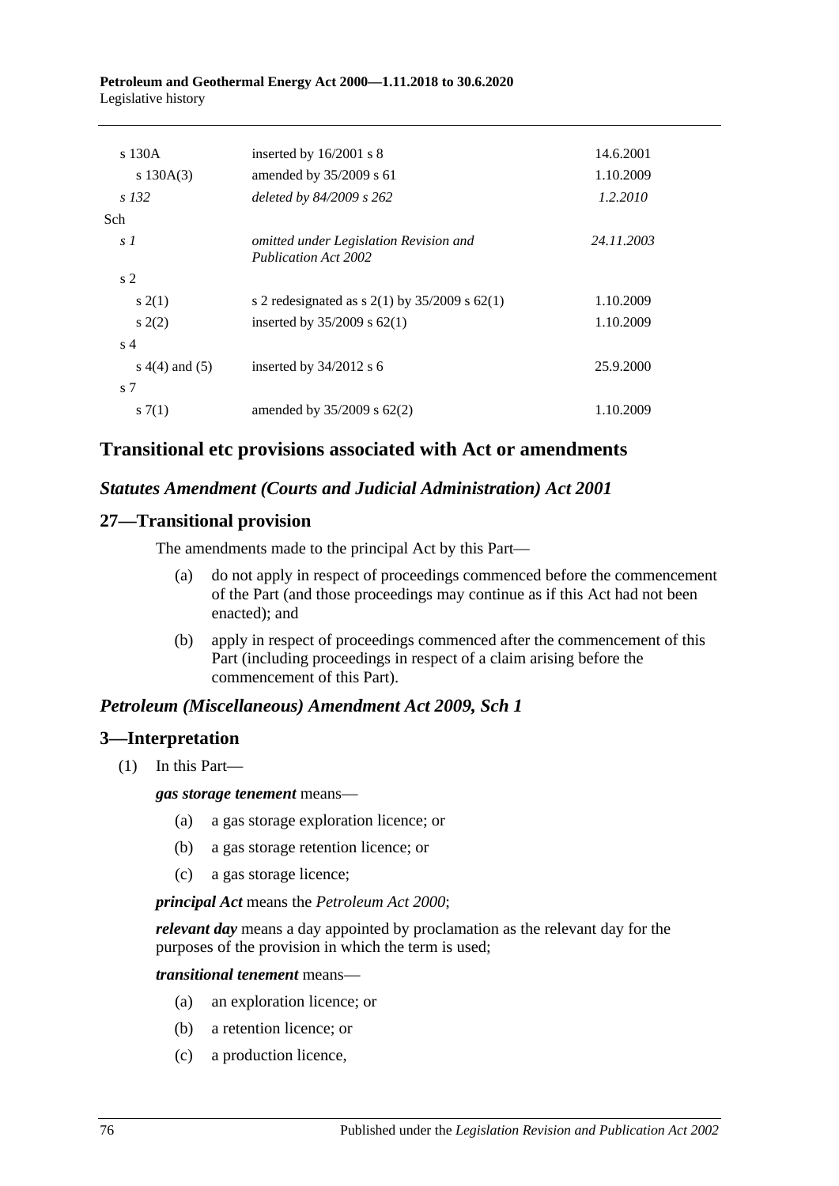| | | |
|---|---|---|
| s 130A | inserted by 16/2001 s 8 | 14.6.2001 |
| s 130A(3) | amended by 35/2009 s 61 | 1.10.2009 |
| *s 132* | *deleted by 84/2009 s 262* | *1.2.2010* |
| Sch | | |
| *s 1* | *omitted under Legislation Revision and Publication Act 2002* | *24.11.2003* |
| s 2 | | |
| s 2(1) | s 2 redesignated as s 2(1) by 35/2009 s 62(1) | 1.10.2009 |
| s 2(2) | inserted by 35/2009 s 62(1) | 1.10.2009 |
| s 4 | | |
| s 4(4) and (5) | inserted by 34/2012 s 6 | 25.9.2000 |
| s 7 | | |
| s 7(1) | amended by 35/2009 s 62(2) | 1.10.2009 |

## Transitional etc provisions associated with Act or amendments

### *Statutes Amendment (Courts and Judicial Administration) Act 2001*

### 27—Transitional provision

The amendments made to the principal Act by this Part—

(a) do not apply in respect of proceedings commenced before the commencement of the Part (and those proceedings may continue as if this Act had not been enacted); and

(b) apply in respect of proceedings commenced after the commencement of this Part (including proceedings in respect of a claim arising before the commencement of this Part).

### *Petroleum (Miscellaneous) Amendment Act 2009, Sch 1*

### 3—Interpretation

(1) In this Part—

***gas storage tenement*** means—

(a) a gas storage exploration licence; or

(b) a gas storage retention licence; or

(c) a gas storage licence;

***principal Act*** means the *Petroleum Act 2000*;

***relevant day*** means a day appointed by proclamation as the relevant day for the purposes of the provision in which the term is used;

***transitional tenement*** means—

(a) an exploration licence; or

(b) a retention licence; or

(c) a production licence,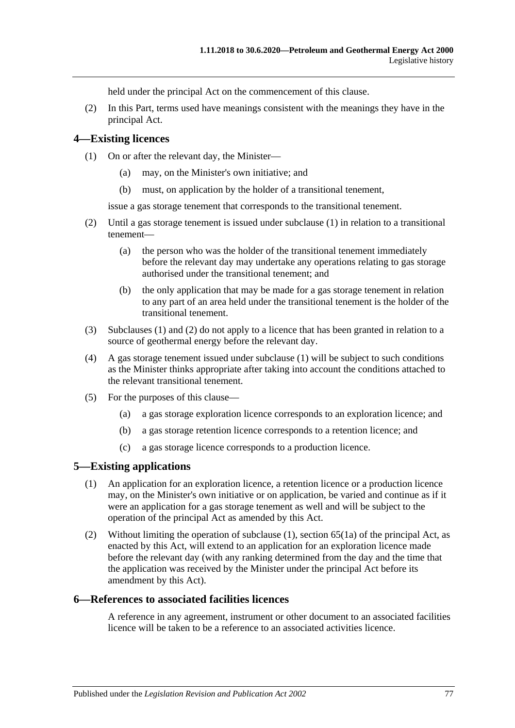held under the principal Act on the commencement of this clause.

(2) In this Part, terms used have meanings consistent with the meanings they have in the principal Act.

## 4—Existing licences

(1) On or after the relevant day, the Minister—

(a) may, on the Minister's own initiative; and

(b) must, on application by the holder of a transitional tenement,

issue a gas storage tenement that corresponds to the transitional tenement.

(2) Until a gas storage tenement is issued under subclause (1) in relation to a transitional tenement—

(a) the person who was the holder of the transitional tenement immediately before the relevant day may undertake any operations relating to gas storage authorised under the transitional tenement; and

(b) the only application that may be made for a gas storage tenement in relation to any part of an area held under the transitional tenement is the holder of the transitional tenement.

(3) Subclauses (1) and (2) do not apply to a licence that has been granted in relation to a source of geothermal energy before the relevant day.

(4) A gas storage tenement issued under subclause (1) will be subject to such conditions as the Minister thinks appropriate after taking into account the conditions attached to the relevant transitional tenement.

(5) For the purposes of this clause—

(a) a gas storage exploration licence corresponds to an exploration licence; and

(b) a gas storage retention licence corresponds to a retention licence; and

(c) a gas storage licence corresponds to a production licence.

## 5—Existing applications

(1) An application for an exploration licence, a retention licence or a production licence may, on the Minister's own initiative or on application, be varied and continue as if it were an application for a gas storage tenement as well and will be subject to the operation of the principal Act as amended by this Act.

(2) Without limiting the operation of subclause (1), section 65(1a) of the principal Act, as enacted by this Act, will extend to an application for an exploration licence made before the relevant day (with any ranking determined from the day and the time that the application was received by the Minister under the principal Act before its amendment by this Act).

## 6—References to associated facilities licences

A reference in any agreement, instrument or other document to an associated facilities licence will be taken to be a reference to an associated activities licence.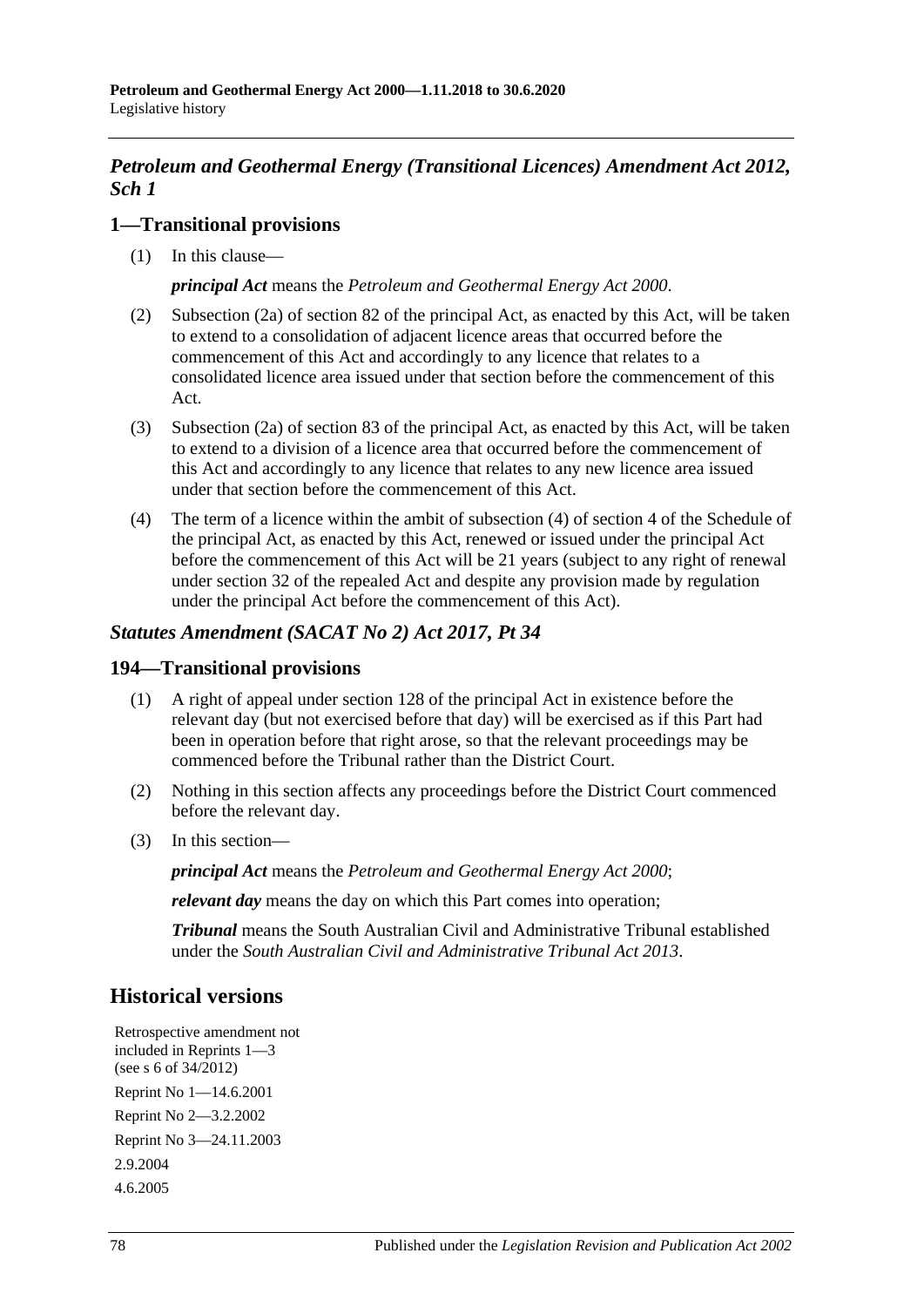## *Petroleum and Geothermal Energy (Transitional Licences) Amendment Act 2012, Sch 1*

### 1—Transitional provisions

(1) In this clause—

***principal Act*** means the *Petroleum and Geothermal Energy Act 2000*.

(2) Subsection (2a) of section 82 of the principal Act, as enacted by this Act, will be taken to extend to a consolidation of adjacent licence areas that occurred before the commencement of this Act and accordingly to any licence that relates to a consolidated licence area issued under that section before the commencement of this Act.

(3) Subsection (2a) of section 83 of the principal Act, as enacted by this Act, will be taken to extend to a division of a licence area that occurred before the commencement of this Act and accordingly to any licence that relates to any new licence area issued under that section before the commencement of this Act.

(4) The term of a licence within the ambit of subsection (4) of section 4 of the Schedule of the principal Act, as enacted by this Act, renewed or issued under the principal Act before the commencement of this Act will be 21 years (subject to any right of renewal under section 32 of the repealed Act and despite any provision made by regulation under the principal Act before the commencement of this Act).

## *Statutes Amendment (SACAT No 2) Act 2017, Pt 34*

### 194—Transitional provisions

(1) A right of appeal under section 128 of the principal Act in existence before the relevant day (but not exercised before that day) will be exercised as if this Part had been in operation before that right arose, so that the relevant proceedings may be commenced before the Tribunal rather than the District Court.

(2) Nothing in this section affects any proceedings before the District Court commenced before the relevant day.

(3) In this section—

***principal Act*** means the *Petroleum and Geothermal Energy Act 2000*;

***relevant day*** means the day on which this Part comes into operation;

***Tribunal*** means the South Australian Civil and Administrative Tribunal established under the *South Australian Civil and Administrative Tribunal Act 2013*.

## Historical versions

Retrospective amendment not included in Reprints 1—3 (see s 6 of 34/2012)

Reprint No 1—14.6.2001

Reprint No 2—3.2.2002

Reprint No 3—24.11.2003

2.9.2004

4.6.2005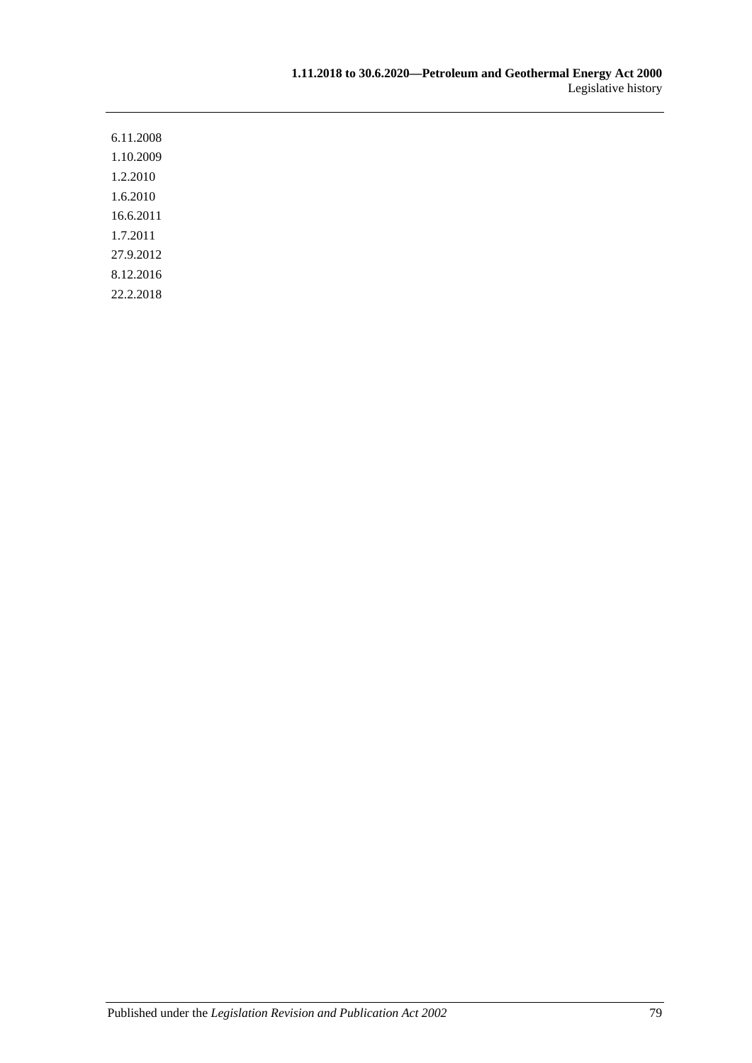6.11.2008

1.10.2009

1.2.2010

1.6.2010

16.6.2011

1.7.2011

27.9.2012

8.12.2016

22.2.2018